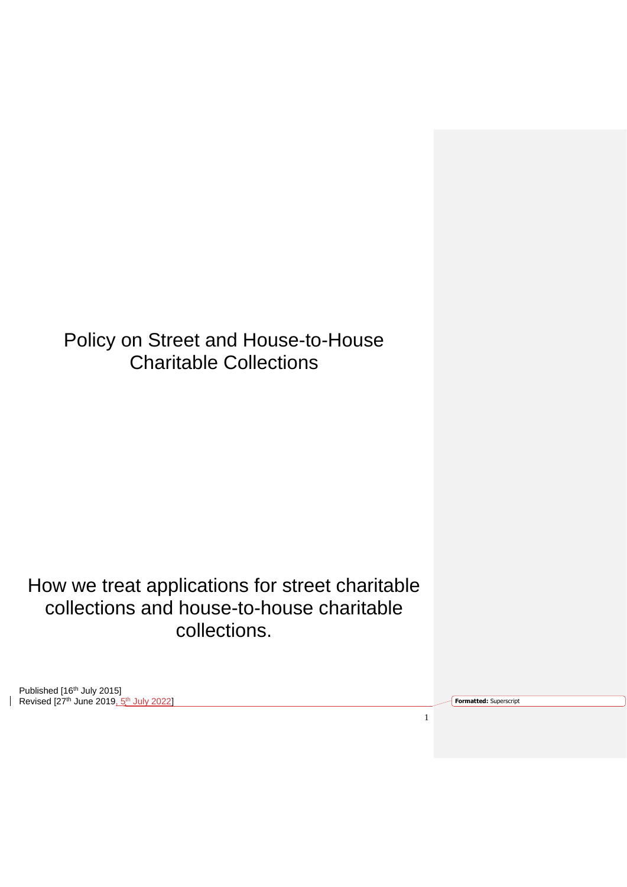# Policy on Street and House-to-House Charitable Collections

## How we treat applications for street charitable collections and house-to-house charitable collections.

Published [16th July 2015]
Revised [27th June 2019, 5th July 2022]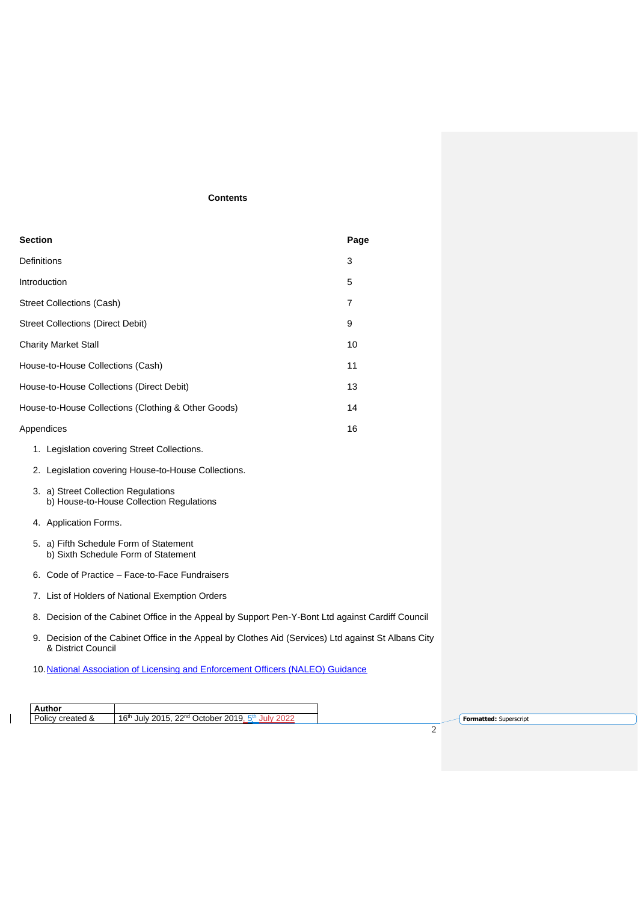**Contents**

| Section | Page |
|---|---|
| Definitions | 3 |
| Introduction | 5 |
| Street Collections (Cash) | 7 |
| Street Collections (Direct Debit) | 9 |
| Charity Market Stall | 10 |
| House-to-House Collections (Cash) | 11 |
| House-to-House Collections (Direct Debit) | 13 |
| House-to-House Collections (Clothing & Other Goods) | 14 |
| Appendices | 16 |

1. Legislation covering Street Collections.
2. Legislation covering House-to-House Collections.
3. a) Street Collection Regulations
   b) House-to-House Collection Regulations
4. Application Forms.
5. a) Fifth Schedule Form of Statement
   b) Sixth Schedule Form of Statement
6. Code of Practice – Face-to-Face Fundraisers
7. List of Holders of National Exemption Orders
8. Decision of the Cabinet Office in the Appeal by Support Pen-Y-Bont Ltd against Cardiff Council
9. Decision of the Cabinet Office in the Appeal by Clothes Aid (Services) Ltd against St Albans City & District Council
10. National Association of Licensing and Enforcement Officers (NALEO) Guidance

| Author | |
|---|---|
| Policy created & | 16th July 2015, 22nd October 2019, 5th July 2022 |

Formatted: Superscript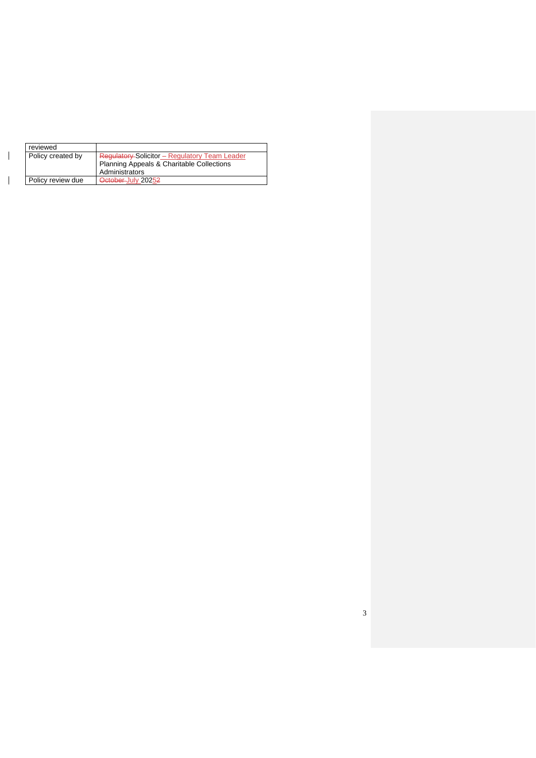| | |
|---|---|
| reviewed | |
| Policy created by | ~~Regulatory~~ Solicitor – Regulatory Team Leader Planning Appeals & Charitable Collections Administrators |
| Policy review due | ~~October~~ July 202~~2~~5 |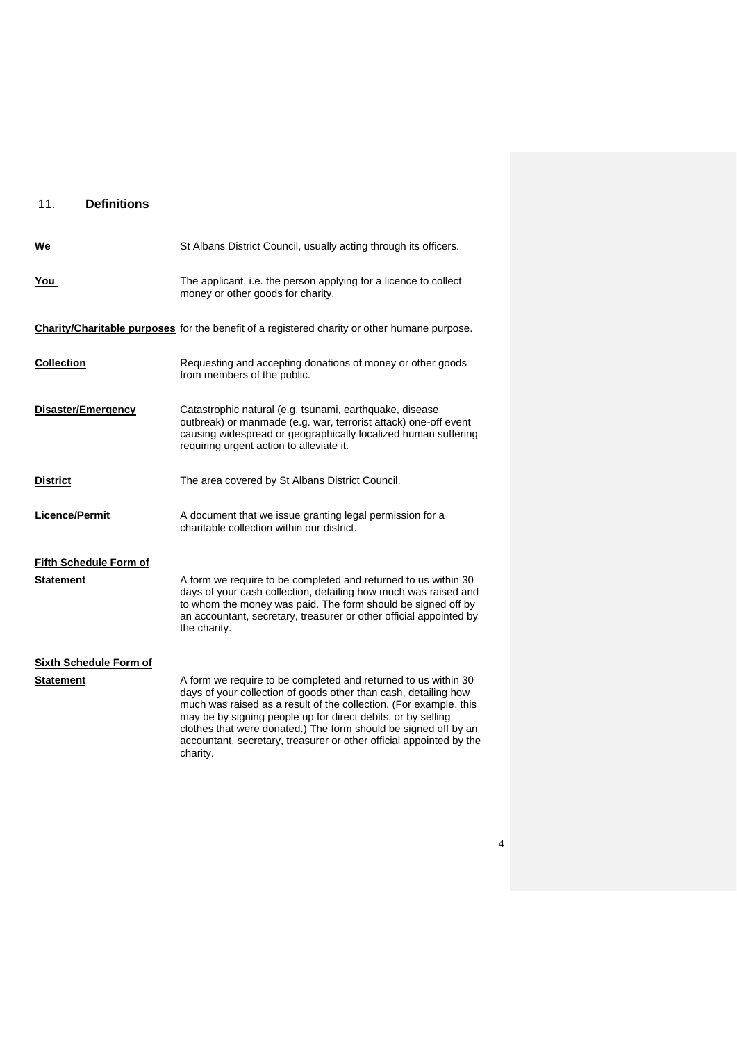## 11. Definitions

**We** St Albans District Council, usually acting through its officers.

**You** The applicant, i.e. the person applying for a licence to collect money or other goods for charity.

**Charity/Charitable purposes** for the benefit of a registered charity or other humane purpose.

**Collection** Requesting and accepting donations of money or other goods from members of the public.

**Disaster/Emergency** Catastrophic natural (e.g. tsunami, earthquake, disease outbreak) or manmade (e.g. war, terrorist attack) one-off event causing widespread or geographically localized human suffering requiring urgent action to alleviate it.

**District** The area covered by St Albans District Council.

**Licence/Permit** A document that we issue granting legal permission for a charitable collection within our district.

**Fifth Schedule Form of Statement** A form we require to be completed and returned to us within 30 days of your cash collection, detailing how much was raised and to whom the money was paid. The form should be signed off by an accountant, secretary, treasurer or other official appointed by the charity.

**Sixth Schedule Form of Statement** A form we require to be completed and returned to us within 30 days of your collection of goods other than cash, detailing how much was raised as a result of the collection. (For example, this may be by signing people up for direct debits, or by selling clothes that were donated.) The form should be signed off by an accountant, secretary, treasurer or other official appointed by the charity.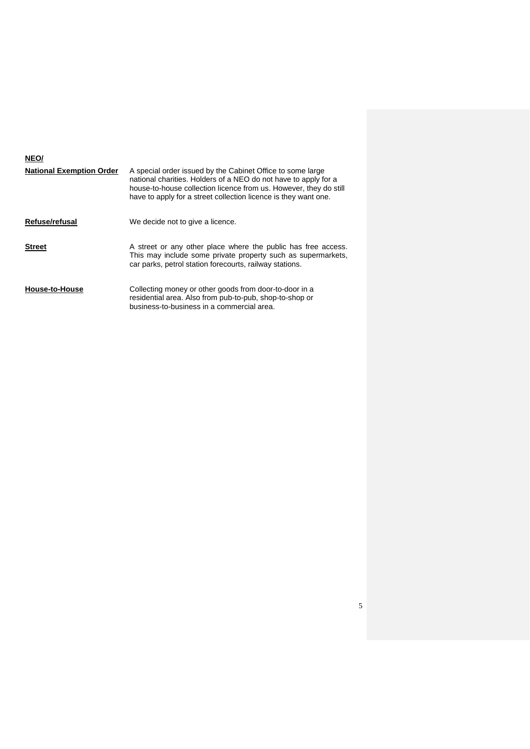| | |
|---|---|
| **NEO/ National Exemption Order** | A special order issued by the Cabinet Office to some large national charities. Holders of a NEO do not have to apply for a house-to-house collection licence from us. However, they do still have to apply for a street collection licence is they want one. |
| **Refuse/refusal** | We decide not to give a licence. |
| **Street** | A street or any other place where the public has free access. This may include some private property such as supermarkets, car parks, petrol station forecourts, railway stations. |
| **House-to-House** | Collecting money or other goods from door-to-door in a residential area. Also from pub-to-pub, shop-to-shop or business-to-business in a commercial area. |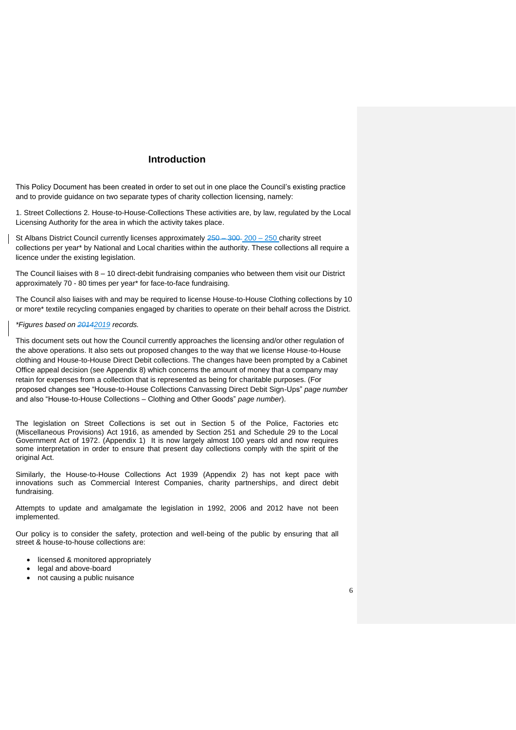## Introduction

This Policy Document has been created in order to set out in one place the Council's existing practice and to provide guidance on two separate types of charity collection licensing, namely:

1. Street Collections 2. House-to-House-Collections These activities are, by law, regulated by the Local Licensing Authority for the area in which the activity takes place.

St Albans District Council currently licenses approximately ~~250 – 300~~ 200 – 250 charity street collections per year* by National and Local charities within the authority. These collections all require a licence under the existing legislation.

The Council liaises with 8 – 10 direct-debit fundraising companies who between them visit our District approximately 70 - 80 times per year* for face-to-face fundraising.

The Council also liaises with and may be required to license House-to-House Clothing collections by 10 or more* textile recycling companies engaged by charities to operate on their behalf across the District.

*\*Figures based on ~~2014~~2019 records.*

This document sets out how the Council currently approaches the licensing and/or other regulation of the above operations. It also sets out proposed changes to the way that we license House-to-House clothing and House-to-House Direct Debit collections. The changes have been prompted by a Cabinet Office appeal decision (see Appendix 8) which concerns the amount of money that a company may retain for expenses from a collection that is represented as being for charitable purposes. (For proposed changes see "House-to-House Collections Canvassing Direct Debit Sign-Ups" *page number* and also "House-to-House Collections – Clothing and Other Goods" *page number*).

The legislation on Street Collections is set out in Section 5 of the Police, Factories etc (Miscellaneous Provisions) Act 1916, as amended by Section 251 and Schedule 29 to the Local Government Act of 1972. (Appendix 1) It is now largely almost 100 years old and now requires some interpretation in order to ensure that present day collections comply with the spirit of the original Act.

Similarly, the House-to-House Collections Act 1939 (Appendix 2) has not kept pace with innovations such as Commercial Interest Companies, charity partnerships, and direct debit fundraising.

Attempts to update and amalgamate the legislation in 1992, 2006 and 2012 have not been implemented.

Our policy is to consider the safety, protection and well-being of the public by ensuring that all street & house-to-house collections are:

- licensed & monitored appropriately
- legal and above-board
- not causing a public nuisance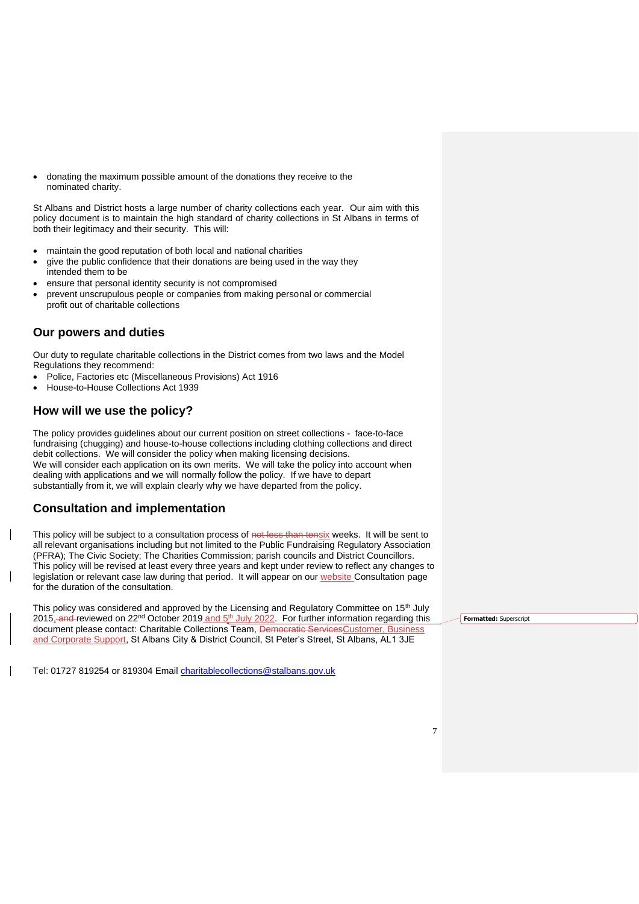- donating the maximum possible amount of the donations they receive to the nominated charity.

St Albans and District hosts a large number of charity collections each year. Our aim with this policy document is to maintain the high standard of charity collections in St Albans in terms of both their legitimacy and their security. This will:

- maintain the good reputation of both local and national charities
- give the public confidence that their donations are being used in the way they intended them to be
- ensure that personal identity security is not compromised
- prevent unscrupulous people or companies from making personal or commercial profit out of charitable collections

## Our powers and duties

Our duty to regulate charitable collections in the District comes from two laws and the Model Regulations they recommend:

- Police, Factories etc (Miscellaneous Provisions) Act 1916
- House-to-House Collections Act 1939

## How will we use the policy?

The policy provides guidelines about our current position on street collections - face-to-face fundraising (chugging) and house-to-house collections including clothing collections and direct debit collections. We will consider the policy when making licensing decisions.
We will consider each application on its own merits. We will take the policy into account when dealing with applications and we will normally follow the policy. If we have to depart substantially from it, we will explain clearly why we have departed from the policy.

## Consultation and implementation

This policy will be subject to a consultation process of ~~not less than ten~~six weeks. It will be sent to all relevant organisations including but not limited to the Public Fundraising Regulatory Association (PFRA); The Civic Society; The Charities Commission; parish councils and District Councillors. This policy will be revised at least every three years and kept under review to reflect any changes to legislation or relevant case law during that period. It will appear on our website Consultation page for the duration of the consultation.

This policy was considered and approved by the Licensing and Regulatory Committee on 15th July 2015, ~~and~~ reviewed on 22nd October 2019 and 5th July 2022. For further information regarding this document please contact: Charitable Collections Team, ~~Democratic Services~~Customer, Business and Corporate Support, St Albans City & District Council, St Peter's Street, St Albans, AL1 3JE

Tel: 01727 819254 or 819304 Email charitablecollections@stalbans.gov.uk

Formatted: Superscript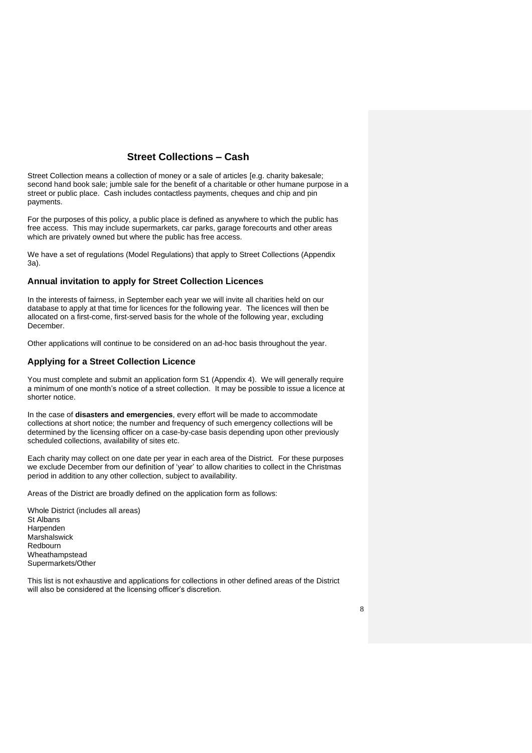# Street Collections – Cash

Street Collection means a collection of money or a sale of articles [e.g. charity bakesale; second hand book sale; jumble sale for the benefit of a charitable or other humane purpose in a street or public place. Cash includes contactless payments, cheques and chip and pin payments.

For the purposes of this policy, a public place is defined as anywhere to which the public has free access. This may include supermarkets, car parks, garage forecourts and other areas which are privately owned but where the public has free access.

We have a set of regulations (Model Regulations) that apply to Street Collections (Appendix 3a).

## Annual invitation to apply for Street Collection Licences

In the interests of fairness, in September each year we will invite all charities held on our database to apply at that time for licences for the following year. The licences will then be allocated on a first-come, first-served basis for the whole of the following year, excluding December.

Other applications will continue to be considered on an ad-hoc basis throughout the year.

## Applying for a Street Collection Licence

You must complete and submit an application form S1 (Appendix 4). We will generally require a minimum of one month's notice of a street collection. It may be possible to issue a licence at shorter notice.

In the case of **disasters and emergencies**, every effort will be made to accommodate collections at short notice; the number and frequency of such emergency collections will be determined by the licensing officer on a case-by-case basis depending upon other previously scheduled collections, availability of sites etc.

Each charity may collect on one date per year in each area of the District. For these purposes we exclude December from our definition of 'year' to allow charities to collect in the Christmas period in addition to any other collection, subject to availability.

Areas of the District are broadly defined on the application form as follows:

Whole District (includes all areas)
St Albans
Harpenden
Marshalswick
Redbourn
Wheathampstead
Supermarkets/Other

This list is not exhaustive and applications for collections in other defined areas of the District will also be considered at the licensing officer's discretion.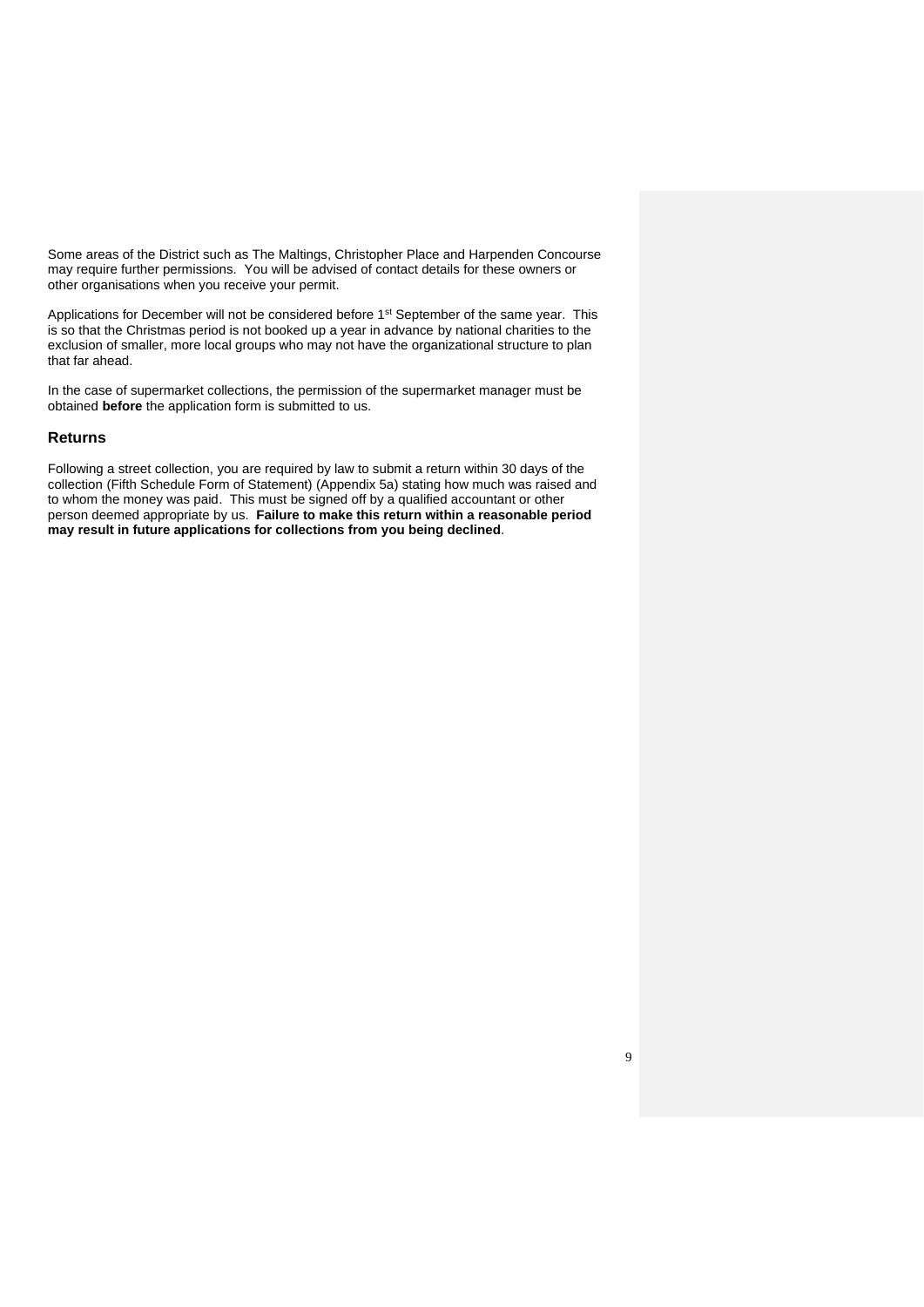Some areas of the District such as The Maltings, Christopher Place and Harpenden Concourse may require further permissions. You will be advised of contact details for these owners or other organisations when you receive your permit.

Applications for December will not be considered before 1st September of the same year. This is so that the Christmas period is not booked up a year in advance by national charities to the exclusion of smaller, more local groups who may not have the organizational structure to plan that far ahead.

In the case of supermarket collections, the permission of the supermarket manager must be obtained **before** the application form is submitted to us.

## Returns

Following a street collection, you are required by law to submit a return within 30 days of the collection (Fifth Schedule Form of Statement) (Appendix 5a) stating how much was raised and to whom the money was paid. This must be signed off by a qualified accountant or other person deemed appropriate by us. **Failure to make this return within a reasonable period may result in future applications for collections from you being declined**.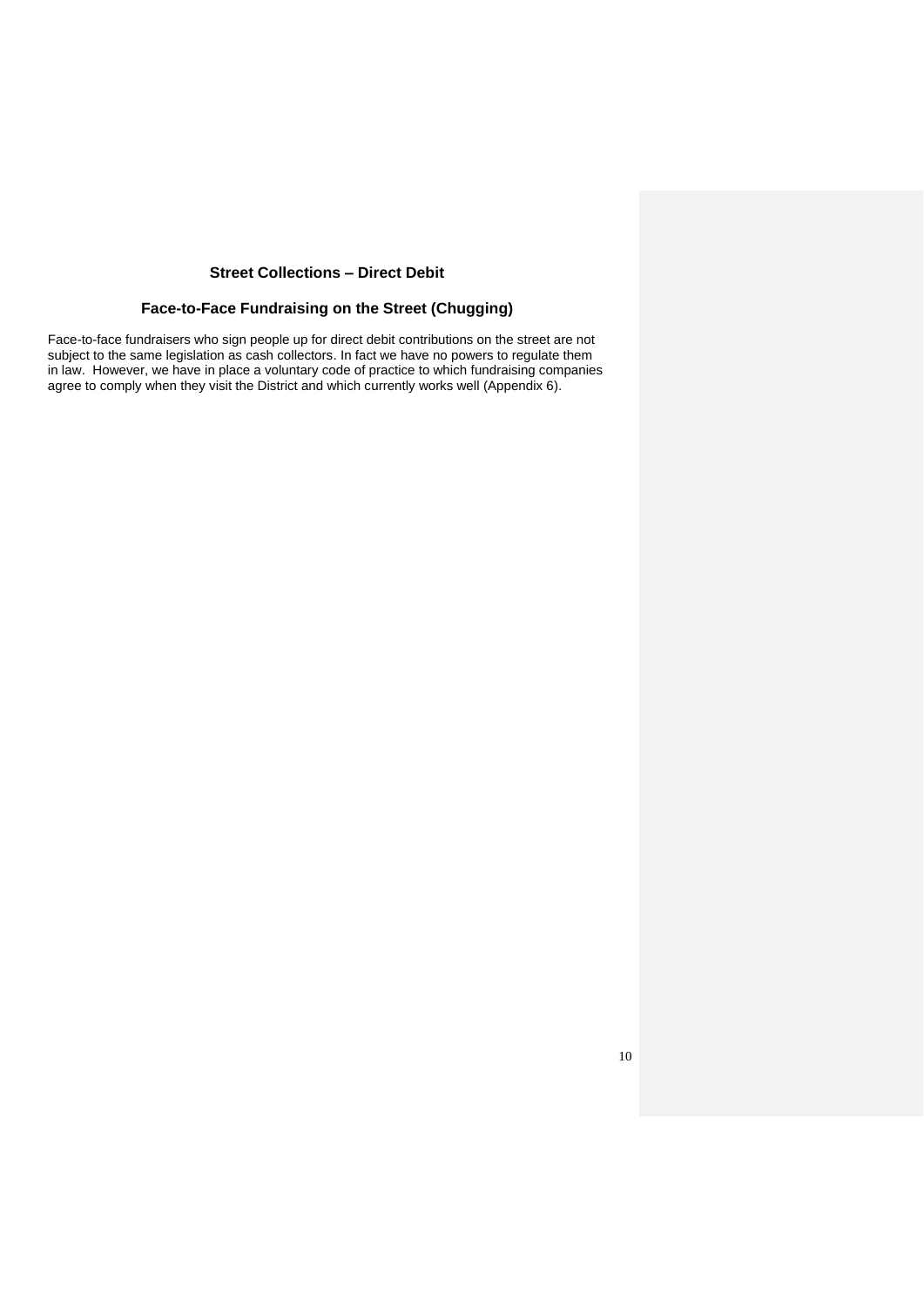## Street Collections – Direct Debit

### Face-to-Face Fundraising on the Street (Chugging)

Face-to-face fundraisers who sign people up for direct debit contributions on the street are not subject to the same legislation as cash collectors. In fact we have no powers to regulate them in law. However, we have in place a voluntary code of practice to which fundraising companies agree to comply when they visit the District and which currently works well (Appendix 6).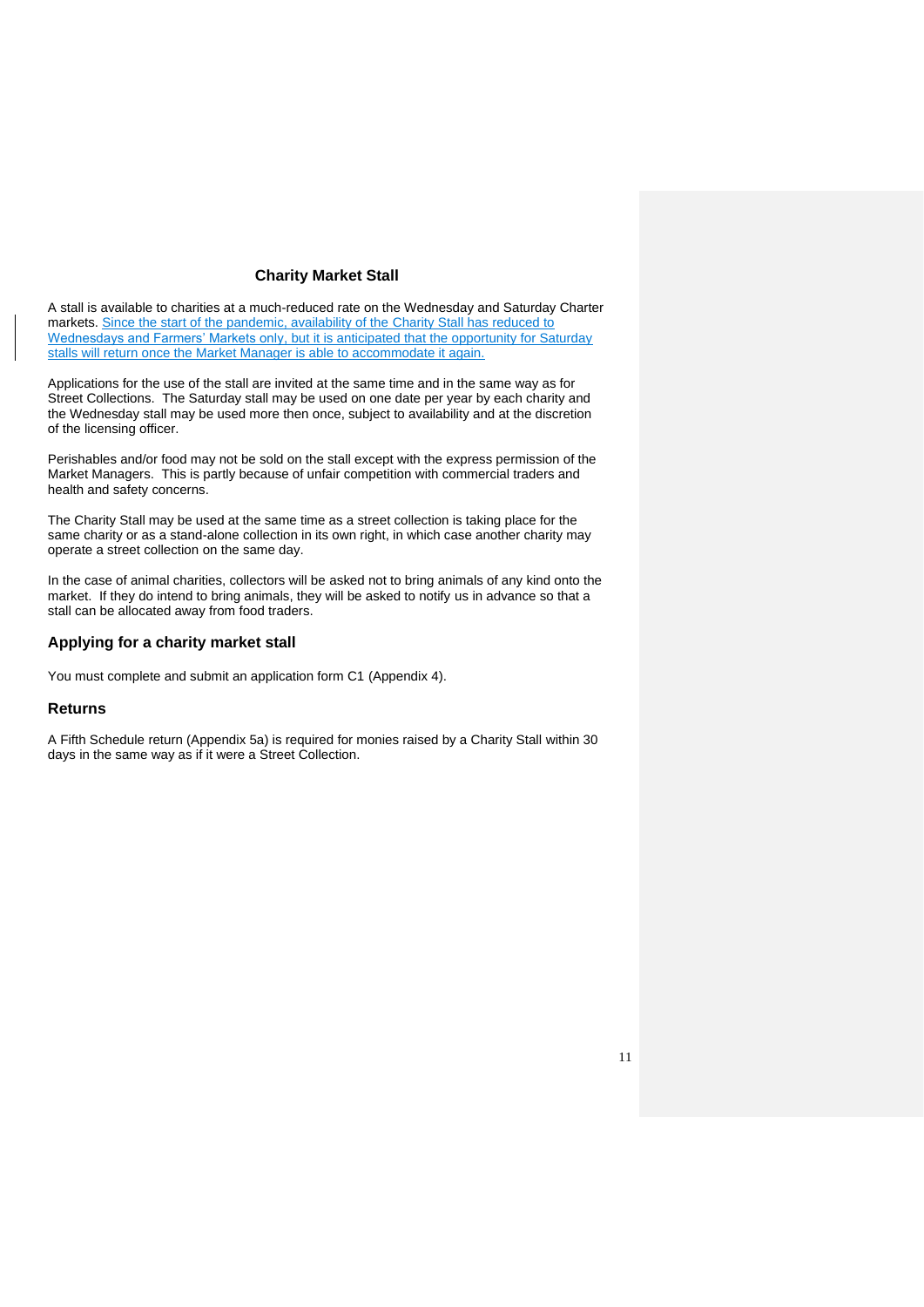### Charity Market Stall

A stall is available to charities at a much-reduced rate on the Wednesday and Saturday Charter markets. Since the start of the pandemic, availability of the Charity Stall has reduced to Wednesdays and Farmers' Markets only, but it is anticipated that the opportunity for Saturday stalls will return once the Market Manager is able to accommodate it again.

Applications for the use of the stall are invited at the same time and in the same way as for Street Collections. The Saturday stall may be used on one date per year by each charity and the Wednesday stall may be used more then once, subject to availability and at the discretion of the licensing officer.

Perishables and/or food may not be sold on the stall except with the express permission of the Market Managers. This is partly because of unfair competition with commercial traders and health and safety concerns.

The Charity Stall may be used at the same time as a street collection is taking place for the same charity or as a stand-alone collection in its own right, in which case another charity may operate a street collection on the same day.

In the case of animal charities, collectors will be asked not to bring animals of any kind onto the market. If they do intend to bring animals, they will be asked to notify us in advance so that a stall can be allocated away from food traders.

## Applying for a charity market stall

You must complete and submit an application form C1 (Appendix 4).

## Returns

A Fifth Schedule return (Appendix 5a) is required for monies raised by a Charity Stall within 30 days in the same way as if it were a Street Collection.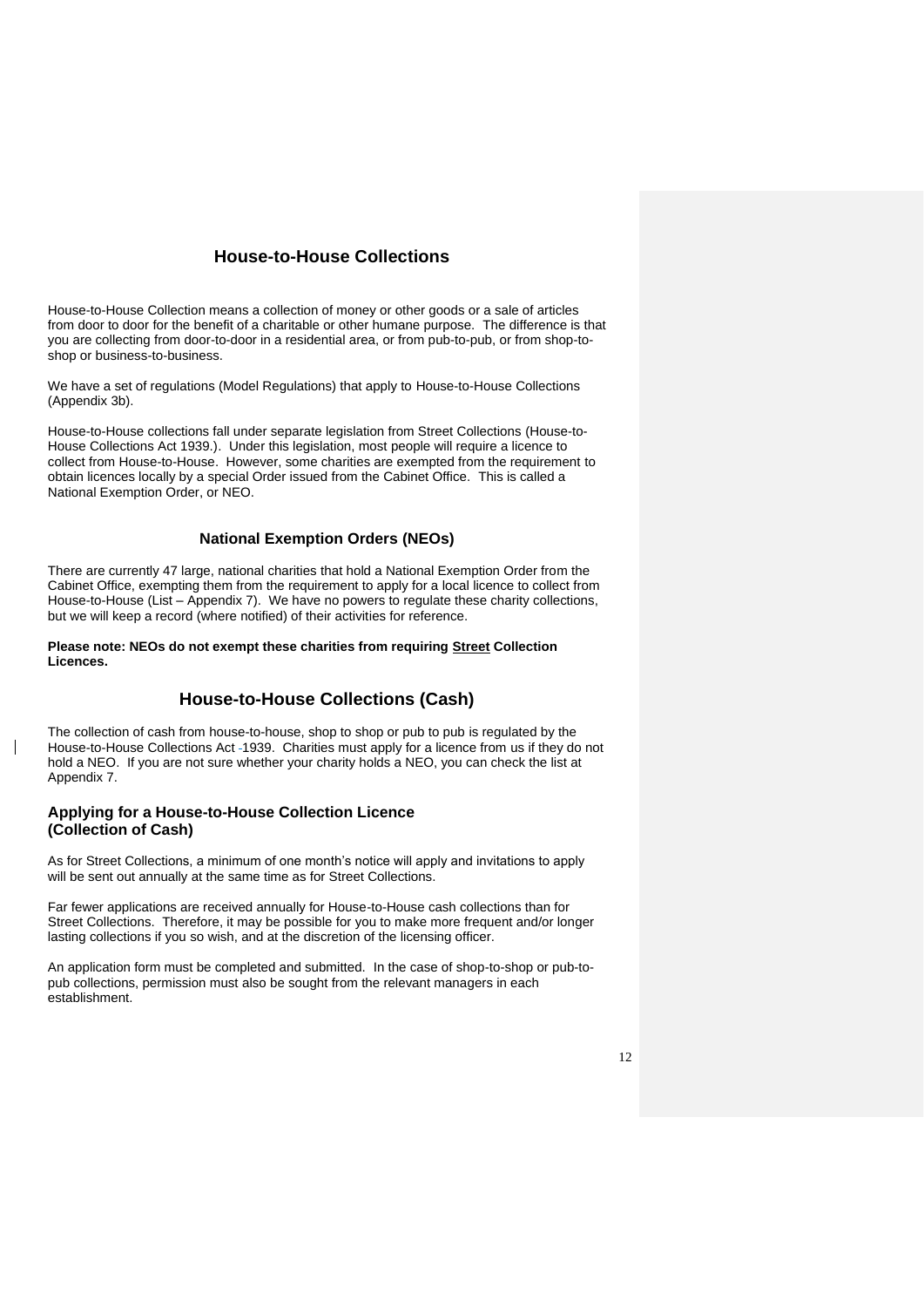# House-to-House Collections

House-to-House Collection means a collection of money or other goods or a sale of articles from door to door for the benefit of a charitable or other humane purpose. The difference is that you are collecting from door-to-door in a residential area, or from pub-to-pub, or from shop-to-shop or business-to-business.

We have a set of regulations (Model Regulations) that apply to House-to-House Collections (Appendix 3b).

House-to-House collections fall under separate legislation from Street Collections (House-to-House Collections Act 1939.). Under this legislation, most people will require a licence to collect from House-to-House. However, some charities are exempted from the requirement to obtain licences locally by a special Order issued from the Cabinet Office. This is called a National Exemption Order, or NEO.

## National Exemption Orders (NEOs)

There are currently 47 large, national charities that hold a National Exemption Order from the Cabinet Office, exempting them from the requirement to apply for a local licence to collect from House-to-House (List – Appendix 7). We have no powers to regulate these charity collections, but we will keep a record (where notified) of their activities for reference.

**Please note: NEOs do not exempt these charities from requiring Street Collection Licences.**

# House-to-House Collections (Cash)

The collection of cash from house-to-house, shop to shop or pub to pub is regulated by the House-to-House Collections Act 1939. Charities must apply for a licence from us if they do not hold a NEO. If you are not sure whether your charity holds a NEO, you can check the list at Appendix 7.

### Applying for a House-to-House Collection Licence (Collection of Cash)

As for Street Collections, a minimum of one month's notice will apply and invitations to apply will be sent out annually at the same time as for Street Collections.

Far fewer applications are received annually for House-to-House cash collections than for Street Collections. Therefore, it may be possible for you to make more frequent and/or longer lasting collections if you so wish, and at the discretion of the licensing officer.

An application form must be completed and submitted. In the case of shop-to-shop or pub-to-pub collections, permission must also be sought from the relevant managers in each establishment.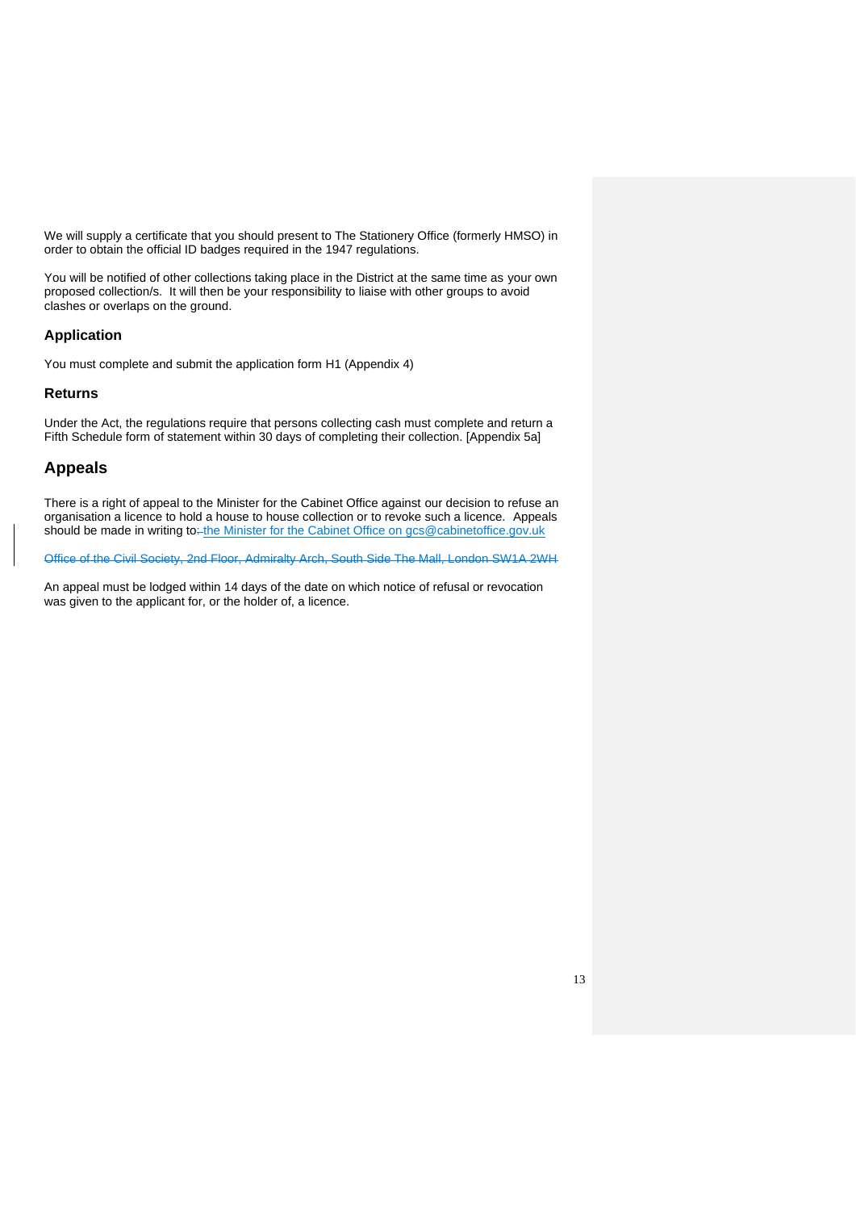We will supply a certificate that you should present to The Stationery Office (formerly HMSO) in order to obtain the official ID badges required in the 1947 regulations.

You will be notified of other collections taking place in the District at the same time as your own proposed collection/s. It will then be your responsibility to liaise with other groups to avoid clashes or overlaps on the ground.

### Application

You must complete and submit the application form H1 (Appendix 4)

### Returns

Under the Act, the regulations require that persons collecting cash must complete and return a Fifth Schedule form of statement within 30 days of completing their collection. [Appendix 5a]

## Appeals

There is a right of appeal to the Minister for the Cabinet Office against our decision to refuse an organisation a licence to hold a house to house collection or to revoke such a licence. Appeals should be made in writing to: the Minister for the Cabinet Office on gcs@cabinetoffice.gov.uk

~~Office of the Civil Society, 2nd Floor, Admiralty Arch, South Side The Mall, London SW1A 2WH~~

An appeal must be lodged within 14 days of the date on which notice of refusal or revocation was given to the applicant for, or the holder of, a licence.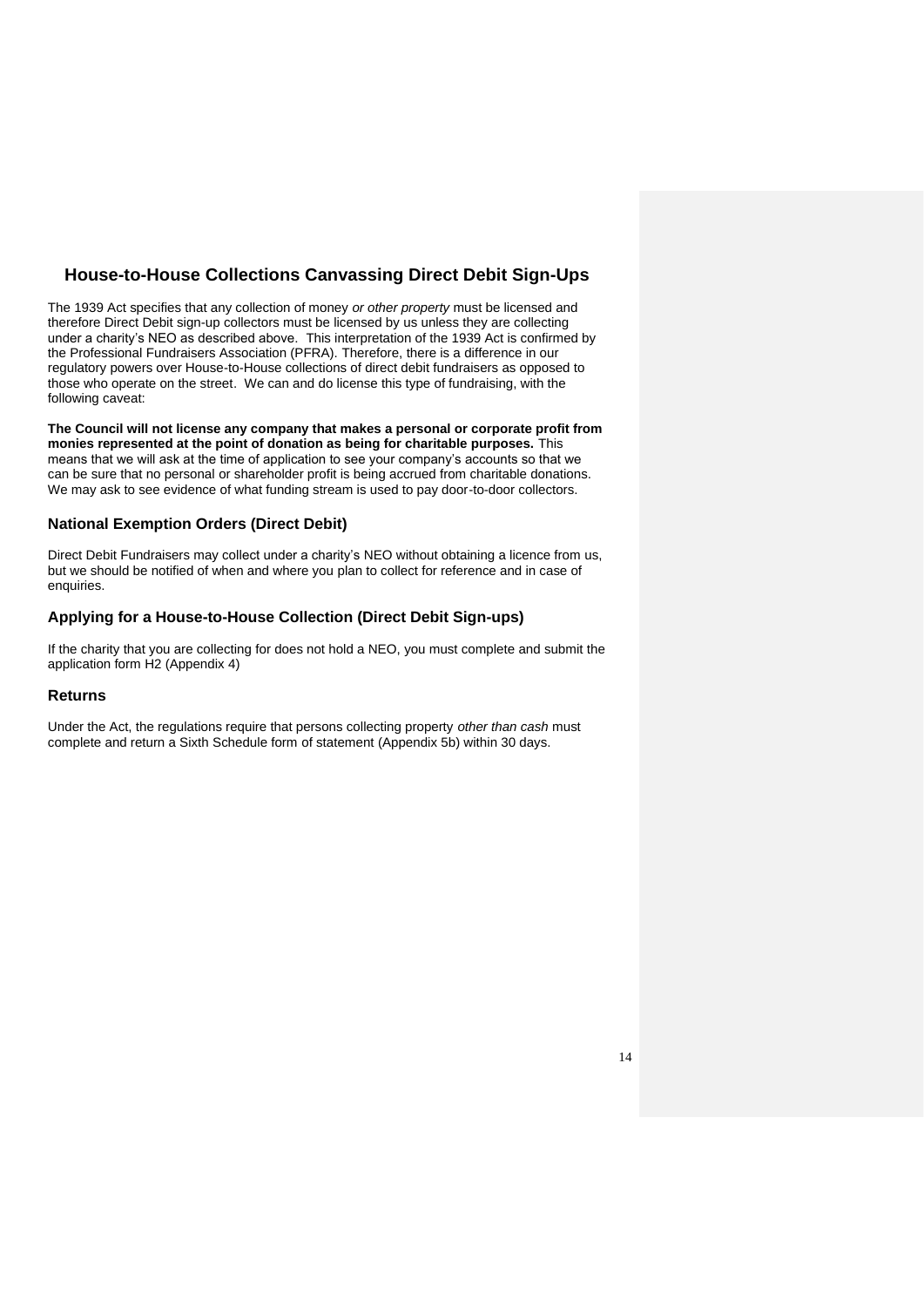## House-to-House Collections Canvassing Direct Debit Sign-Ups

The 1939 Act specifies that any collection of money *or other property* must be licensed and therefore Direct Debit sign-up collectors must be licensed by us unless they are collecting under a charity's NEO as described above. This interpretation of the 1939 Act is confirmed by the Professional Fundraisers Association (PFRA). Therefore, there is a difference in our regulatory powers over House-to-House collections of direct debit fundraisers as opposed to those who operate on the street. We can and do license this type of fundraising, with the following caveat:

**The Council will not license any company that makes a personal or corporate profit from monies represented at the point of donation as being for charitable purposes.** This means that we will ask at the time of application to see your company's accounts so that we can be sure that no personal or shareholder profit is being accrued from charitable donations. We may ask to see evidence of what funding stream is used to pay door-to-door collectors.

### National Exemption Orders (Direct Debit)

Direct Debit Fundraisers may collect under a charity's NEO without obtaining a licence from us, but we should be notified of when and where you plan to collect for reference and in case of enquiries.

### Applying for a House-to-House Collection (Direct Debit Sign-ups)

If the charity that you are collecting for does not hold a NEO, you must complete and submit the application form H2 (Appendix 4)

### Returns

Under the Act, the regulations require that persons collecting property *other than cash* must complete and return a Sixth Schedule form of statement (Appendix 5b) within 30 days.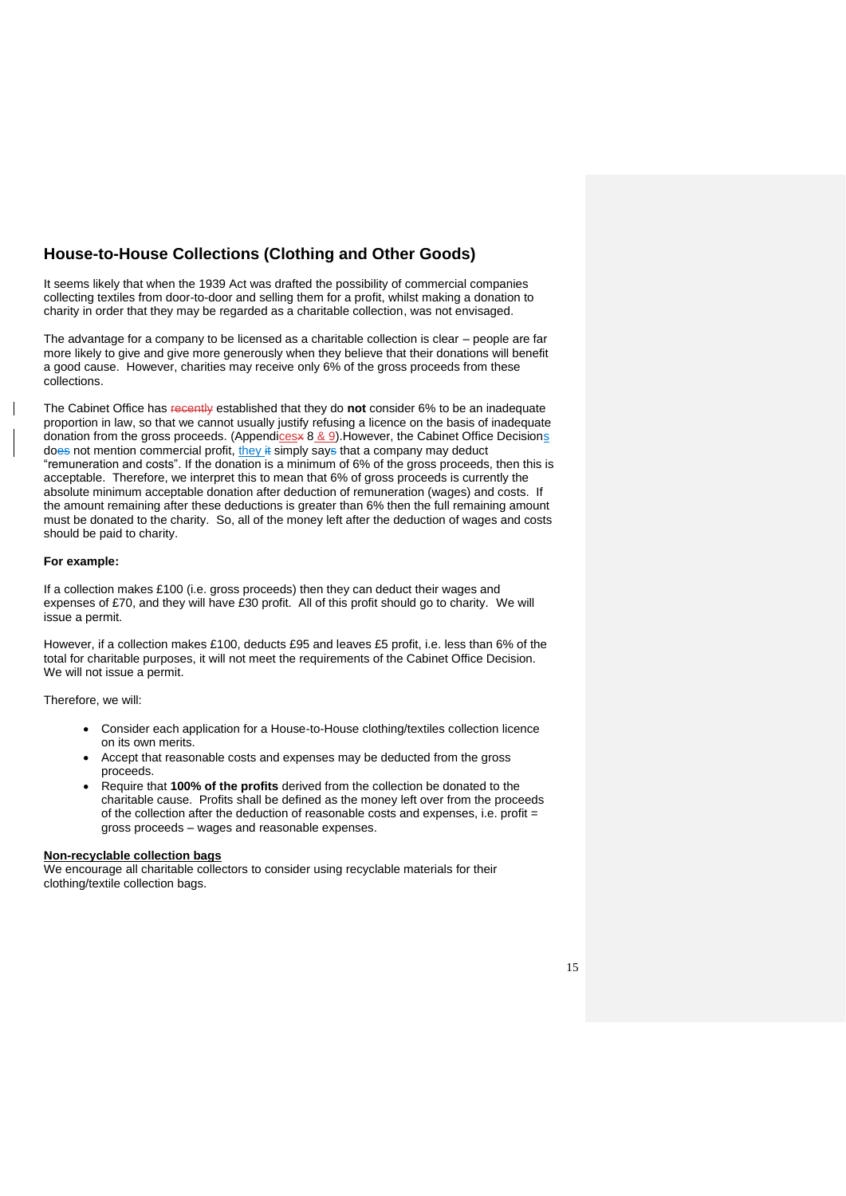## House-to-House Collections (Clothing and Other Goods)

It seems likely that when the 1939 Act was drafted the possibility of commercial companies collecting textiles from door-to-door and selling them for a profit, whilst making a donation to charity in order that they may be regarded as a charitable collection, was not envisaged.

The advantage for a company to be licensed as a charitable collection is clear – people are far more likely to give and give more generously when they believe that their donations will benefit a good cause. However, charities may receive only 6% of the gross proceeds from these collections.

The Cabinet Office has established that they do **not** consider 6% to be an inadequate proportion in law, so that we cannot usually justify refusing a licence on the basis of inadequate donation from the gross proceeds. (Appendices 8 & 9).However, the Cabinet Office Decisions do not mention commercial profit, they simply say that a company may deduct "remuneration and costs". If the donation is a minimum of 6% of the gross proceeds, then this is acceptable. Therefore, we interpret this to mean that 6% of gross proceeds is currently the absolute minimum acceptable donation after deduction of remuneration (wages) and costs. If the amount remaining after these deductions is greater than 6% then the full remaining amount must be donated to the charity. So, all of the money left after the deduction of wages and costs should be paid to charity.

**For example:**

If a collection makes £100 (i.e. gross proceeds) then they can deduct their wages and expenses of £70, and they will have £30 profit. All of this profit should go to charity. We will issue a permit.

However, if a collection makes £100, deducts £95 and leaves £5 profit, i.e. less than 6% of the total for charitable purposes, it will not meet the requirements of the Cabinet Office Decision. We will not issue a permit.

Therefore, we will:

- Consider each application for a House-to-House clothing/textiles collection licence on its own merits.
- Accept that reasonable costs and expenses may be deducted from the gross proceeds.
- Require that **100% of the profits** derived from the collection be donated to the charitable cause. Profits shall be defined as the money left over from the proceeds of the collection after the deduction of reasonable costs and expenses, i.e. profit = gross proceeds – wages and reasonable expenses.

**Non-recyclable collection bags**

We encourage all charitable collectors to consider using recyclable materials for their clothing/textile collection bags.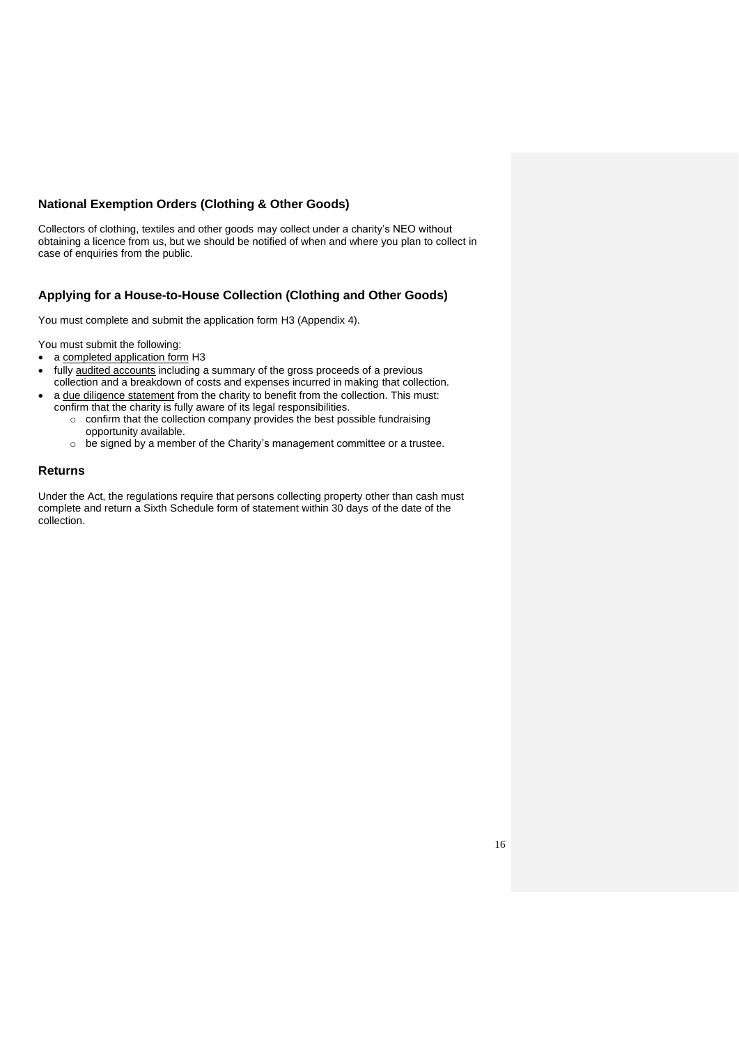## National Exemption Orders (Clothing & Other Goods)

Collectors of clothing, textiles and other goods may collect under a charity's NEO without obtaining a licence from us, but we should be notified of when and where you plan to collect in case of enquiries from the public.

## Applying for a House-to-House Collection (Clothing and Other Goods)

You must complete and submit the application form H3 (Appendix 4).

You must submit the following:

- a completed application form H3
- fully audited accounts including a summary of the gross proceeds of a previous collection and a breakdown of costs and expenses incurred in making that collection.
- a due diligence statement from the charity to benefit from the collection. This must: confirm that the charity is fully aware of its legal responsibilities.
    - confirm that the collection company provides the best possible fundraising opportunity available.
    - be signed by a member of the Charity's management committee or a trustee.

## Returns

Under the Act, the regulations require that persons collecting property other than cash must complete and return a Sixth Schedule form of statement within 30 days of the date of the collection.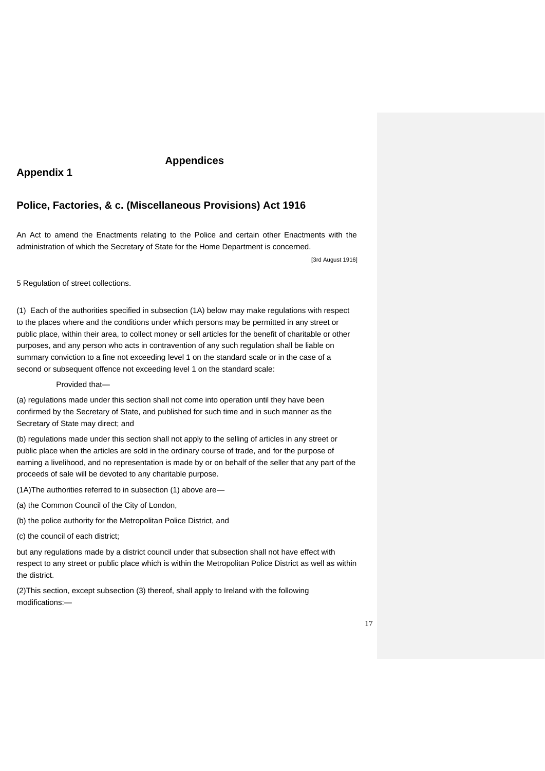# Appendices

## Appendix 1

## Police, Factories, & c. (Miscellaneous Provisions) Act 1916

An Act to amend the Enactments relating to the Police and certain other Enactments with the administration of which the Secretary of State for the Home Department is concerned.

[3rd August 1916]

5 Regulation of street collections.

(1) Each of the authorities specified in subsection (1A) below may make regulations with respect to the places where and the conditions under which persons may be permitted in any street or public place, within their area, to collect money or sell articles for the benefit of charitable or other purposes, and any person who acts in contravention of any such regulation shall be liable on summary conviction to a fine not exceeding level 1 on the standard scale or in the case of a second or subsequent offence not exceeding level 1 on the standard scale:

Provided that—

(a) regulations made under this section shall not come into operation until they have been confirmed by the Secretary of State, and published for such time and in such manner as the Secretary of State may direct; and

(b) regulations made under this section shall not apply to the selling of articles in any street or public place when the articles are sold in the ordinary course of trade, and for the purpose of earning a livelihood, and no representation is made by or on behalf of the seller that any part of the proceeds of sale will be devoted to any charitable purpose.

(1A)The authorities referred to in subsection (1) above are—

(a) the Common Council of the City of London,

(b) the police authority for the Metropolitan Police District, and

(c) the council of each district;

but any regulations made by a district council under that subsection shall not have effect with respect to any street or public place which is within the Metropolitan Police District as well as within the district.

(2)This section, except subsection (3) thereof, shall apply to Ireland with the following modifications:—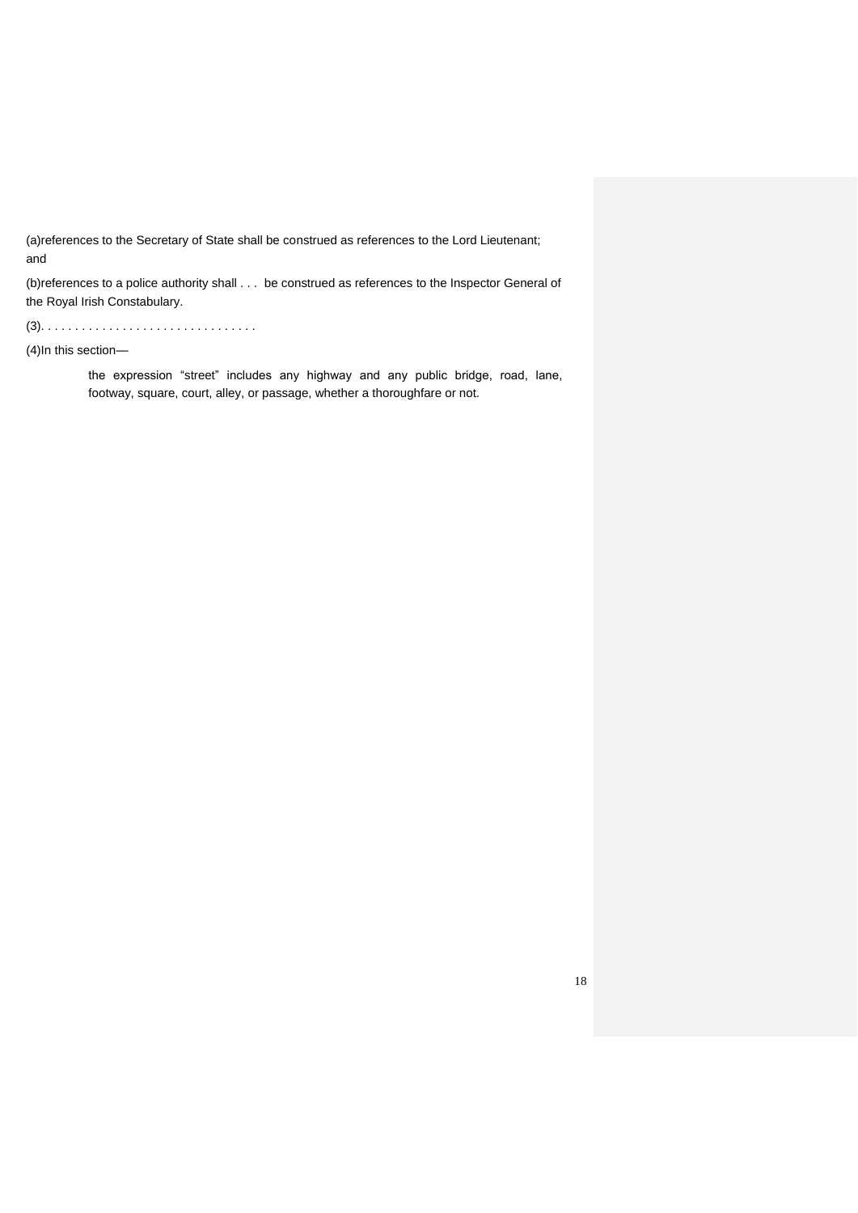(a)references to the Secretary of State shall be construed as references to the Lord Lieutenant; and

(b)references to a police authority shall . . . be construed as references to the Inspector General of the Royal Irish Constabulary.

(3). . . . . . . . . . . . . . . . . . . . . . . . . . . . . . . .

(4)In this section—

> the expression “street” includes any highway and any public bridge, road, lane, footway, square, court, alley, or passage, whether a thoroughfare or not.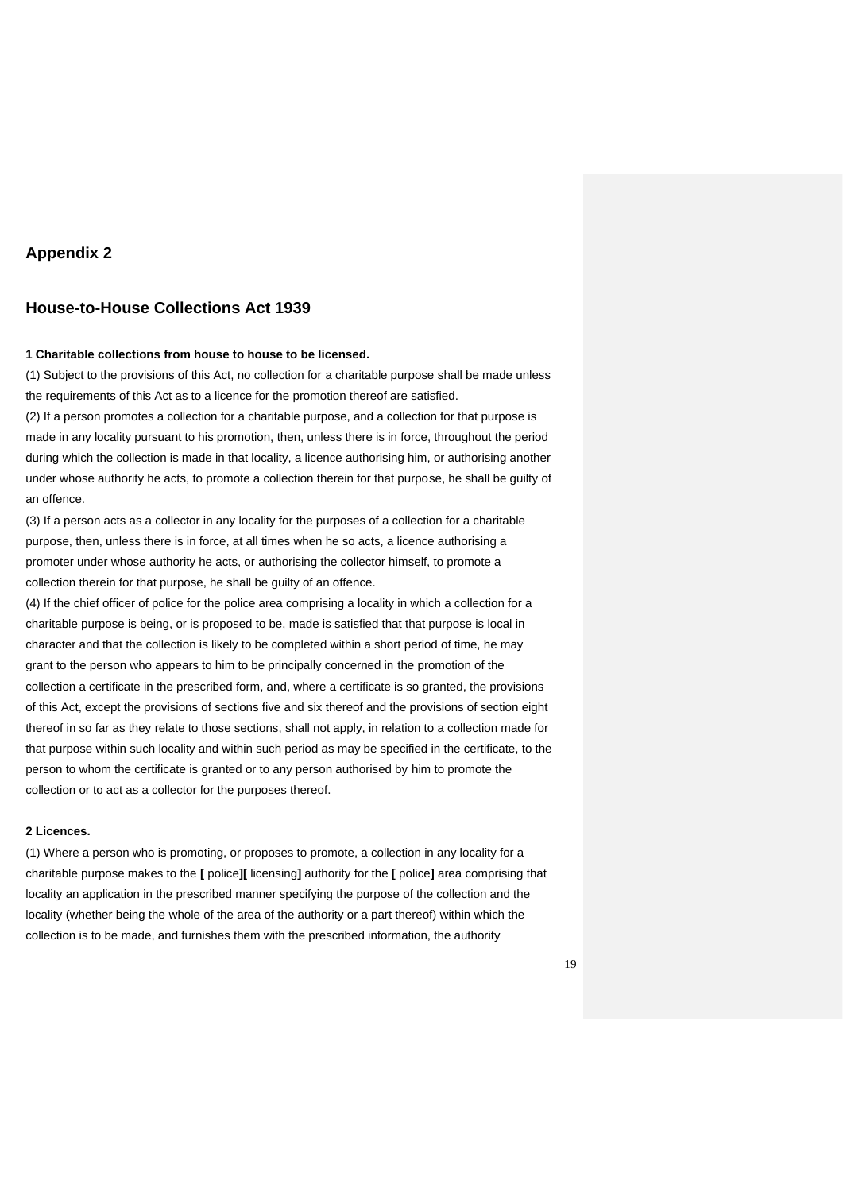## Appendix 2

## House-to-House Collections Act 1939

**1 Charitable collections from house to house to be licensed.**

(1) Subject to the provisions of this Act, no collection for a charitable purpose shall be made unless the requirements of this Act as to a licence for the promotion thereof are satisfied.

(2) If a person promotes a collection for a charitable purpose, and a collection for that purpose is made in any locality pursuant to his promotion, then, unless there is in force, throughout the period during which the collection is made in that locality, a licence authorising him, or authorising another under whose authority he acts, to promote a collection therein for that purpose, he shall be guilty of an offence.

(3) If a person acts as a collector in any locality for the purposes of a collection for a charitable purpose, then, unless there is in force, at all times when he so acts, a licence authorising a promoter under whose authority he acts, or authorising the collector himself, to promote a collection therein for that purpose, he shall be guilty of an offence.

(4) If the chief officer of police for the police area comprising a locality in which a collection for a charitable purpose is being, or is proposed to be, made is satisfied that that purpose is local in character and that the collection is likely to be completed within a short period of time, he may grant to the person who appears to him to be principally concerned in the promotion of the collection a certificate in the prescribed form, and, where a certificate is so granted, the provisions of this Act, except the provisions of sections five and six thereof and the provisions of section eight thereof in so far as they relate to those sections, shall not apply, in relation to a collection made for that purpose within such locality and within such period as may be specified in the certificate, to the person to whom the certificate is granted or to any person authorised by him to promote the collection or to act as a collector for the purposes thereof.

**2 Licences.**

(1) Where a person who is promoting, or proposes to promote, a collection in any locality for a charitable purpose makes to the **[** police**][** licensing**]** authority for the **[** police**]** area comprising that locality an application in the prescribed manner specifying the purpose of the collection and the locality (whether being the whole of the area of the authority or a part thereof) within which the collection is to be made, and furnishes them with the prescribed information, the authority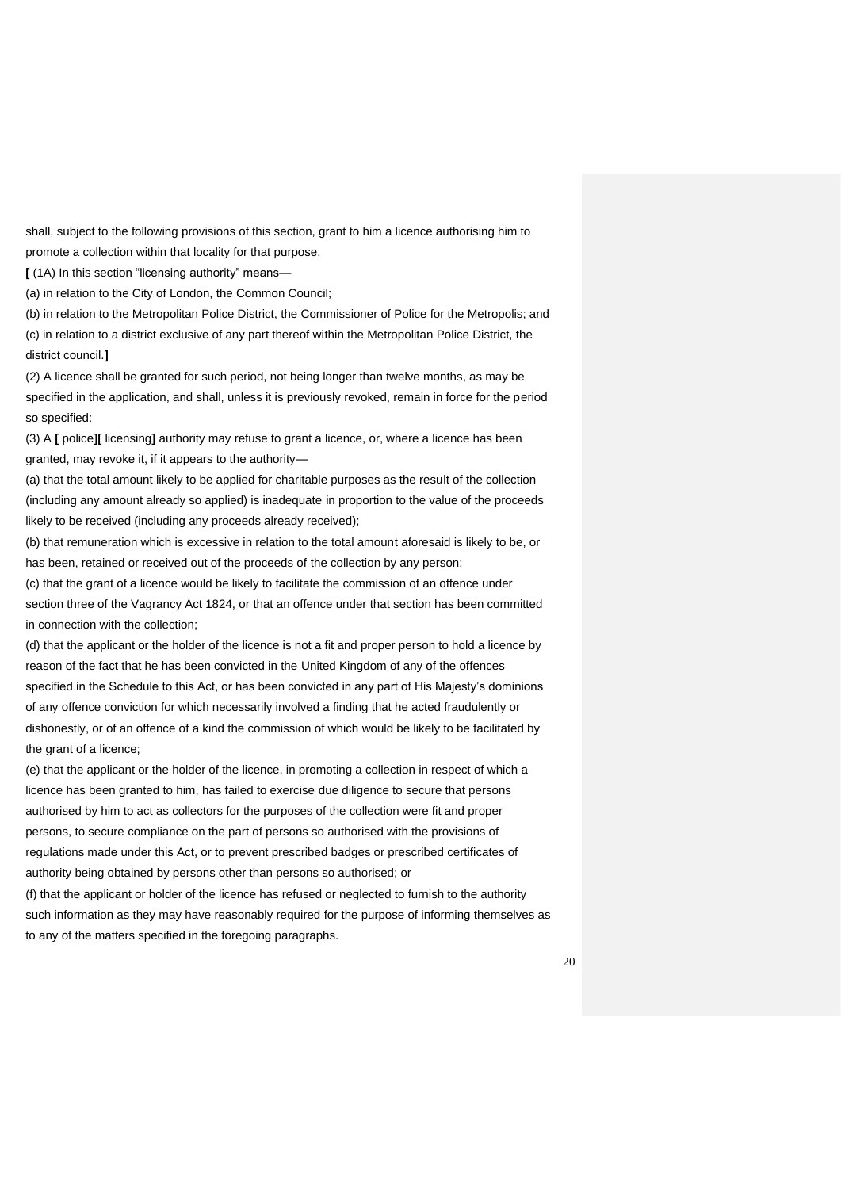shall, subject to the following provisions of this section, grant to him a licence authorising him to promote a collection within that locality for that purpose.

**[** (1A) In this section "licensing authority" means—

(a) in relation to the City of London, the Common Council;

(b) in relation to the Metropolitan Police District, the Commissioner of Police for the Metropolis; and

(c) in relation to a district exclusive of any part thereof within the Metropolitan Police District, the district council.**]**

(2) A licence shall be granted for such period, not being longer than twelve months, as may be specified in the application, and shall, unless it is previously revoked, remain in force for the period so specified:

(3) A **[** police**][** licensing**]** authority may refuse to grant a licence, or, where a licence has been granted, may revoke it, if it appears to the authority—

(a) that the total amount likely to be applied for charitable purposes as the result of the collection (including any amount already so applied) is inadequate in proportion to the value of the proceeds likely to be received (including any proceeds already received);

(b) that remuneration which is excessive in relation to the total amount aforesaid is likely to be, or has been, retained or received out of the proceeds of the collection by any person;

(c) that the grant of a licence would be likely to facilitate the commission of an offence under section three of the Vagrancy Act 1824, or that an offence under that section has been committed in connection with the collection;

(d) that the applicant or the holder of the licence is not a fit and proper person to hold a licence by reason of the fact that he has been convicted in the United Kingdom of any of the offences specified in the Schedule to this Act, or has been convicted in any part of His Majesty's dominions of any offence conviction for which necessarily involved a finding that he acted fraudulently or dishonestly, or of an offence of a kind the commission of which would be likely to be facilitated by the grant of a licence;

(e) that the applicant or the holder of the licence, in promoting a collection in respect of which a licence has been granted to him, has failed to exercise due diligence to secure that persons authorised by him to act as collectors for the purposes of the collection were fit and proper persons, to secure compliance on the part of persons so authorised with the provisions of regulations made under this Act, or to prevent prescribed badges or prescribed certificates of authority being obtained by persons other than persons so authorised; or

(f) that the applicant or holder of the licence has refused or neglected to furnish to the authority such information as they may have reasonably required for the purpose of informing themselves as to any of the matters specified in the foregoing paragraphs.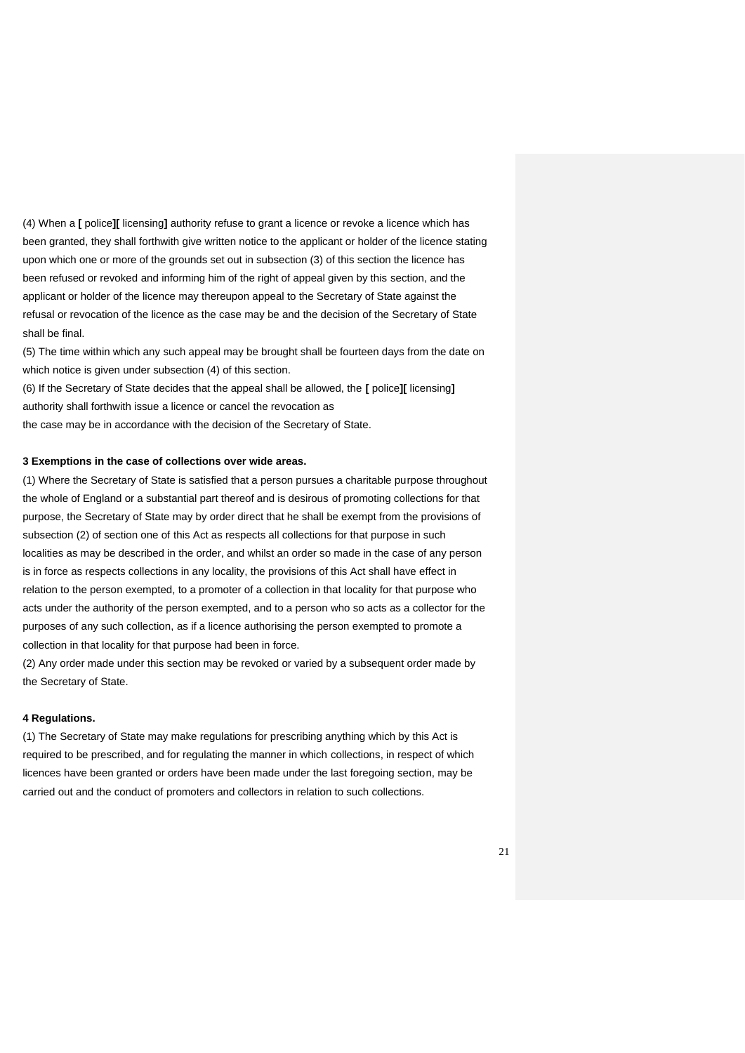(4) When a **[** police**][** licensing**]** authority refuse to grant a licence or revoke a licence which has been granted, they shall forthwith give written notice to the applicant or holder of the licence stating upon which one or more of the grounds set out in subsection (3) of this section the licence has been refused or revoked and informing him of the right of appeal given by this section, and the applicant or holder of the licence may thereupon appeal to the Secretary of State against the refusal or revocation of the licence as the case may be and the decision of the Secretary of State shall be final.

(5) The time within which any such appeal may be brought shall be fourteen days from the date on which notice is given under subsection (4) of this section.

(6) If the Secretary of State decides that the appeal shall be allowed, the **[** police**][** licensing**]** authority shall forthwith issue a licence or cancel the revocation as the case may be in accordance with the decision of the Secretary of State.

**3 Exemptions in the case of collections over wide areas.**

(1) Where the Secretary of State is satisfied that a person pursues a charitable purpose throughout the whole of England or a substantial part thereof and is desirous of promoting collections for that purpose, the Secretary of State may by order direct that he shall be exempt from the provisions of subsection (2) of section one of this Act as respects all collections for that purpose in such localities as may be described in the order, and whilst an order so made in the case of any person is in force as respects collections in any locality, the provisions of this Act shall have effect in relation to the person exempted, to a promoter of a collection in that locality for that purpose who acts under the authority of the person exempted, and to a person who so acts as a collector for the purposes of any such collection, as if a licence authorising the person exempted to promote a collection in that locality for that purpose had been in force.

(2) Any order made under this section may be revoked or varied by a subsequent order made by the Secretary of State.

**4 Regulations.**

(1) The Secretary of State may make regulations for prescribing anything which by this Act is required to be prescribed, and for regulating the manner in which collections, in respect of which licences have been granted or orders have been made under the last foregoing section, may be carried out and the conduct of promoters and collectors in relation to such collections.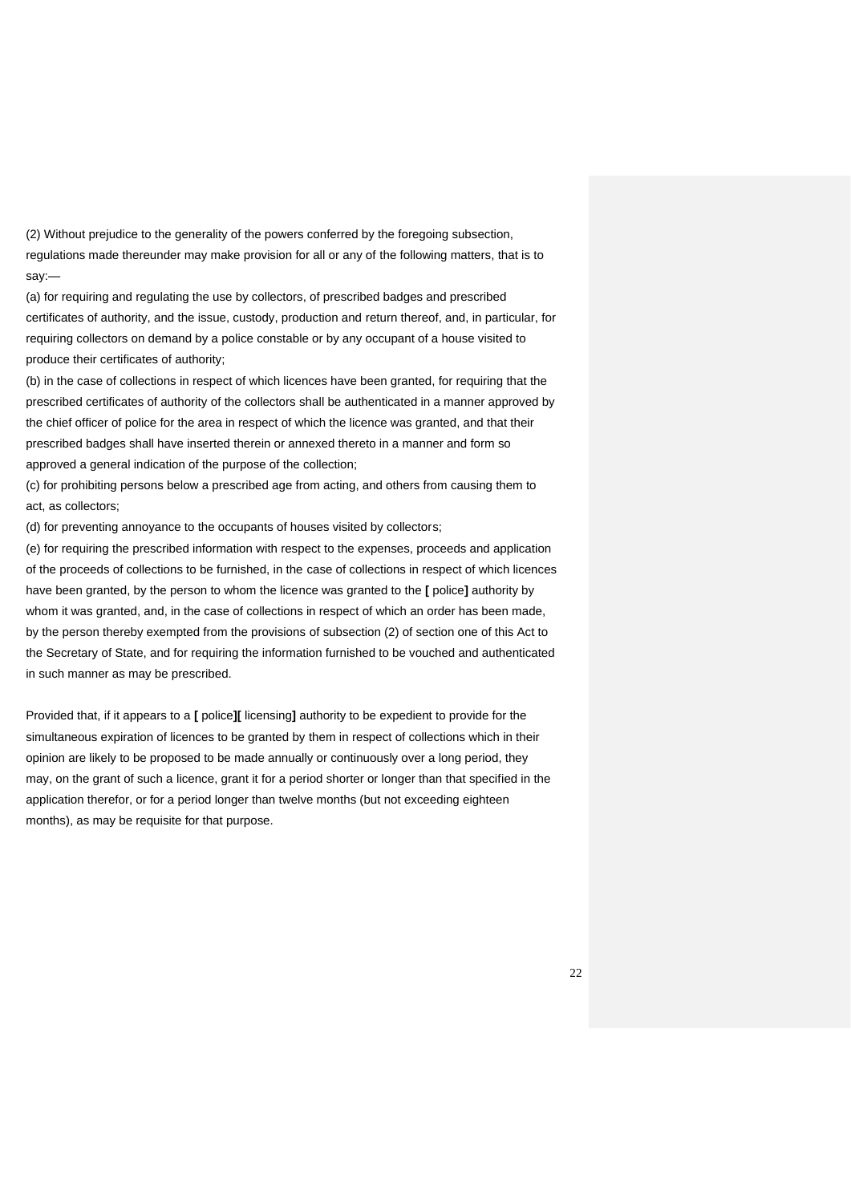(2) Without prejudice to the generality of the powers conferred by the foregoing subsection, regulations made thereunder may make provision for all or any of the following matters, that is to say:—

(a) for requiring and regulating the use by collectors, of prescribed badges and prescribed certificates of authority, and the issue, custody, production and return thereof, and, in particular, for requiring collectors on demand by a police constable or by any occupant of a house visited to produce their certificates of authority;

(b) in the case of collections in respect of which licences have been granted, for requiring that the prescribed certificates of authority of the collectors shall be authenticated in a manner approved by the chief officer of police for the area in respect of which the licence was granted, and that their prescribed badges shall have inserted therein or annexed thereto in a manner and form so approved a general indication of the purpose of the collection;

(c) for prohibiting persons below a prescribed age from acting, and others from causing them to act, as collectors;

(d) for preventing annoyance to the occupants of houses visited by collectors;

(e) for requiring the prescribed information with respect to the expenses, proceeds and application of the proceeds of collections to be furnished, in the case of collections in respect of which licences have been granted, by the person to whom the licence was granted to the **[** police**]** authority by whom it was granted, and, in the case of collections in respect of which an order has been made, by the person thereby exempted from the provisions of subsection (2) of section one of this Act to the Secretary of State, and for requiring the information furnished to be vouched and authenticated in such manner as may be prescribed.

Provided that, if it appears to a **[** police**][** licensing**]** authority to be expedient to provide for the simultaneous expiration of licences to be granted by them in respect of collections which in their opinion are likely to be proposed to be made annually or continuously over a long period, they may, on the grant of such a licence, grant it for a period shorter or longer than that specified in the application therefor, or for a period longer than twelve months (but not exceeding eighteen months), as may be requisite for that purpose.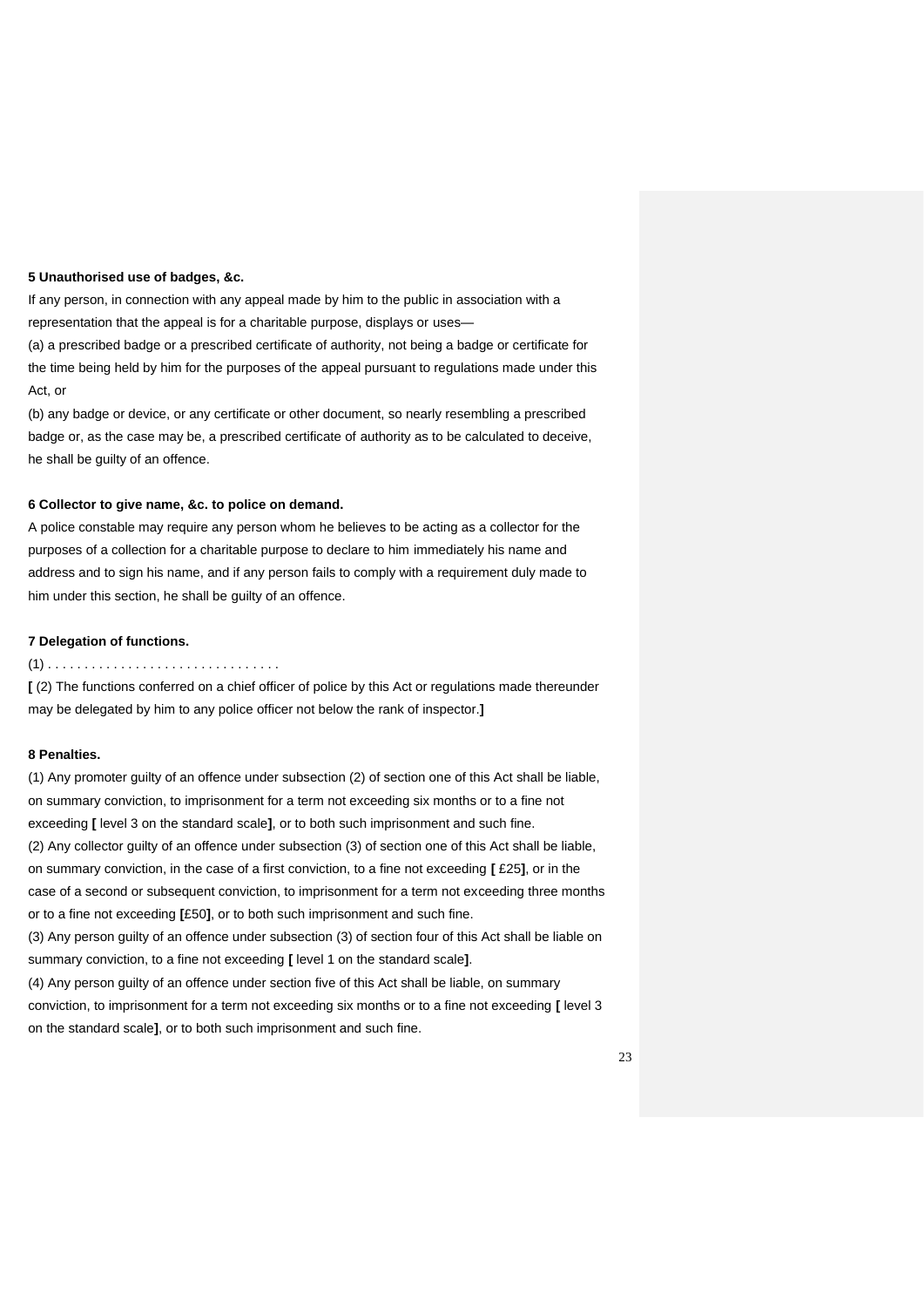**5 Unauthorised use of badges, &c.**

If any person, in connection with any appeal made by him to the public in association with a representation that the appeal is for a charitable purpose, displays or uses—

(a) a prescribed badge or a prescribed certificate of authority, not being a badge or certificate for the time being held by him for the purposes of the appeal pursuant to regulations made under this Act, or

(b) any badge or device, or any certificate or other document, so nearly resembling a prescribed badge or, as the case may be, a prescribed certificate of authority as to be calculated to deceive, he shall be guilty of an offence.

**6 Collector to give name, &c. to police on demand.**

A police constable may require any person whom he believes to be acting as a collector for the purposes of a collection for a charitable purpose to declare to him immediately his name and address and to sign his name, and if any person fails to comply with a requirement duly made to him under this section, he shall be guilty of an offence.

**7 Delegation of functions.**

(1) . . . . . . . . . . . . . . . . . . . . . . . . . . . . . . .

**[** (2) The functions conferred on a chief officer of police by this Act or regulations made thereunder may be delegated by him to any police officer not below the rank of inspector.**]**

**8 Penalties.**

(1) Any promoter guilty of an offence under subsection (2) of section one of this Act shall be liable, on summary conviction, to imprisonment for a term not exceeding six months or to a fine not exceeding **[** level 3 on the standard scale**]**, or to both such imprisonment and such fine.

(2) Any collector guilty of an offence under subsection (3) of section one of this Act shall be liable, on summary conviction, in the case of a first conviction, to a fine not exceeding **[** £25**]**, or in the case of a second or subsequent conviction, to imprisonment for a term not exceeding three months or to a fine not exceeding **[**£50**]**, or to both such imprisonment and such fine.

(3) Any person guilty of an offence under subsection (3) of section four of this Act shall be liable on summary conviction, to a fine not exceeding **[** level 1 on the standard scale**]**.

(4) Any person guilty of an offence under section five of this Act shall be liable, on summary conviction, to imprisonment for a term not exceeding six months or to a fine not exceeding **[** level 3 on the standard scale**]**, or to both such imprisonment and such fine.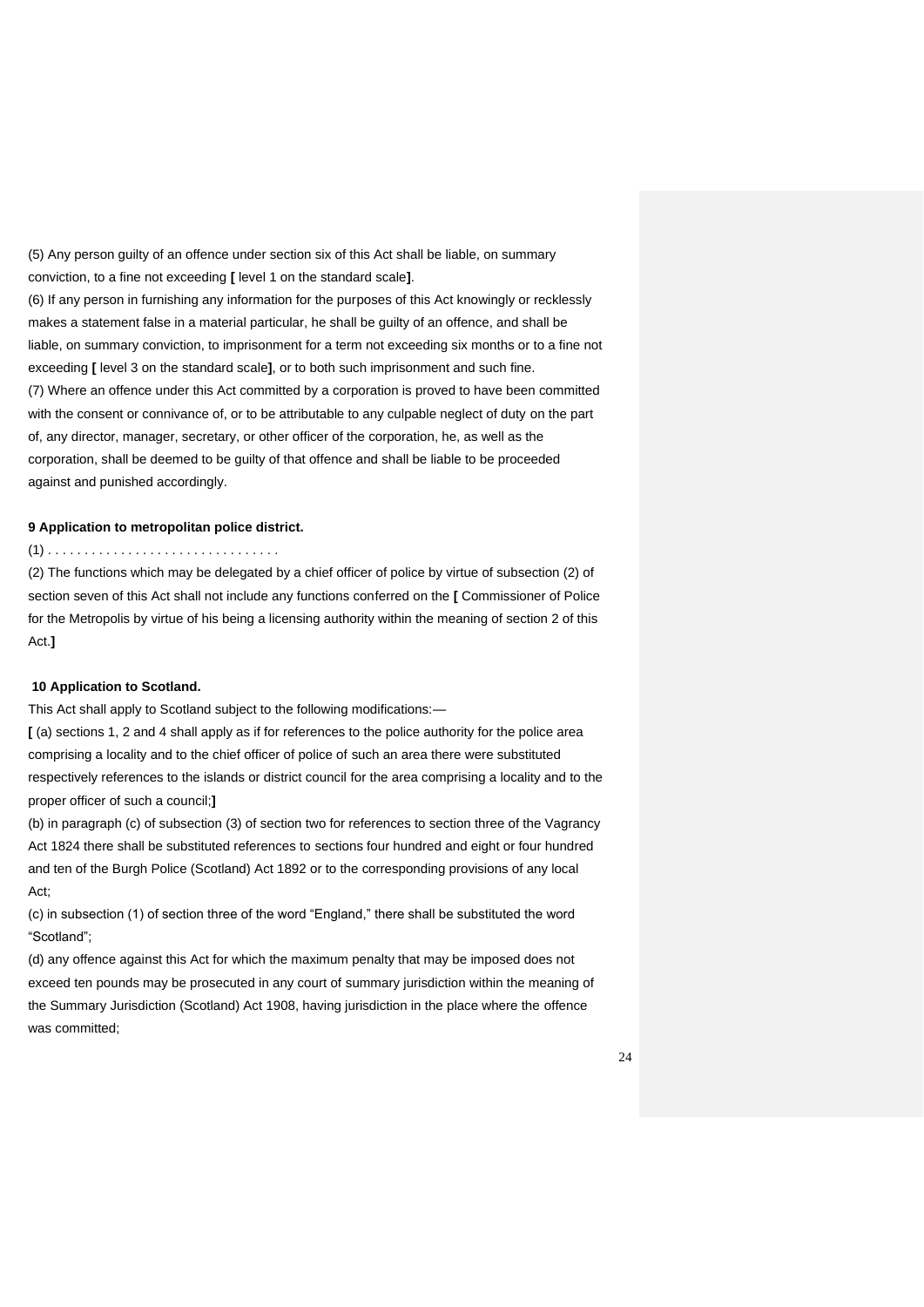(5) Any person guilty of an offence under section six of this Act shall be liable, on summary conviction, to a fine not exceeding **[** level 1 on the standard scale**]**.

(6) If any person in furnishing any information for the purposes of this Act knowingly or recklessly makes a statement false in a material particular, he shall be guilty of an offence, and shall be liable, on summary conviction, to imprisonment for a term not exceeding six months or to a fine not exceeding **[** level 3 on the standard scale**]**, or to both such imprisonment and such fine.

(7) Where an offence under this Act committed by a corporation is proved to have been committed with the consent or connivance of, or to be attributable to any culpable neglect of duty on the part of, any director, manager, secretary, or other officer of the corporation, he, as well as the corporation, shall be deemed to be guilty of that offence and shall be liable to be proceeded against and punished accordingly.

**9 Application to metropolitan police district.**

(1) . . . . . . . . . . . . . . . . . . . . . . . . . . . . . . . .

(2) The functions which may be delegated by a chief officer of police by virtue of subsection (2) of section seven of this Act shall not include any functions conferred on the **[** Commissioner of Police for the Metropolis by virtue of his being a licensing authority within the meaning of section 2 of this Act.**]**

**10 Application to Scotland.**

This Act shall apply to Scotland subject to the following modifications:—

**[** (a) sections 1, 2 and 4 shall apply as if for references to the police authority for the police area comprising a locality and to the chief officer of police of such an area there were substituted respectively references to the islands or district council for the area comprising a locality and to the proper officer of such a council;**]**

(b) in paragraph (c) of subsection (3) of section two for references to section three of the Vagrancy Act 1824 there shall be substituted references to sections four hundred and eight or four hundred and ten of the Burgh Police (Scotland) Act 1892 or to the corresponding provisions of any local Act;

(c) in subsection (1) of section three of the word "England," there shall be substituted the word "Scotland";

(d) any offence against this Act for which the maximum penalty that may be imposed does not exceed ten pounds may be prosecuted in any court of summary jurisdiction within the meaning of the Summary Jurisdiction (Scotland) Act 1908, having jurisdiction in the place where the offence was committed;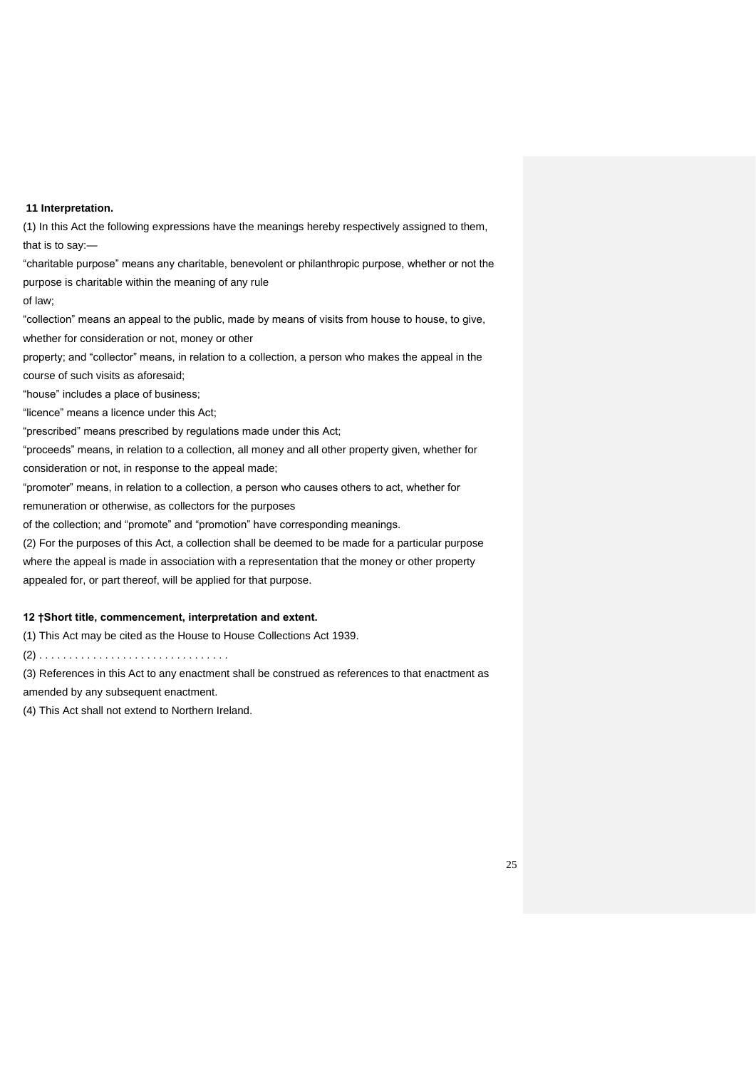**11 Interpretation.**

(1) In this Act the following expressions have the meanings hereby respectively assigned to them, that is to say:—

"charitable purpose" means any charitable, benevolent or philanthropic purpose, whether or not the purpose is charitable within the meaning of any rule of law;

"collection" means an appeal to the public, made by means of visits from house to house, to give, whether for consideration or not, money or other property; and "collector" means, in relation to a collection, a person who makes the appeal in the course of such visits as aforesaid;

"house" includes a place of business;

"licence" means a licence under this Act;

"prescribed" means prescribed by regulations made under this Act;

"proceeds" means, in relation to a collection, all money and all other property given, whether for consideration or not, in response to the appeal made;

"promoter" means, in relation to a collection, a person who causes others to act, whether for remuneration or otherwise, as collectors for the purposes of the collection; and "promote" and "promotion" have corresponding meanings.

(2) For the purposes of this Act, a collection shall be deemed to be made for a particular purpose where the appeal is made in association with a representation that the money or other property appealed for, or part thereof, will be applied for that purpose.

**12 †Short title, commencement, interpretation and extent.**

(1) This Act may be cited as the House to House Collections Act 1939.

(2) . . . . . . . . . . . . . . . . . . . . . . . . . . . . . . .

(3) References in this Act to any enactment shall be construed as references to that enactment as amended by any subsequent enactment.

(4) This Act shall not extend to Northern Ireland.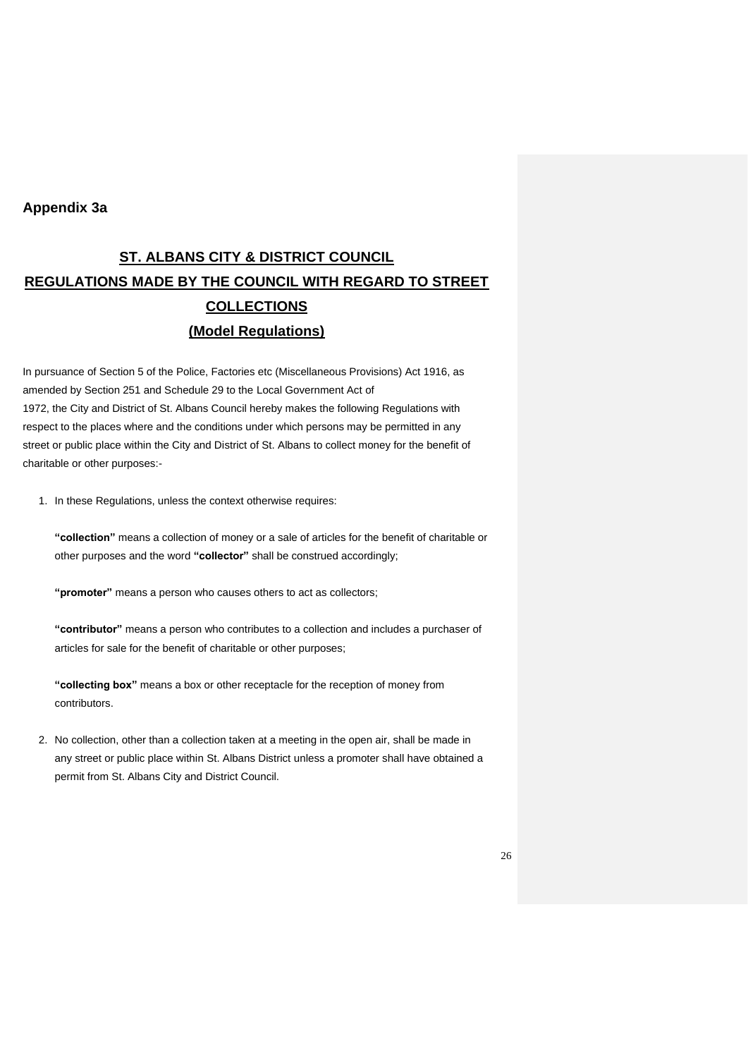## Appendix 3a

# ST. ALBANS CITY & DISTRICT COUNCIL
# REGULATIONS MADE BY THE COUNCIL WITH REGARD TO STREET COLLECTIONS
## (Model Regulations)

In pursuance of Section 5 of the Police, Factories etc (Miscellaneous Provisions) Act 1916, as amended by Section 251 and Schedule 29 to the Local Government Act of 1972, the City and District of St. Albans Council hereby makes the following Regulations with respect to the places where and the conditions under which persons may be permitted in any street or public place within the City and District of St. Albans to collect money for the benefit of charitable or other purposes:-

1. In these Regulations, unless the context otherwise requires:

   **"collection"** means a collection of money or a sale of articles for the benefit of charitable or other purposes and the word **"collector"** shall be construed accordingly;

   **"promoter"** means a person who causes others to act as collectors;

   **"contributor"** means a person who contributes to a collection and includes a purchaser of articles for sale for the benefit of charitable or other purposes;

   **"collecting box"** means a box or other receptacle for the reception of money from contributors.

2. No collection, other than a collection taken at a meeting in the open air, shall be made in any street or public place within St. Albans District unless a promoter shall have obtained a permit from St. Albans City and District Council.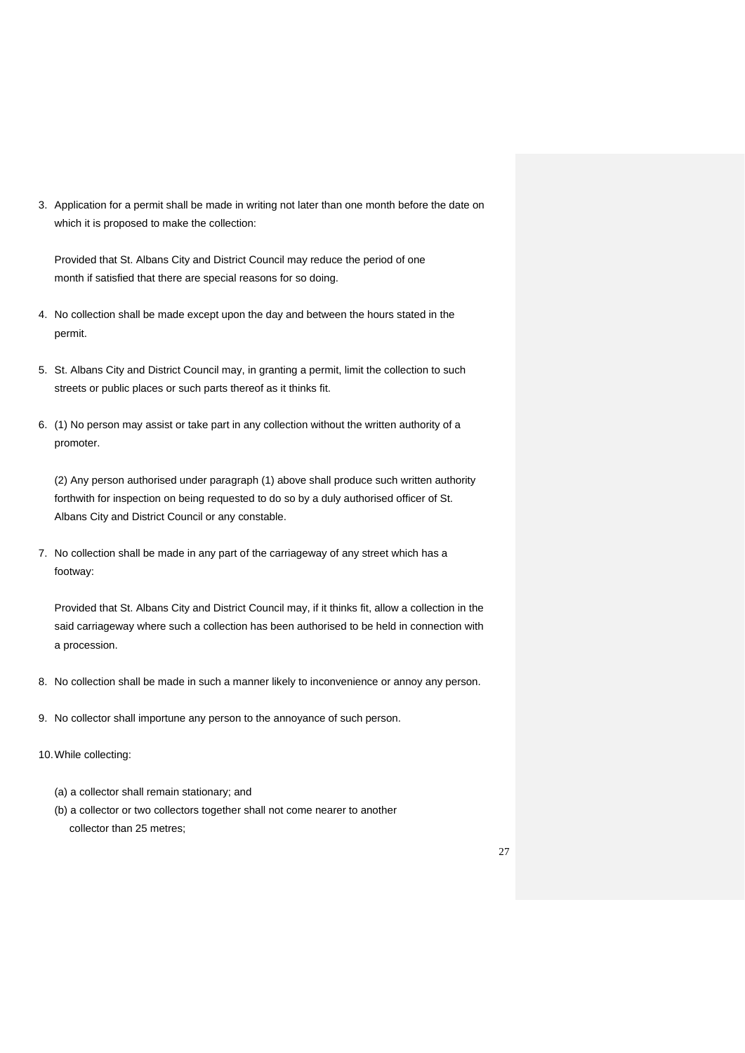3. Application for a permit shall be made in writing not later than one month before the date on which it is proposed to make the collection:

   Provided that St. Albans City and District Council may reduce the period of one month if satisfied that there are special reasons for so doing.

4. No collection shall be made except upon the day and between the hours stated in the permit.

5. St. Albans City and District Council may, in granting a permit, limit the collection to such streets or public places or such parts thereof as it thinks fit.

6. (1) No person may assist or take part in any collection without the written authority of a promoter.

   (2) Any person authorised under paragraph (1) above shall produce such written authority forthwith for inspection on being requested to do so by a duly authorised officer of St. Albans City and District Council or any constable.

7. No collection shall be made in any part of the carriageway of any street which has a footway:

   Provided that St. Albans City and District Council may, if it thinks fit, allow a collection in the said carriageway where such a collection has been authorised to be held in connection with a procession.

8. No collection shall be made in such a manner likely to inconvenience or annoy any person.

9. No collector shall importune any person to the annoyance of such person.

10. While collecting:

    (a) a collector shall remain stationary; and
    (b) a collector or two collectors together shall not come nearer to another collector than 25 metres;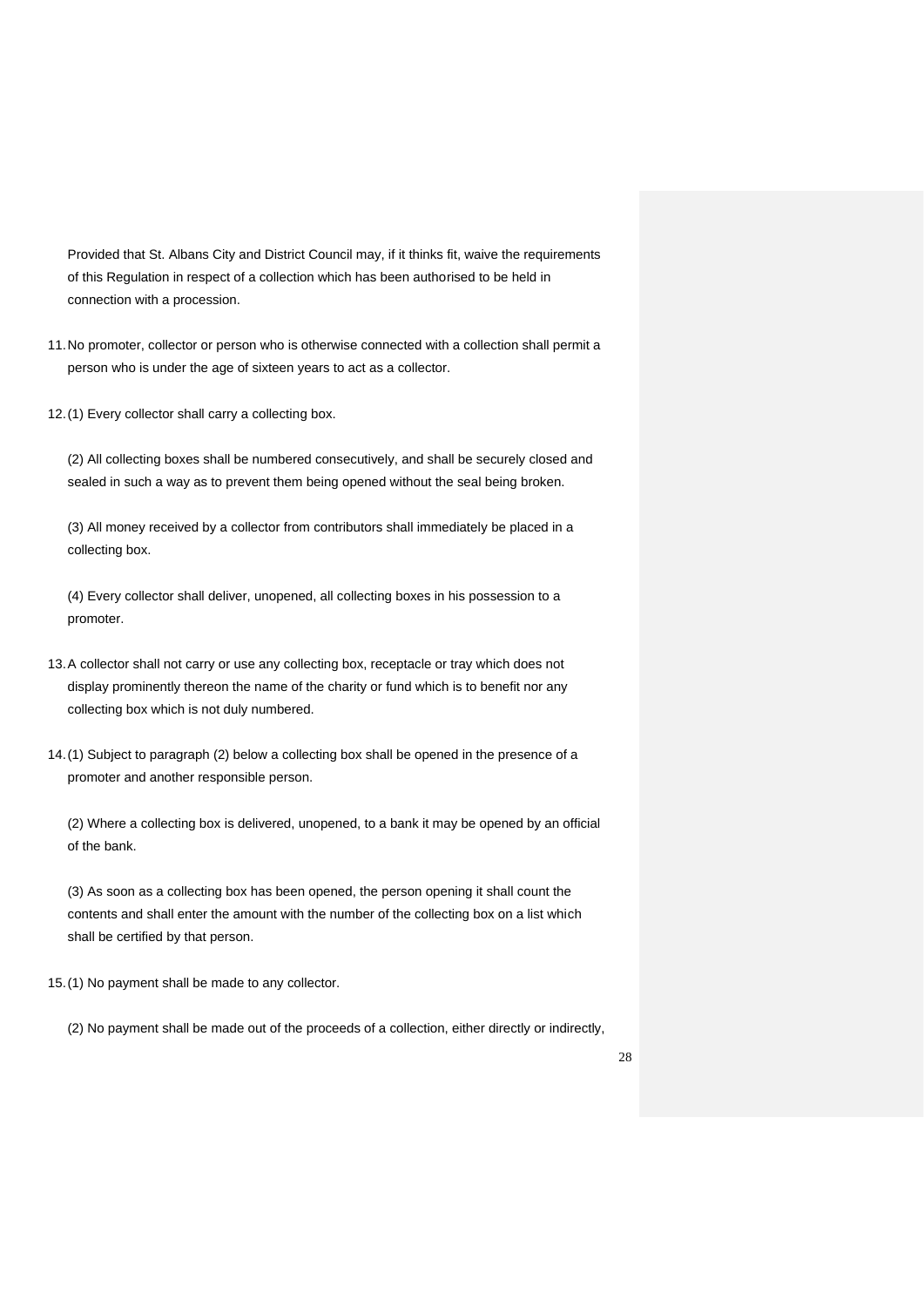Provided that St. Albans City and District Council may, if it thinks fit, waive the requirements of this Regulation in respect of a collection which has been authorised to be held in connection with a procession.

11. No promoter, collector or person who is otherwise connected with a collection shall permit a person who is under the age of sixteen years to act as a collector.

12. (1) Every collector shall carry a collecting box.

    (2) All collecting boxes shall be numbered consecutively, and shall be securely closed and sealed in such a way as to prevent them being opened without the seal being broken.

    (3) All money received by a collector from contributors shall immediately be placed in a collecting box.

    (4) Every collector shall deliver, unopened, all collecting boxes in his possession to a promoter.

13. A collector shall not carry or use any collecting box, receptacle or tray which does not display prominently thereon the name of the charity or fund which is to benefit nor any collecting box which is not duly numbered.

14. (1) Subject to paragraph (2) below a collecting box shall be opened in the presence of a promoter and another responsible person.

    (2) Where a collecting box is delivered, unopened, to a bank it may be opened by an official of the bank.

    (3) As soon as a collecting box has been opened, the person opening it shall count the contents and shall enter the amount with the number of the collecting box on a list which shall be certified by that person.

15. (1) No payment shall be made to any collector.

    (2) No payment shall be made out of the proceeds of a collection, either directly or indirectly,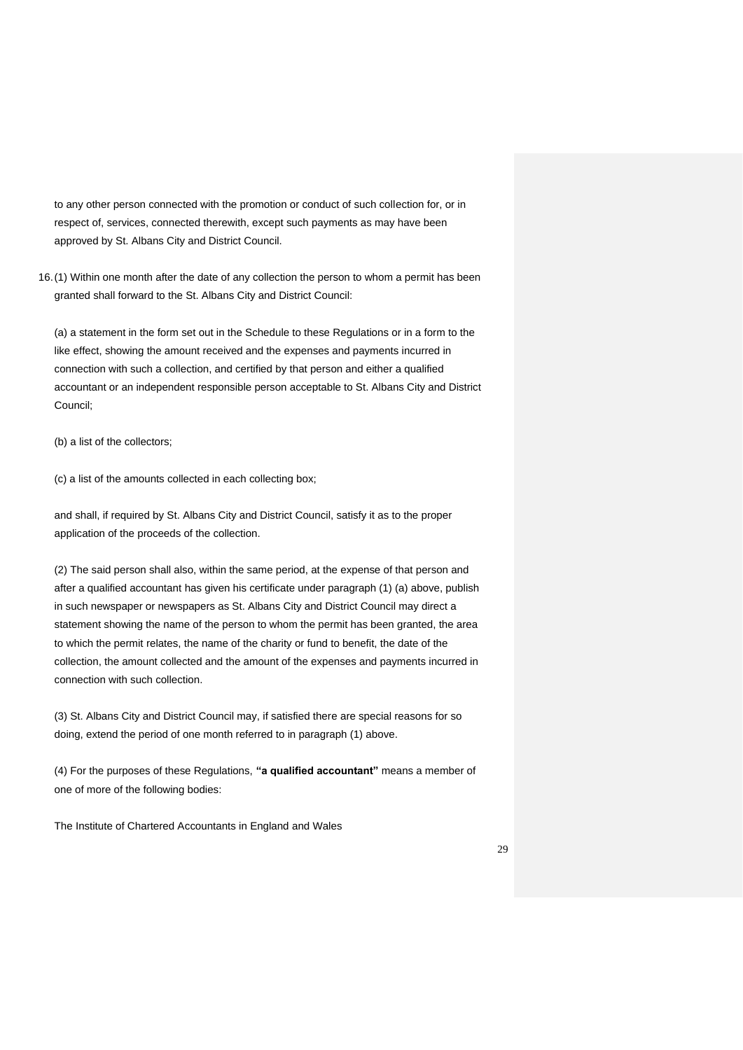to any other person connected with the promotion or conduct of such collection for, or in respect of, services, connected therewith, except such payments as may have been approved by St. Albans City and District Council.

16.(1) Within one month after the date of any collection the person to whom a permit has been granted shall forward to the St. Albans City and District Council:

(a) a statement in the form set out in the Schedule to these Regulations or in a form to the like effect, showing the amount received and the expenses and payments incurred in connection with such a collection, and certified by that person and either a qualified accountant or an independent responsible person acceptable to St. Albans City and District Council;

(b) a list of the collectors;

(c) a list of the amounts collected in each collecting box;

and shall, if required by St. Albans City and District Council, satisfy it as to the proper application of the proceeds of the collection.

(2) The said person shall also, within the same period, at the expense of that person and after a qualified accountant has given his certificate under paragraph (1) (a) above, publish in such newspaper or newspapers as St. Albans City and District Council may direct a statement showing the name of the person to whom the permit has been granted, the area to which the permit relates, the name of the charity or fund to benefit, the date of the collection, the amount collected and the amount of the expenses and payments incurred in connection with such collection.

(3) St. Albans City and District Council may, if satisfied there are special reasons for so doing, extend the period of one month referred to in paragraph (1) above.

(4) For the purposes of these Regulations, **"a qualified accountant"** means a member of one of more of the following bodies:

The Institute of Chartered Accountants in England and Wales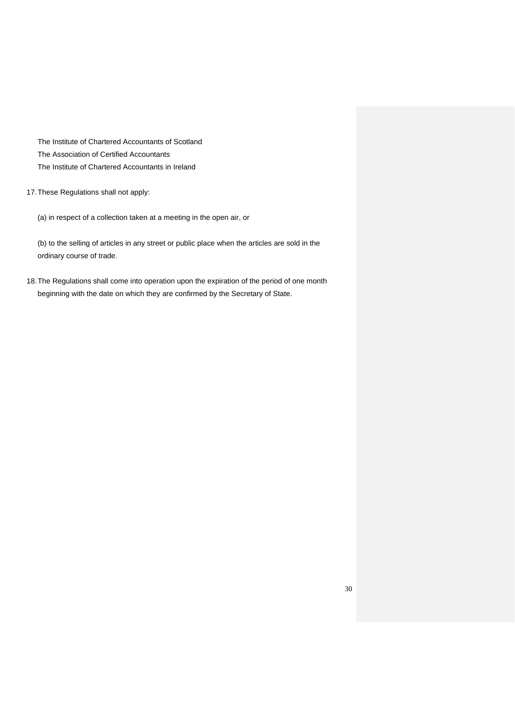The Institute of Chartered Accountants of Scotland
The Association of Certified Accountants
The Institute of Chartered Accountants in Ireland

17. These Regulations shall not apply:

    (a) in respect of a collection taken at a meeting in the open air, or

    (b) to the selling of articles in any street or public place when the articles are sold in the ordinary course of trade.

18. The Regulations shall come into operation upon the expiration of the period of one month beginning with the date on which they are confirmed by the Secretary of State.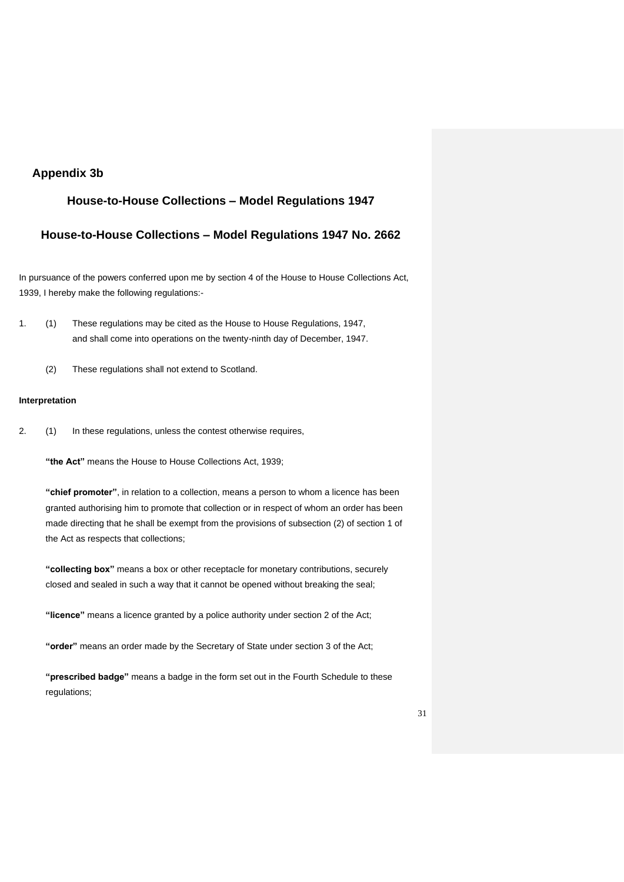## Appendix 3b

### House-to-House Collections – Model Regulations 1947

### House-to-House Collections – Model Regulations 1947 No. 2662

In pursuance of the powers conferred upon me by section 4 of the House to House Collections Act, 1939, I hereby make the following regulations:-

1. (1) These regulations may be cited as the House to House Regulations, 1947, and shall come into operations on the twenty-ninth day of December, 1947.

   (2) These regulations shall not extend to Scotland.

**Interpretation**

2. (1) In these regulations, unless the contest otherwise requires,

   **"the Act"** means the House to House Collections Act, 1939;

   **"chief promoter"**, in relation to a collection, means a person to whom a licence has been granted authorising him to promote that collection or in respect of whom an order has been made directing that he shall be exempt from the provisions of subsection (2) of section 1 of the Act as respects that collections;

   **"collecting box"** means a box or other receptacle for monetary contributions, securely closed and sealed in such a way that it cannot be opened without breaking the seal;

   **"licence"** means a licence granted by a police authority under section 2 of the Act;

   **"order"** means an order made by the Secretary of State under section 3 of the Act;

   **"prescribed badge"** means a badge in the form set out in the Fourth Schedule to these regulations;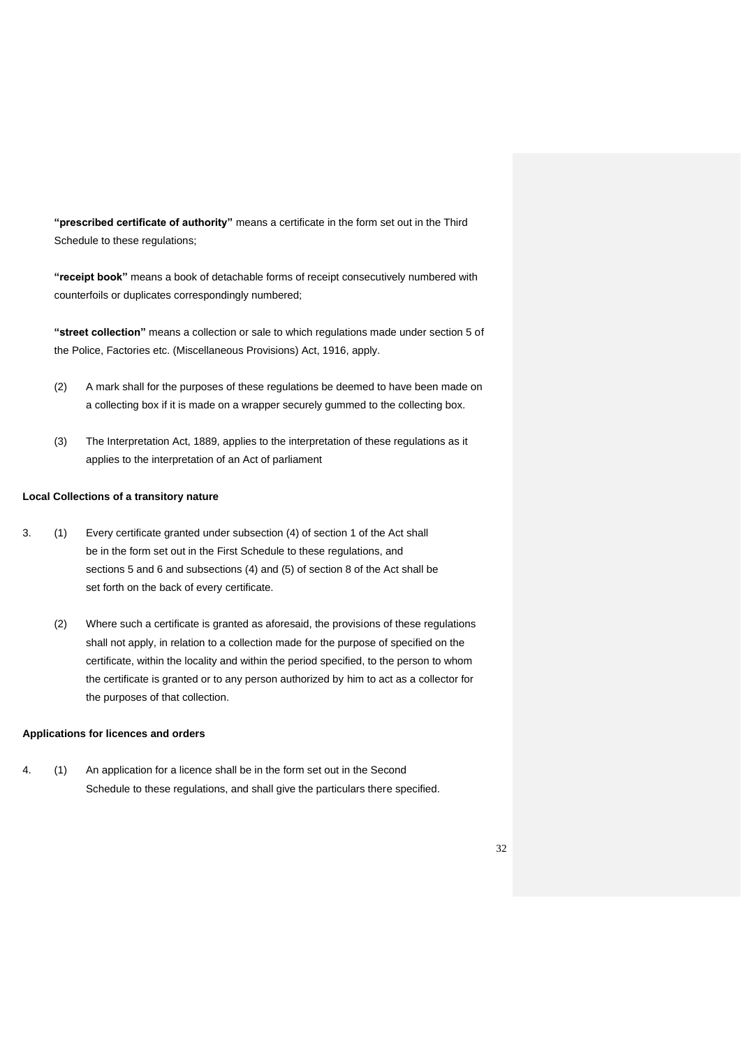**"prescribed certificate of authority"** means a certificate in the form set out in the Third Schedule to these regulations;

**"receipt book"** means a book of detachable forms of receipt consecutively numbered with counterfoils or duplicates correspondingly numbered;

**"street collection"** means a collection or sale to which regulations made under section 5 of the Police, Factories etc. (Miscellaneous Provisions) Act, 1916, apply.

(2) A mark shall for the purposes of these regulations be deemed to have been made on a collecting box if it is made on a wrapper securely gummed to the collecting box.

(3) The Interpretation Act, 1889, applies to the interpretation of these regulations as it applies to the interpretation of an Act of parliament

**Local Collections of a transitory nature**

3. (1) Every certificate granted under subsection (4) of section 1 of the Act shall be in the form set out in the First Schedule to these regulations, and sections 5 and 6 and subsections (4) and (5) of section 8 of the Act shall be set forth on the back of every certificate.

(2) Where such a certificate is granted as aforesaid, the provisions of these regulations shall not apply, in relation to a collection made for the purpose of specified on the certificate, within the locality and within the period specified, to the person to whom the certificate is granted or to any person authorized by him to act as a collector for the purposes of that collection.

**Applications for licences and orders**

4. (1) An application for a licence shall be in the form set out in the Second Schedule to these regulations, and shall give the particulars there specified.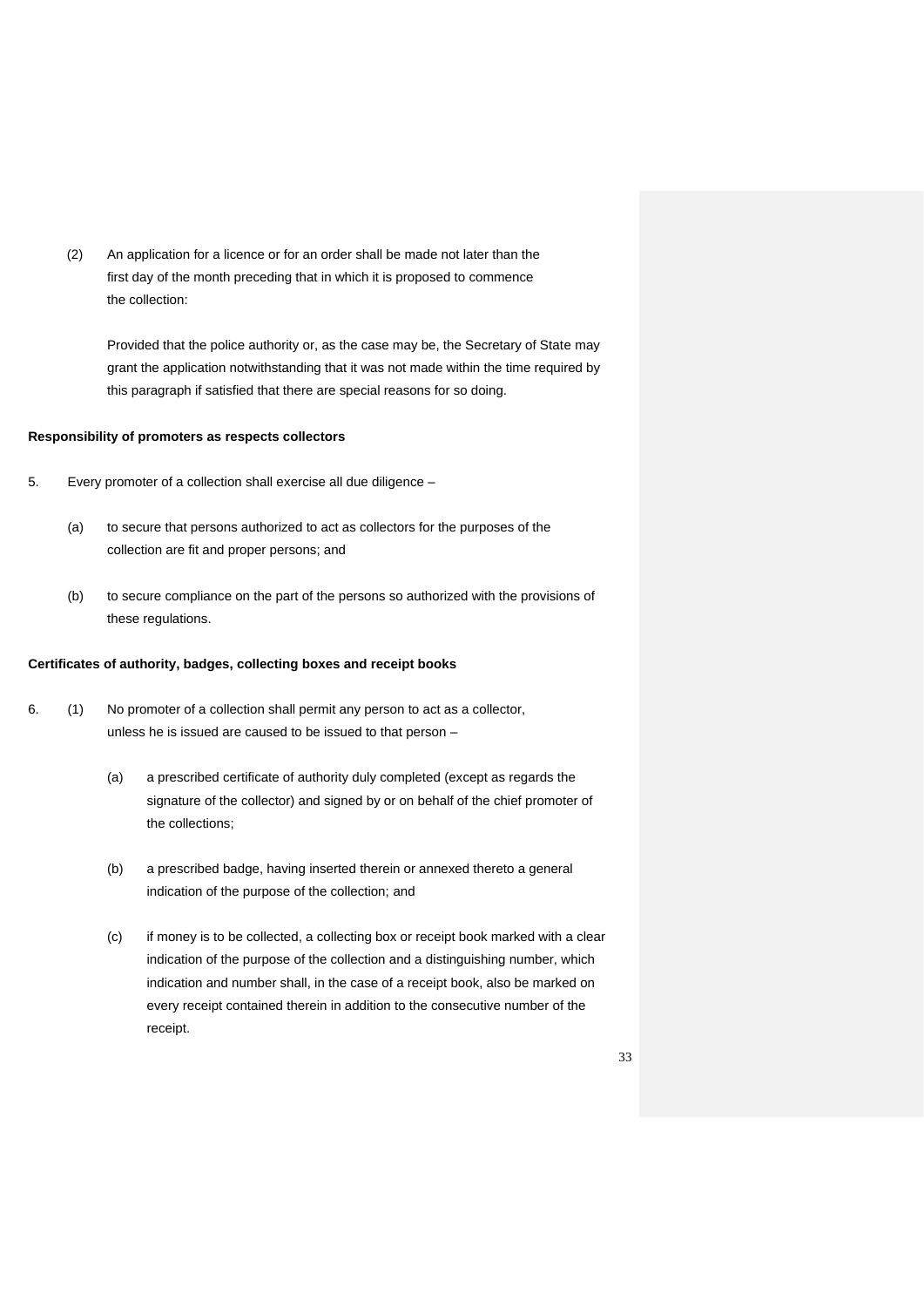(2) An application for a licence or for an order shall be made not later than the first day of the month preceding that in which it is proposed to commence the collection:

Provided that the police authority or, as the case may be, the Secretary of State may grant the application notwithstanding that it was not made within the time required by this paragraph if satisfied that there are special reasons for so doing.

**Responsibility of promoters as respects collectors**

5. Every promoter of a collection shall exercise all due diligence –

(a) to secure that persons authorized to act as collectors for the purposes of the collection are fit and proper persons; and

(b) to secure compliance on the part of the persons so authorized with the provisions of these regulations.

**Certificates of authority, badges, collecting boxes and receipt books**

6. (1) No promoter of a collection shall permit any person to act as a collector, unless he is issued are caused to be issued to that person –

(a) a prescribed certificate of authority duly completed (except as regards the signature of the collector) and signed by or on behalf of the chief promoter of the collections;

(b) a prescribed badge, having inserted therein or annexed thereto a general indication of the purpose of the collection; and

(c) if money is to be collected, a collecting box or receipt book marked with a clear indication of the purpose of the collection and a distinguishing number, which indication and number shall, in the case of a receipt book, also be marked on every receipt contained therein in addition to the consecutive number of the receipt.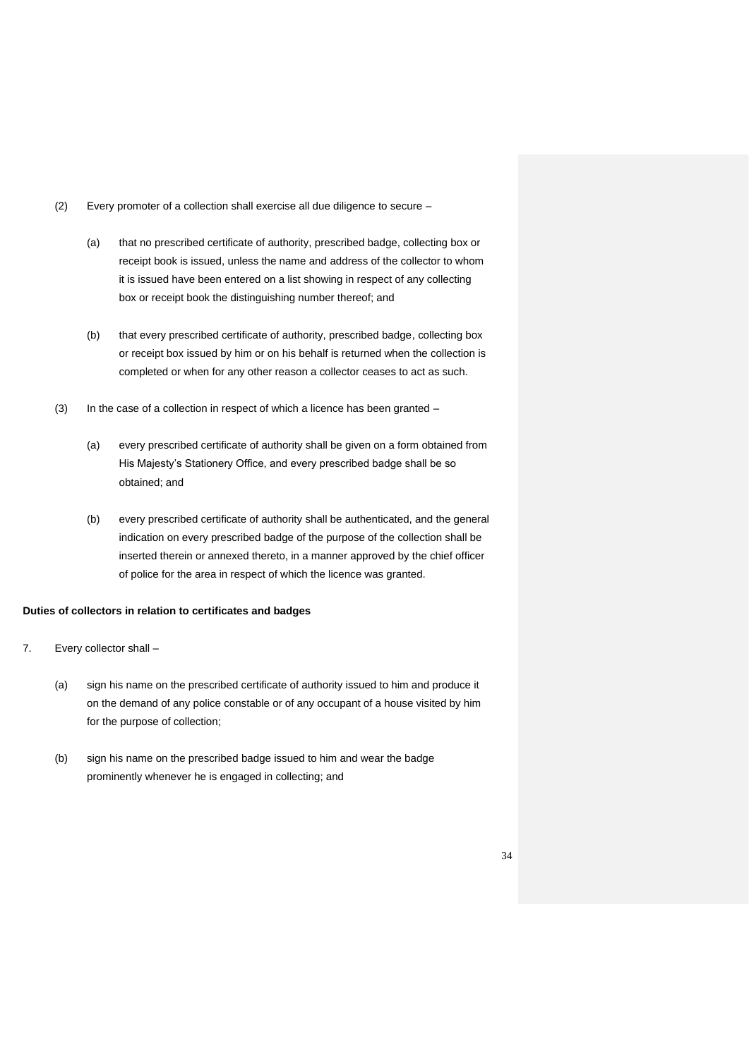(2) Every promoter of a collection shall exercise all due diligence to secure –

(a) that no prescribed certificate of authority, prescribed badge, collecting box or receipt book is issued, unless the name and address of the collector to whom it is issued have been entered on a list showing in respect of any collecting box or receipt book the distinguishing number thereof; and

(b) that every prescribed certificate of authority, prescribed badge, collecting box or receipt box issued by him or on his behalf is returned when the collection is completed or when for any other reason a collector ceases to act as such.

(3) In the case of a collection in respect of which a licence has been granted –

(a) every prescribed certificate of authority shall be given on a form obtained from His Majesty's Stationery Office, and every prescribed badge shall be so obtained; and

(b) every prescribed certificate of authority shall be authenticated, and the general indication on every prescribed badge of the purpose of the collection shall be inserted therein or annexed thereto, in a manner approved by the chief officer of police for the area in respect of which the licence was granted.

**Duties of collectors in relation to certificates and badges**

7. Every collector shall –

(a) sign his name on the prescribed certificate of authority issued to him and produce it on the demand of any police constable or of any occupant of a house visited by him for the purpose of collection;

(b) sign his name on the prescribed badge issued to him and wear the badge prominently whenever he is engaged in collecting; and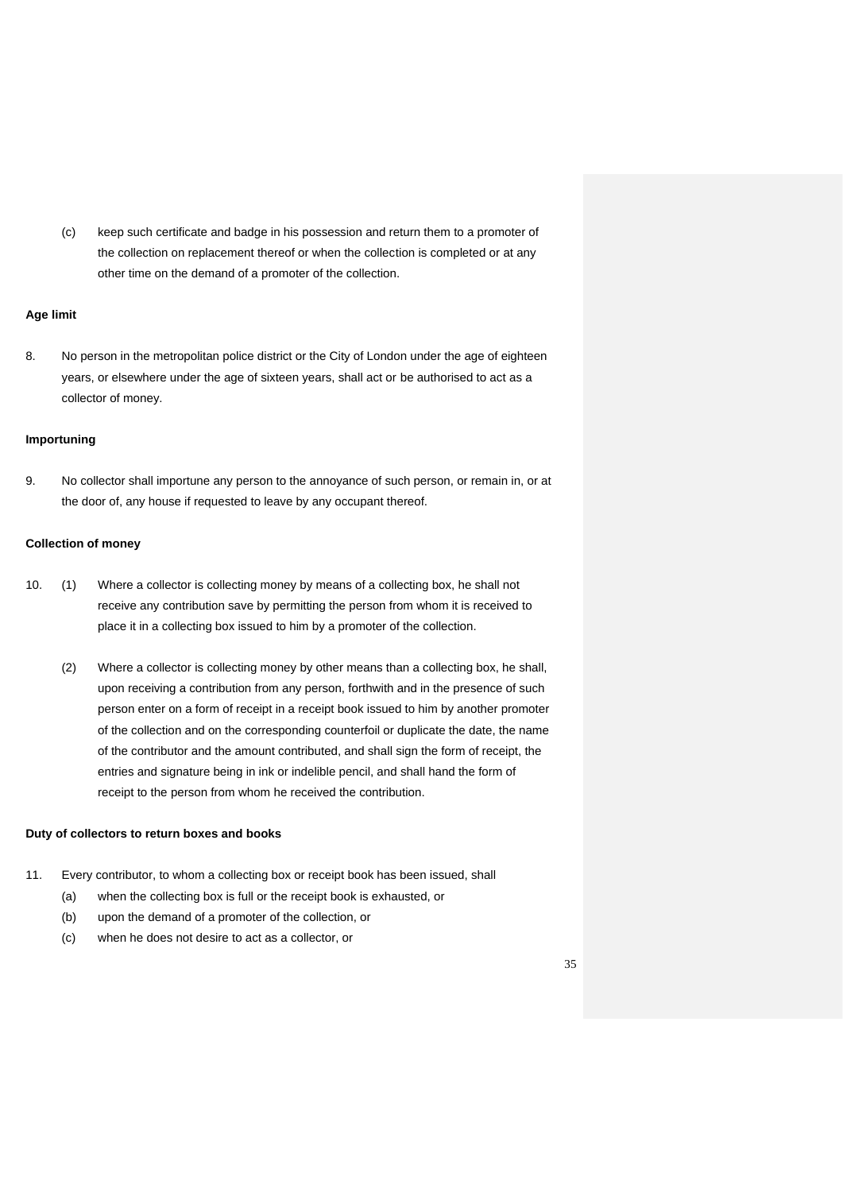(c) keep such certificate and badge in his possession and return them to a promoter of the collection on replacement thereof or when the collection is completed or at any other time on the demand of a promoter of the collection.

**Age limit**

8. No person in the metropolitan police district or the City of London under the age of eighteen years, or elsewhere under the age of sixteen years, shall act or be authorised to act as a collector of money.

**Importuning**

9. No collector shall importune any person to the annoyance of such person, or remain in, or at the door of, any house if requested to leave by any occupant thereof.

**Collection of money**

10. (1) Where a collector is collecting money by means of a collecting box, he shall not receive any contribution save by permitting the person from whom it is received to place it in a collecting box issued to him by a promoter of the collection.

(2) Where a collector is collecting money by other means than a collecting box, he shall, upon receiving a contribution from any person, forthwith and in the presence of such person enter on a form of receipt in a receipt book issued to him by another promoter of the collection and on the corresponding counterfoil or duplicate the date, the name of the contributor and the amount contributed, and shall sign the form of receipt, the entries and signature being in ink or indelible pencil, and shall hand the form of receipt to the person from whom he received the contribution.

**Duty of collectors to return boxes and books**

11. Every contributor, to whom a collecting box or receipt book has been issued, shall

(a) when the collecting box is full or the receipt book is exhausted, or

(b) upon the demand of a promoter of the collection, or

(c) when he does not desire to act as a collector, or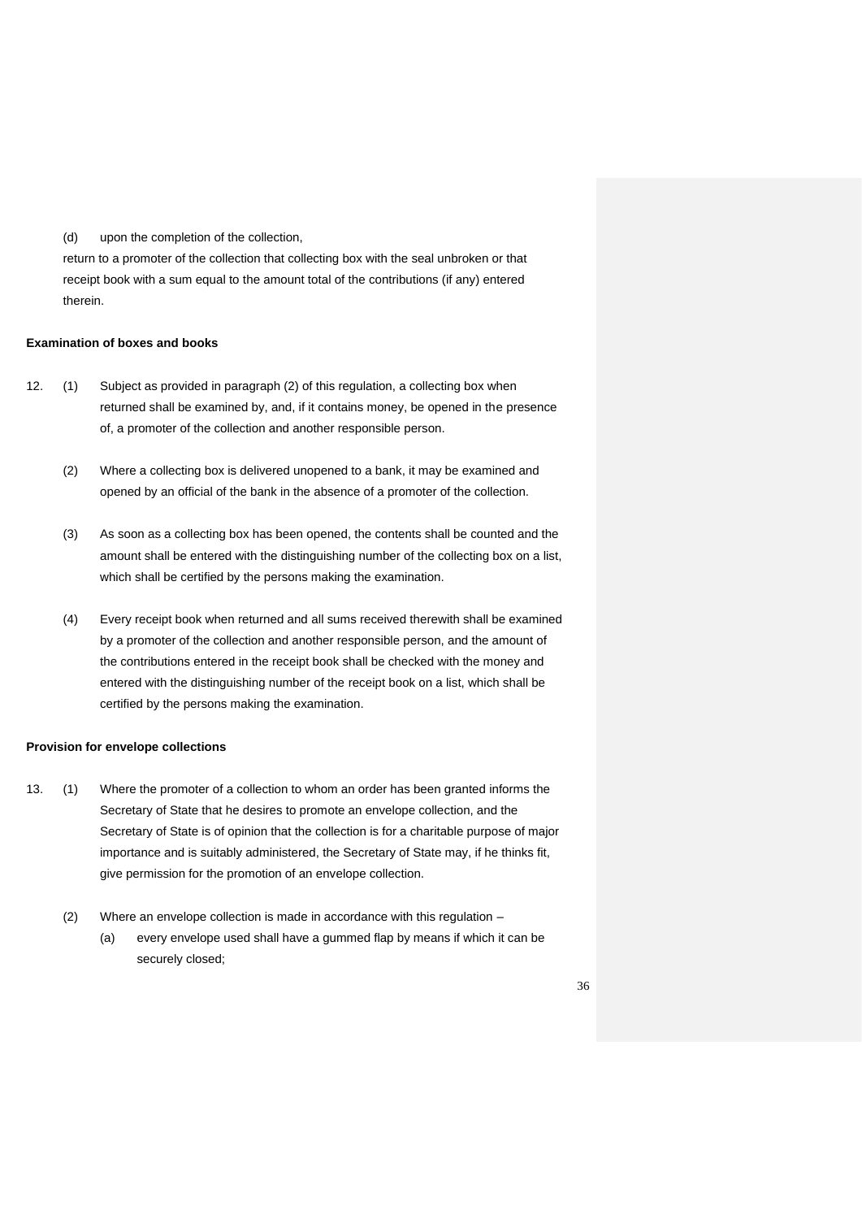(d) upon the completion of the collection,

return to a promoter of the collection that collecting box with the seal unbroken or that receipt book with a sum equal to the amount total of the contributions (if any) entered therein.

**Examination of boxes and books**

12. (1) Subject as provided in paragraph (2) of this regulation, a collecting box when returned shall be examined by, and, if it contains money, be opened in the presence of, a promoter of the collection and another responsible person.

(2) Where a collecting box is delivered unopened to a bank, it may be examined and opened by an official of the bank in the absence of a promoter of the collection.

(3) As soon as a collecting box has been opened, the contents shall be counted and the amount shall be entered with the distinguishing number of the collecting box on a list, which shall be certified by the persons making the examination.

(4) Every receipt book when returned and all sums received therewith shall be examined by a promoter of the collection and another responsible person, and the amount of the contributions entered in the receipt book shall be checked with the money and entered with the distinguishing number of the receipt book on a list, which shall be certified by the persons making the examination.

**Provision for envelope collections**

13. (1) Where the promoter of a collection to whom an order has been granted informs the Secretary of State that he desires to promote an envelope collection, and the Secretary of State is of opinion that the collection is for a charitable purpose of major importance and is suitably administered, the Secretary of State may, if he thinks fit, give permission for the promotion of an envelope collection.

(2) Where an envelope collection is made in accordance with this regulation –

(a) every envelope used shall have a gummed flap by means if which it can be securely closed;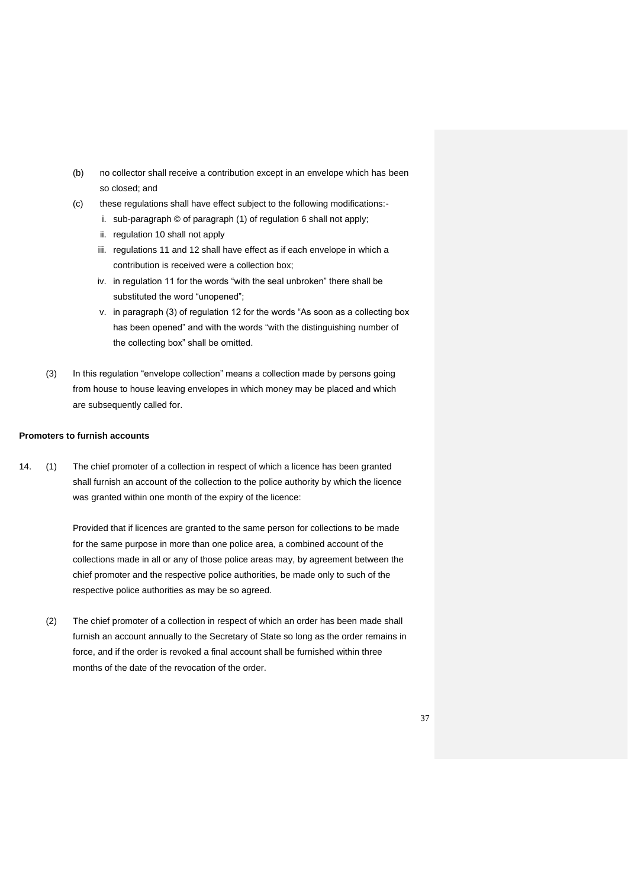(b) no collector shall receive a contribution except in an envelope which has been so closed; and

(c) these regulations shall have effect subject to the following modifications:-

   i. sub-paragraph © of paragraph (1) of regulation 6 shall not apply;

   ii. regulation 10 shall not apply

   iii. regulations 11 and 12 shall have effect as if each envelope in which a contribution is received were a collection box;

   iv. in regulation 11 for the words “with the seal unbroken” there shall be substituted the word “unopened”;

   v. in paragraph (3) of regulation 12 for the words “As soon as a collecting box has been opened” and with the words “with the distinguishing number of the collecting box” shall be omitted.

(3) In this regulation “envelope collection” means a collection made by persons going from house to house leaving envelopes in which money may be placed and which are subsequently called for.

**Promoters to furnish accounts**

14. (1) The chief promoter of a collection in respect of which a licence has been granted shall furnish an account of the collection to the police authority by which the licence was granted within one month of the expiry of the licence:

Provided that if licences are granted to the same person for collections to be made for the same purpose in more than one police area, a combined account of the collections made in all or any of those police areas may, by agreement between the chief promoter and the respective police authorities, be made only to such of the respective police authorities as may be so agreed.

(2) The chief promoter of a collection in respect of which an order has been made shall furnish an account annually to the Secretary of State so long as the order remains in force, and if the order is revoked a final account shall be furnished within three months of the date of the revocation of the order.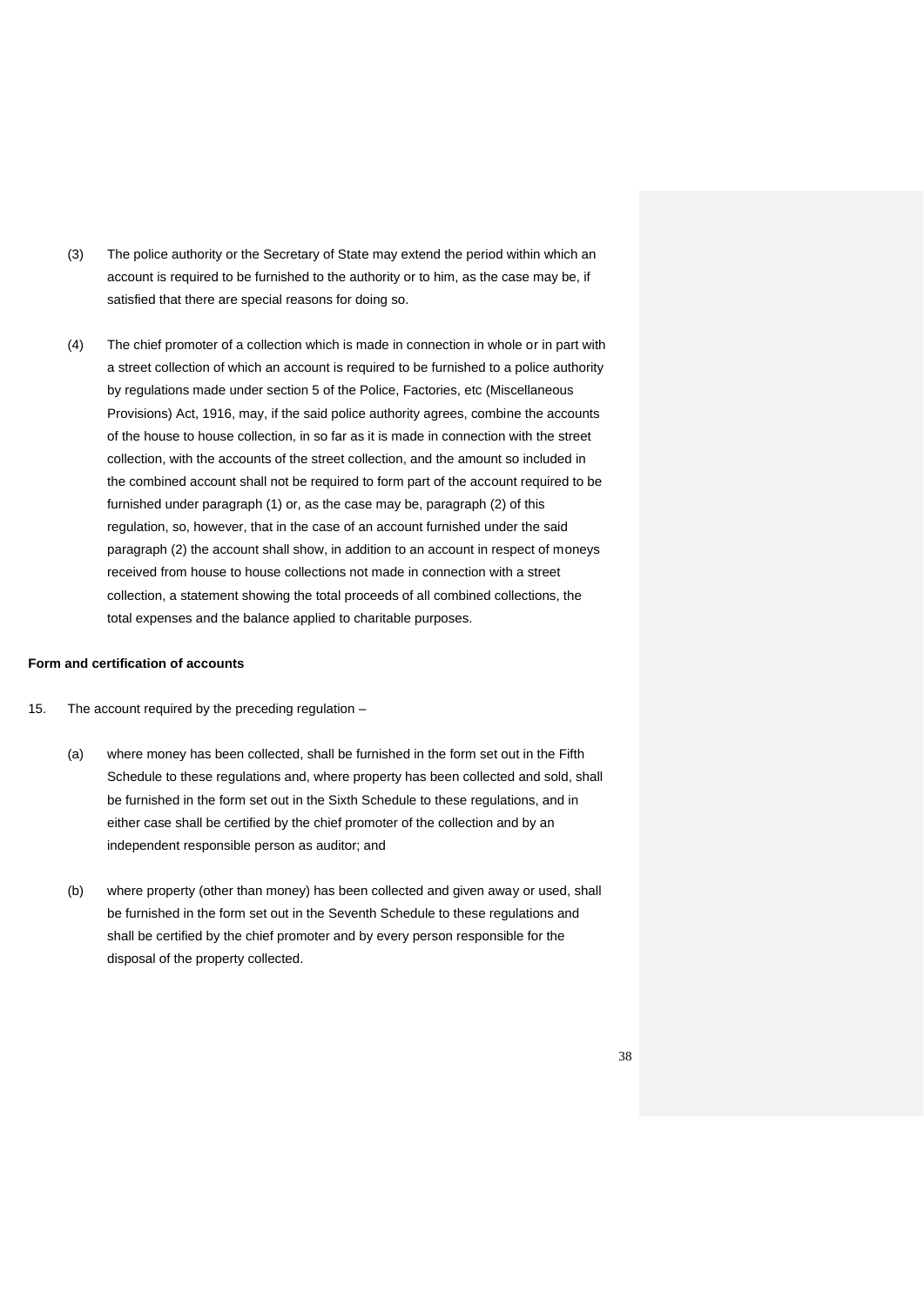(3) The police authority or the Secretary of State may extend the period within which an account is required to be furnished to the authority or to him, as the case may be, if satisfied that there are special reasons for doing so.

(4) The chief promoter of a collection which is made in connection in whole or in part with a street collection of which an account is required to be furnished to a police authority by regulations made under section 5 of the Police, Factories, etc (Miscellaneous Provisions) Act, 1916, may, if the said police authority agrees, combine the accounts of the house to house collection, in so far as it is made in connection with the street collection, with the accounts of the street collection, and the amount so included in the combined account shall not be required to form part of the account required to be furnished under paragraph (1) or, as the case may be, paragraph (2) of this regulation, so, however, that in the case of an account furnished under the said paragraph (2) the account shall show, in addition to an account in respect of moneys received from house to house collections not made in connection with a street collection, a statement showing the total proceeds of all combined collections, the total expenses and the balance applied to charitable purposes.

**Form and certification of accounts**

15. The account required by the preceding regulation –

(a) where money has been collected, shall be furnished in the form set out in the Fifth Schedule to these regulations and, where property has been collected and sold, shall be furnished in the form set out in the Sixth Schedule to these regulations, and in either case shall be certified by the chief promoter of the collection and by an independent responsible person as auditor; and

(b) where property (other than money) has been collected and given away or used, shall be furnished in the form set out in the Seventh Schedule to these regulations and shall be certified by the chief promoter and by every person responsible for the disposal of the property collected.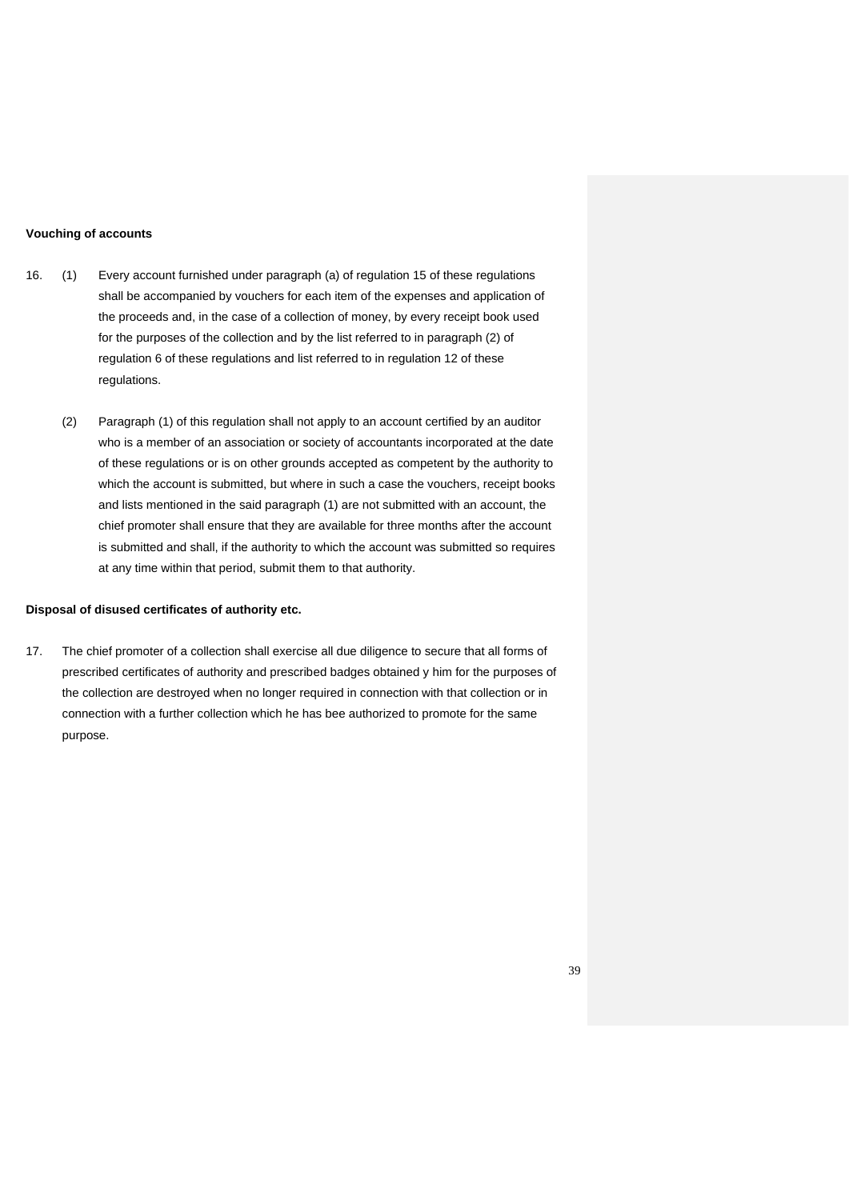**Vouching of accounts**

16. (1) Every account furnished under paragraph (a) of regulation 15 of these regulations shall be accompanied by vouchers for each item of the expenses and application of the proceeds and, in the case of a collection of money, by every receipt book used for the purposes of the collection and by the list referred to in paragraph (2) of regulation 6 of these regulations and list referred to in regulation 12 of these regulations.

(2) Paragraph (1) of this regulation shall not apply to an account certified by an auditor who is a member of an association or society of accountants incorporated at the date of these regulations or is on other grounds accepted as competent by the authority to which the account is submitted, but where in such a case the vouchers, receipt books and lists mentioned in the said paragraph (1) are not submitted with an account, the chief promoter shall ensure that they are available for three months after the account is submitted and shall, if the authority to which the account was submitted so requires at any time within that period, submit them to that authority.

**Disposal of disused certificates of authority etc.**

17. The chief promoter of a collection shall exercise all due diligence to secure that all forms of prescribed certificates of authority and prescribed badges obtained y him for the purposes of the collection are destroyed when no longer required in connection with that collection or in connection with a further collection which he has bee authorized to promote for the same purpose.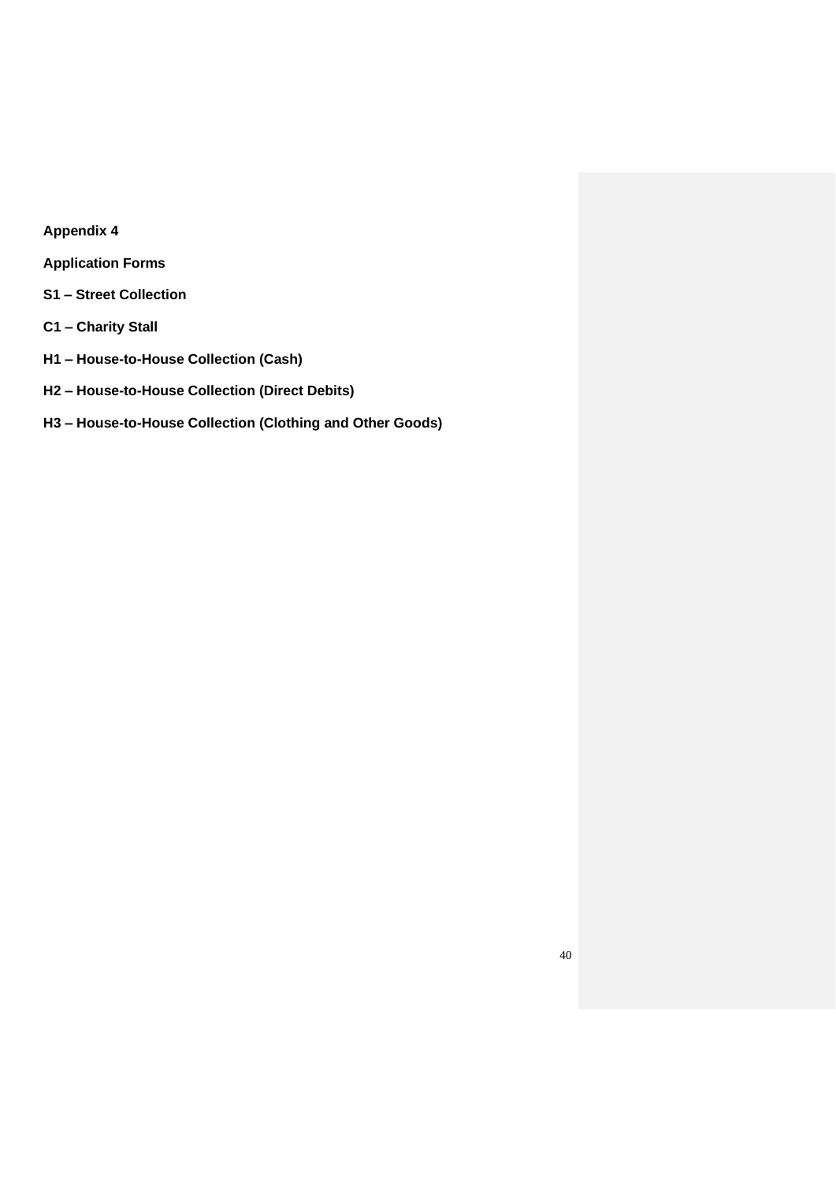**Appendix 4**

**Application Forms**

**S1 – Street Collection**

**C1 – Charity Stall**

**H1 – House-to-House Collection (Cash)**

**H2 – House-to-House Collection (Direct Debits)**

**H3 – House-to-House Collection (Clothing and Other Goods)**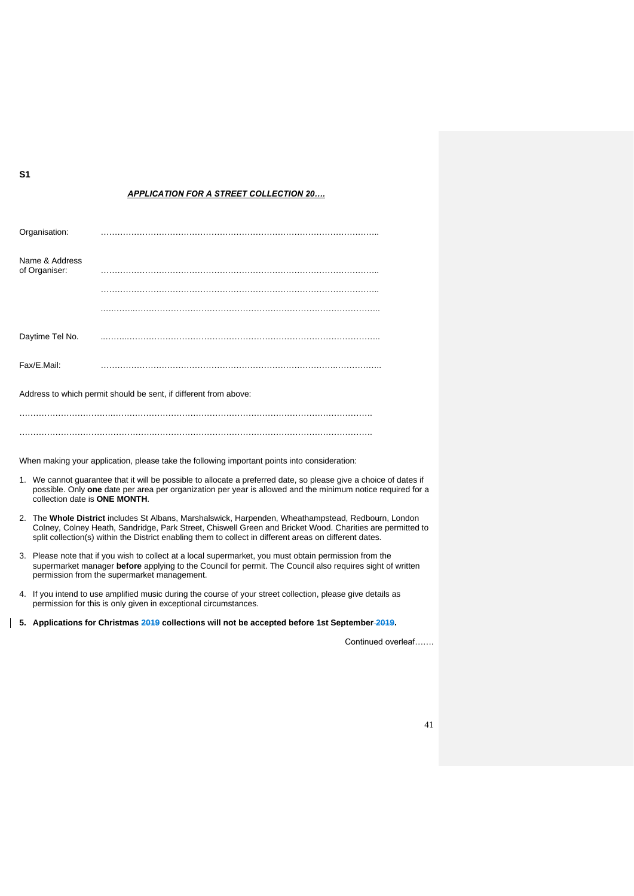**S1**

***APPLICATION FOR A STREET COLLECTION 20….***

Organisation: ………………………………………………………………………………………..

Name & Address of Organiser: ………………………………………………………………………………………..

………………………………………………………………………………………..

………………………………………………………………………………………..

Daytime Tel No. ………………………………………………………………………………………..

Fax/E.Mail: ………………………………………………………………………………………..

Address to which permit should be sent, if different from above:

……………………………………………………………………………………………………………….

……………………………………………………………………………………………………………….

When making your application, please take the following important points into consideration:

1. We cannot guarantee that it will be possible to allocate a preferred date, so please give a choice of dates if possible. Only **one** date per area per organization per year is allowed and the minimum notice required for a collection date is **ONE MONTH**.
2. The **Whole District** includes St Albans, Marshalswick, Harpenden, Wheathampstead, Redbourn, London Colney, Colney Heath, Sandridge, Park Street, Chiswell Green and Bricket Wood. Charities are permitted to split collection(s) within the District enabling them to collect in different areas on different dates.
3. Please note that if you wish to collect at a local supermarket, you must obtain permission from the supermarket manager **before** applying to the Council for permit. The Council also requires sight of written permission from the supermarket management.
4. If you intend to use amplified music during the course of your street collection, please give details as permission for this is only given in exceptional circumstances.
5. **Applications for Christmas ~~2019~~ collections will not be accepted before 1st September ~~2019~~.**

Continued overleaf…….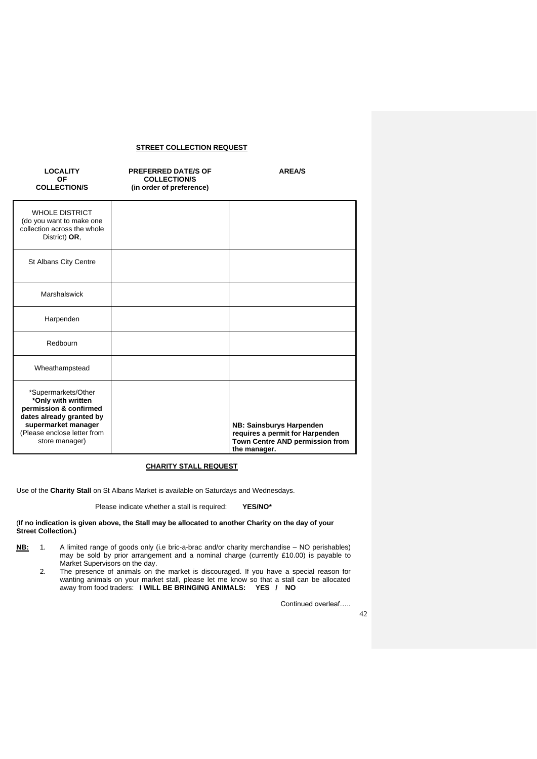## STREET COLLECTION REQUEST

| LOCALITY OF COLLECTION/S | PREFERRED DATE/S OF COLLECTION/S (in order of preference) | AREA/S |
|---|---|---|
| WHOLE DISTRICT (do you want to make one collection across the whole District) **OR**, | | |
| St Albans City Centre | | |
| Marshalswick | | |
| Harpenden | | |
| Redbourn | | |
| Wheathampstead | | |
| *Supermarkets/Other **\*Only with written permission & confirmed dates already granted by supermarket manager** (Please enclose letter from store manager) | | **NB: Sainsburys Harpenden requires a permit for Harpenden Town Centre AND permission from the manager.** |

## CHARITY STALL REQUEST

Use of the **Charity Stall** on St Albans Market is available on Saturdays and Wednesdays.

Please indicate whether a stall is required: **YES/NO***

(**If no indication is given above, the Stall may be allocated to another Charity on the day of your Street Collection.)**

**NB:**

1. A limited range of goods only (i.e bric-a-brac and/or charity merchandise – NO perishables) may be sold by prior arrangement and a nominal charge (currently £10.00) is payable to Market Supervisors on the day.
2. The presence of animals on the market is discouraged. If you have a special reason for wanting animals on your market stall, please let me know so that a stall can be allocated away from food traders: **I WILL BE BRINGING ANIMALS: YES / NO**

Continued overleaf…..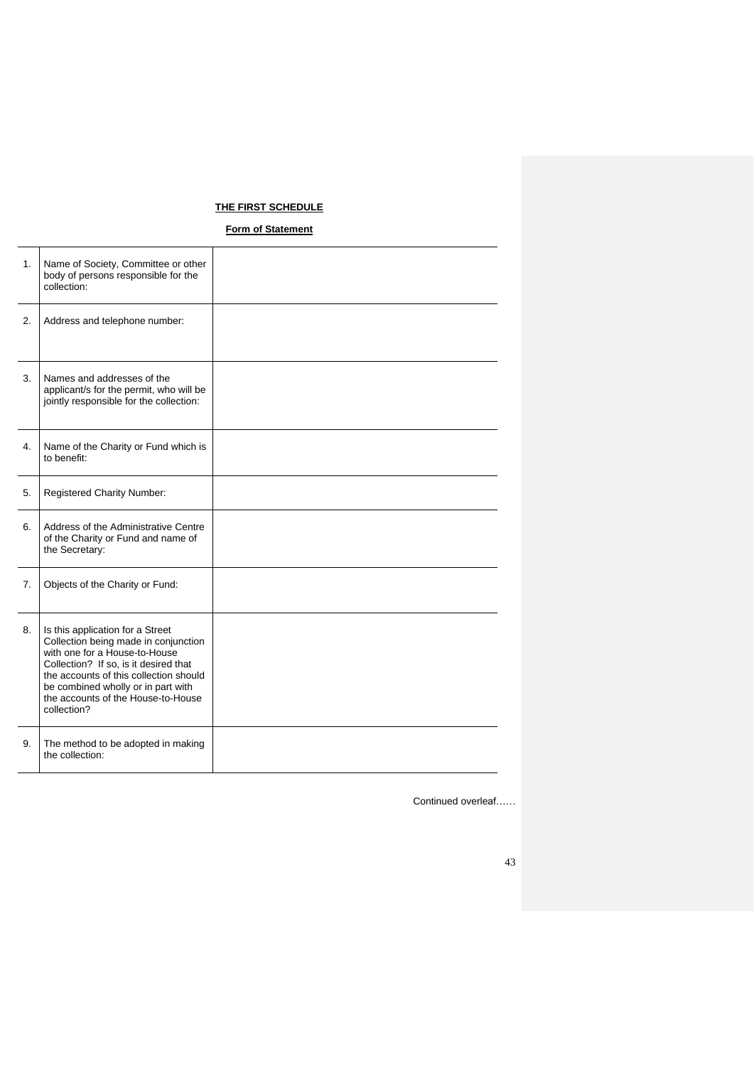**THE FIRST SCHEDULE**

**Form of Statement**

| | | |
|---|---|---|
| 1. | Name of Society, Committee or other body of persons responsible for the collection: | |
| 2. | Address and telephone number: | |
| 3. | Names and addresses of the applicant/s for the permit, who will be jointly responsible for the collection: | |
| 4. | Name of the Charity or Fund which is to benefit: | |
| 5. | Registered Charity Number: | |
| 6. | Address of the Administrative Centre of the Charity or Fund and name of the Secretary: | |
| 7. | Objects of the Charity or Fund: | |
| 8. | Is this application for a Street Collection being made in conjunction with one for a House-to-House Collection? If so, is it desired that the accounts of this collection should be combined wholly or in part with the accounts of the House-to-House collection? | |
| 9. | The method to be adopted in making the collection: | |

Continued overleaf……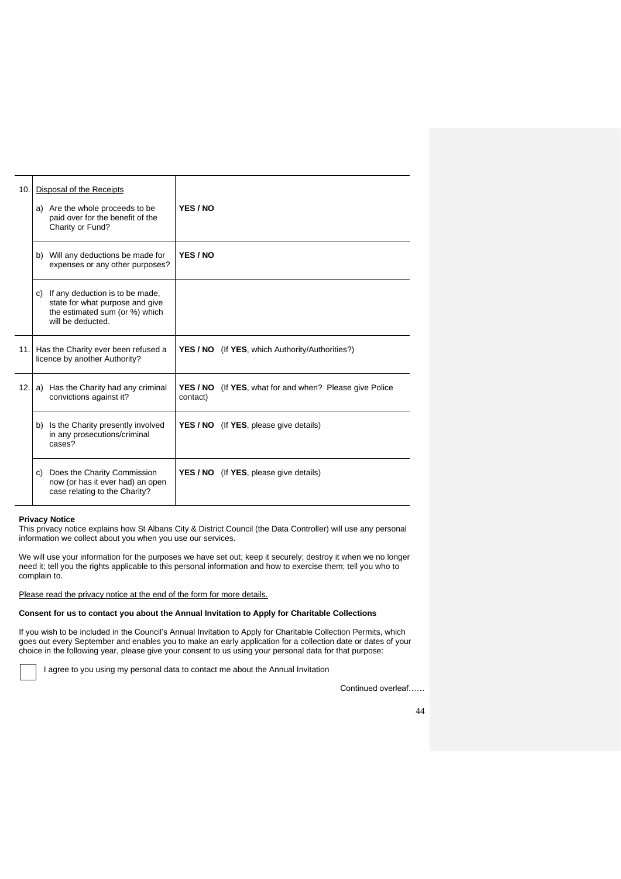| | | |
|---|---|---|
| 10. | <u>Disposal of the Receipts</u><br><br>a) Are the whole proceeds to be paid over for the benefit of the Charity or Fund? | **YES / NO** |
| | b) Will any deductions be made for expenses or any other purposes? | **YES / NO** |
| | c) If any deduction is to be made, state for what purpose and give the estimated sum (or %) which will be deducted. | |
| 11. | Has the Charity ever been refused a licence by another Authority? | **YES / NO** (If **YES**, which Authority/Authorities?) |
| 12. | a) Has the Charity had any criminal convictions against it? | **YES / NO** (If **YES**, what for and when? Please give Police contact) |
| | b) Is the Charity presently involved in any prosecutions/criminal cases? | **YES / NO** (If **YES**, please give details) |
| | c) Does the Charity Commission now (or has it ever had) an open case relating to the Charity? | **YES / NO** (If **YES**, please give details) |

**Privacy Notice**

This privacy notice explains how St Albans City & District Council (the Data Controller) will use any personal information we collect about you when you use our services.

We will use your information for the purposes we have set out; keep it securely; destroy it when we no longer need it; tell you the rights applicable to this personal information and how to exercise them; tell you who to complain to.

<u>Please read the privacy notice at the end of the form for more details.</u>

**Consent for us to contact you about the Annual Invitation to Apply for Charitable Collections**

If you wish to be included in the Council's Annual Invitation to Apply for Charitable Collection Permits, which goes out every September and enables you to make an early application for a collection date or dates of your choice in the following year, please give your consent to us using your personal data for that purpose:

☐ I agree to you using my personal data to contact me about the Annual Invitation

Continued overleaf……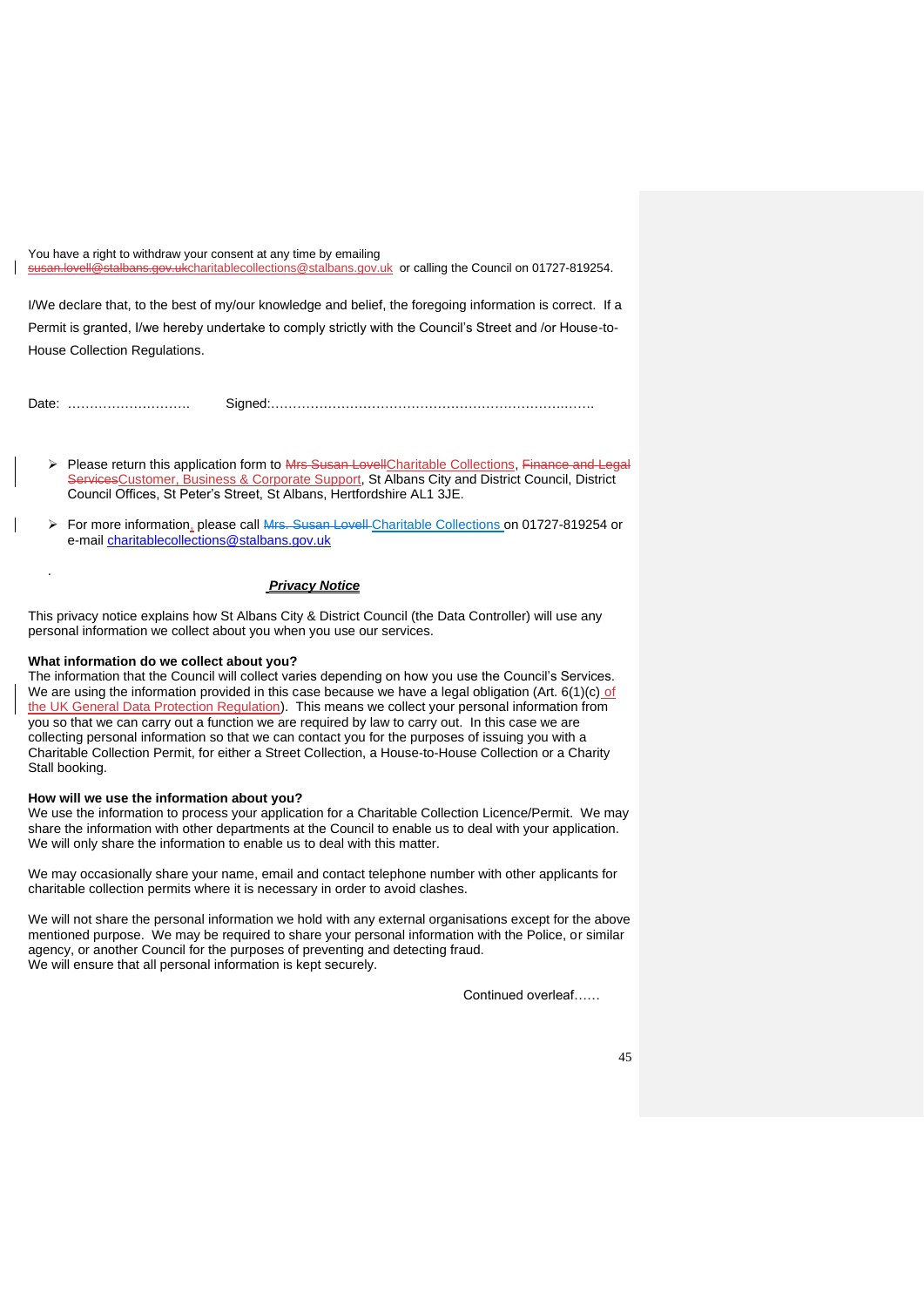You have a right to withdraw your consent at any time by emailing ~~susan.lovell@stalbans.gov.uk~~charitablecollections@stalbans.gov.uk or calling the Council on 01727-819254.

I/We declare that, to the best of my/our knowledge and belief, the foregoing information is correct. If a Permit is granted, I/we hereby undertake to comply strictly with the Council's Street and /or House-to-House Collection Regulations.

Date: ………………………  Signed:…………………………………………………………….

- Please return this application form to ~~Mrs Susan Lovell~~Charitable Collections, ~~Finance and Legal Services~~Customer, Business & Corporate Support, St Albans City and District Council, District Council Offices, St Peter's Street, St Albans, Hertfordshire AL1 3JE.
- For more information, please call ~~Mrs. Susan Lovell~~ Charitable Collections on 01727-819254 or e-mail charitablecollections@stalbans.gov.uk

.

***Privacy Notice***

This privacy notice explains how St Albans City & District Council (the Data Controller) will use any personal information we collect about you when you use our services.

**What information do we collect about you?**
The information that the Council will collect varies depending on how you use the Council's Services. We are using the information provided in this case because we have a legal obligation (Art. 6(1)(c) of the UK General Data Protection Regulation). This means we collect your personal information from you so that we can carry out a function we are required by law to carry out. In this case we are collecting personal information so that we can contact you for the purposes of issuing you with a Charitable Collection Permit, for either a Street Collection, a House-to-House Collection or a Charity Stall booking.

**How will we use the information about you?**
We use the information to process your application for a Charitable Collection Licence/Permit. We may share the information with other departments at the Council to enable us to deal with your application. We will only share the information to enable us to deal with this matter.

We may occasionally share your name, email and contact telephone number with other applicants for charitable collection permits where it is necessary in order to avoid clashes.

We will not share the personal information we hold with any external organisations except for the above mentioned purpose. We may be required to share your personal information with the Police, or similar agency, or another Council for the purposes of preventing and detecting fraud.
We will ensure that all personal information is kept securely.

Continued overleaf……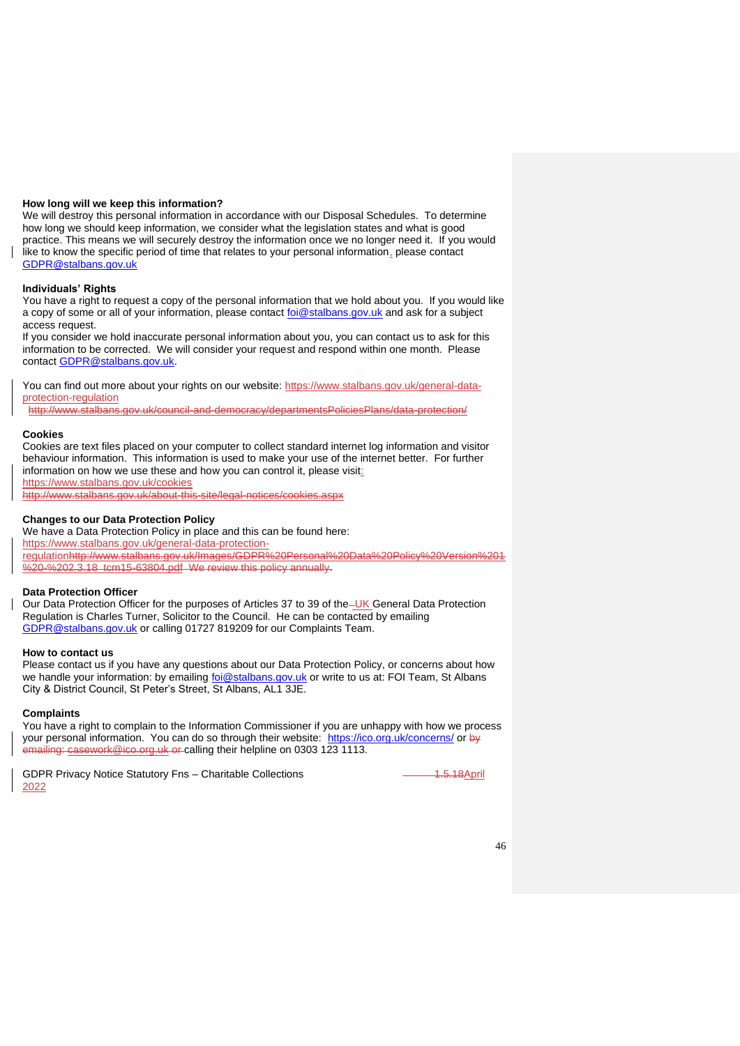**How long will we keep this information?**
We will destroy this personal information in accordance with our Disposal Schedules. To determine how long we should keep information, we consider what the legislation states and what is good practice. This means we will securely destroy the information once we no longer need it. If you would like to know the specific period of time that relates to your personal information, please contact GDPR@stalbans.gov.uk

**Individuals' Rights**
You have a right to request a copy of the personal information that we hold about you. If you would like a copy of some or all of your information, please contact foi@stalbans.gov.uk and ask for a subject access request.
If you consider we hold inaccurate personal information about you, you can contact us to ask for this information to be corrected. We will consider your request and respond within one month. Please contact GDPR@stalbans.gov.uk.

You can find out more about your rights on our website: https://www.stalbans.gov.uk/general-data-protection-regulation ~~http://www.stalbans.gov.uk/council-and-democracy/departmentsPoliciesPlans/data-protection/~~

**Cookies**
Cookies are text files placed on your computer to collect standard internet log information and visitor behaviour information. This information is used to make your use of the internet better. For further information on how we use these and how you can control it, please visit:
https://www.stalbans.gov.uk/cookies
~~http://www.stalbans.gov.uk/about-this-site/legal-notices/cookies.aspx~~

**Changes to our Data Protection Policy**
We have a Data Protection Policy in place and this can be found here:
https://www.stalbans.gov.uk/general-data-protection-regulation~~http://www.stalbans.gov.uk/Images/GDPR%20Personal%20Data%20Policy%20Version%201%20-%202.3.18_tcm15-63804.pdf We review this policy annually.~~

**Data Protection Officer**
Our Data Protection Officer for the purposes of Articles 37 to 39 of the UK General Data Protection Regulation is Charles Turner, Solicitor to the Council. He can be contacted by emailing GDPR@stalbans.gov.uk or calling 01727 819209 for our Complaints Team.

**How to contact us**
Please contact us if you have any questions about our Data Protection Policy, or concerns about how we handle your information: by emailing foi@stalbans.gov.uk or write to us at: FOI Team, St Albans City & District Council, St Peter's Street, St Albans, AL1 3JE.

**Complaints**
You have a right to complain to the Information Commissioner if you are unhappy with how we process your personal information. You can do so through their website: https://ico.org.uk/concerns/ or ~~by emailing: casework@ico.org.uk or~~ calling their helpline on 0303 123 1113.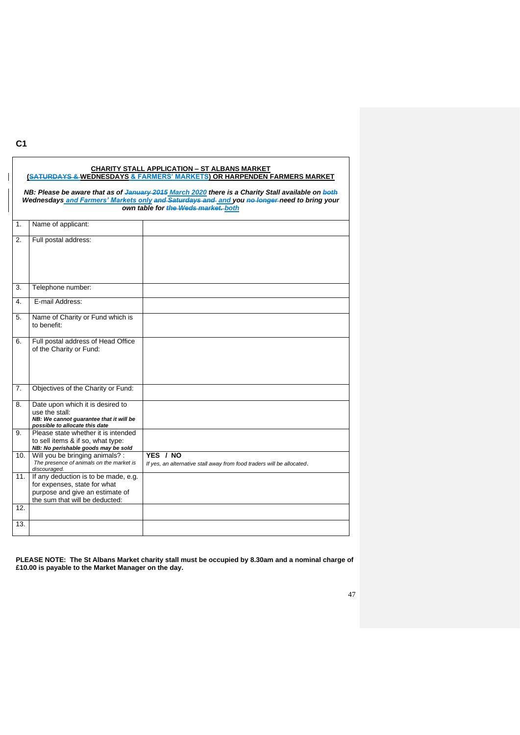**C1**

**CHARITY STALL APPLICATION – ST ALBANS MARKET**
**(~~SATURDAYS &~~ WEDNESDAYS & FARMERS' MARKETS) OR HARPENDEN FARMERS MARKET**

***NB: Please be aware that as of ~~January 2015~~ March 2020 there is a Charity Stall available on ~~both~~ Wednesdays and Farmers' Markets only ~~and Saturdays and~~ and you ~~no longer~~ need to bring your own table for ~~the Weds market.~~ both***

| | | |
|---|---|---|
| 1. | Name of applicant: | |
| 2. | Full postal address: | |
| 3. | Telephone number: | |
| 4. | E-mail Address: | |
| 5. | Name of Charity or Fund which is to benefit: | |
| 6. | Full postal address of Head Office of the Charity or Fund: | |
| 7. | Objectives of the Charity or Fund: | |
| 8. | Date upon which it is desired to use the stall: ***NB: We cannot guarantee that it will be possible to allocate this date*** | |
| 9. | Please state whether it is intended to sell items & if so, what type: ***NB: No perishable goods may be sold*** | |
| 10. | Will you be bringing animals? : *The presence of animals on the market is discouraged.* | **YES / NO** *If yes, an alternative stall away from food traders will be allocated.* |
| 11. | If any deduction is to be made, e.g. for expenses, state for what purpose and give an estimate of the sum that will be deducted: | |
| 12. | | |
| 13. | | |

**PLEASE NOTE: The St Albans Market charity stall must be occupied by 8.30am and a nominal charge of £10.00 is payable to the Market Manager on the day.**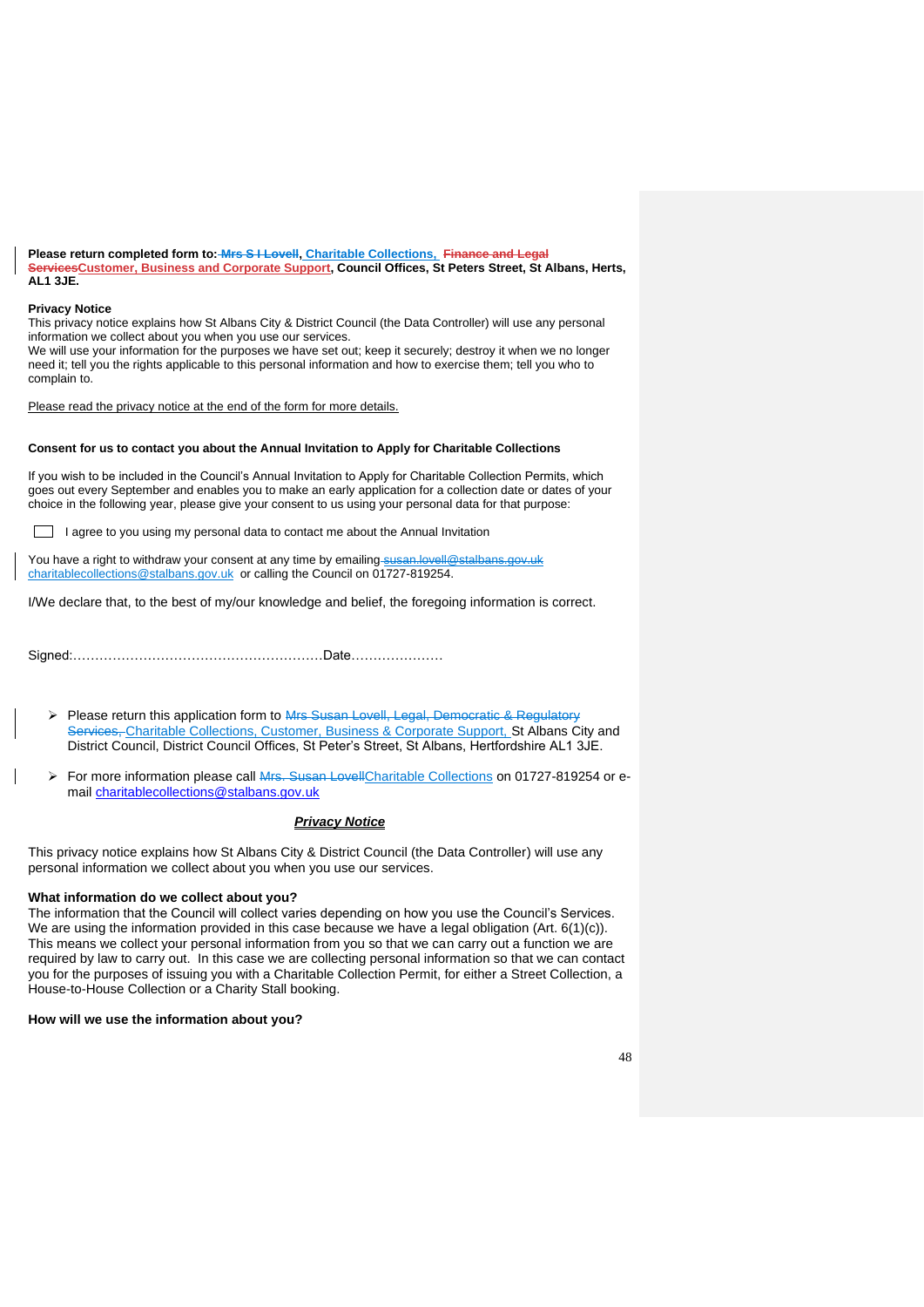**Please return completed form to:** ~~Mrs S I Lovell~~, Charitable Collections, ~~Finance and Legal Services~~Customer, Business and Corporate Support, **Council Offices, St Peters Street, St Albans, Herts, AL1 3JE.**

**Privacy Notice**

This privacy notice explains how St Albans City & District Council (the Data Controller) will use any personal information we collect about you when you use our services.

We will use your information for the purposes we have set out; keep it securely; destroy it when we no longer need it; tell you the rights applicable to this personal information and how to exercise them; tell you who to complain to.

Please read the privacy notice at the end of the form for more details.

**Consent for us to contact you about the Annual Invitation to Apply for Charitable Collections**

If you wish to be included in the Council's Annual Invitation to Apply for Charitable Collection Permits, which goes out every September and enables you to make an early application for a collection date or dates of your choice in the following year, please give your consent to us using your personal data for that purpose:

☐ I agree to you using my personal data to contact me about the Annual Invitation

You have a right to withdraw your consent at any time by emailing ~~susan.lovell@stalbans.gov.uk~~ charitablecollections@stalbans.gov.uk or calling the Council on 01727-819254.

I/We declare that, to the best of my/our knowledge and belief, the foregoing information is correct.

Signed:……………………………………………………Date…………………

- Please return this application form to ~~Mrs Susan Lovell, Legal, Democratic & Regulatory Services,~~ Charitable Collections, Customer, Business & Corporate Support, St Albans City and District Council, District Council Offices, St Peter's Street, St Albans, Hertfordshire AL1 3JE.
- For more information please call ~~Mrs. Susan Lovell~~Charitable Collections on 01727-819254 or e-mail charitablecollections@stalbans.gov.uk

***Privacy Notice***

This privacy notice explains how St Albans City & District Council (the Data Controller) will use any personal information we collect about you when you use our services.

**What information do we collect about you?**

The information that the Council will collect varies depending on how you use the Council's Services. We are using the information provided in this case because we have a legal obligation (Art. 6(1)(c)). This means we collect your personal information from you so that we can carry out a function we are required by law to carry out. In this case we are collecting personal information so that we can contact you for the purposes of issuing you with a Charitable Collection Permit, for either a Street Collection, a House-to-House Collection or a Charity Stall booking.

**How will we use the information about you?**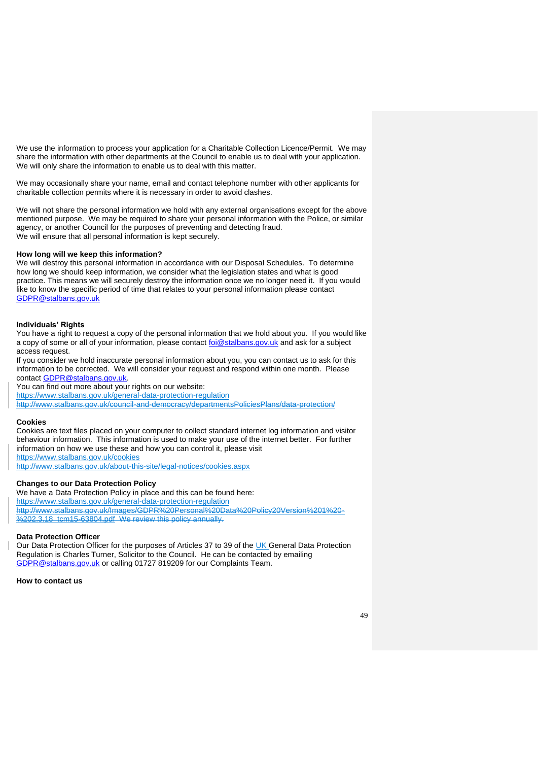We use the information to process your application for a Charitable Collection Licence/Permit. We may share the information with other departments at the Council to enable us to deal with your application. We will only share the information to enable us to deal with this matter.

We may occasionally share your name, email and contact telephone number with other applicants for charitable collection permits where it is necessary in order to avoid clashes.

We will not share the personal information we hold with any external organisations except for the above mentioned purpose. We may be required to share your personal information with the Police, or similar agency, or another Council for the purposes of preventing and detecting fraud.
We will ensure that all personal information is kept securely.

**How long will we keep this information?**
We will destroy this personal information in accordance with our Disposal Schedules. To determine how long we should keep information, we consider what the legislation states and what is good practice. This means we will securely destroy the information once we no longer need it. If you would like to know the specific period of time that relates to your personal information please contact GDPR@stalbans.gov.uk

**Individuals' Rights**
You have a right to request a copy of the personal information that we hold about you. If you would like a copy of some or all of your information, please contact foi@stalbans.gov.uk and ask for a subject access request.
If you consider we hold inaccurate personal information about you, you can contact us to ask for this information to be corrected. We will consider your request and respond within one month. Please contact GDPR@stalbans.gov.uk.
You can find out more about your rights on our website:
https://www.stalbans.gov.uk/general-data-protection-regulation
~~http://www.stalbans.gov.uk/council-and-democracy/departmentsPoliciesPlans/data-protection/~~

**Cookies**
Cookies are text files placed on your computer to collect standard internet log information and visitor behaviour information. This information is used to make your use of the internet better. For further information on how we use these and how you can control it, please visit
https://www.stalbans.gov.uk/cookies
~~http://www.stalbans.gov.uk/about-this-site/legal-notices/cookies.aspx~~

**Changes to our Data Protection Policy**
We have a Data Protection Policy in place and this can be found here:
https://www.stalbans.gov.uk/general-data-protection-regulation
~~http://www.stalbans.gov.uk/Images/GDPR%20Personal%20Data%20Policy20Version%201%20-%202.3.18_tcm15-63804.pdf We review this policy annually.~~

**Data Protection Officer**
Our Data Protection Officer for the purposes of Articles 37 to 39 of the UK General Data Protection Regulation is Charles Turner, Solicitor to the Council. He can be contacted by emailing GDPR@stalbans.gov.uk or calling 01727 819209 for our Complaints Team.

**How to contact us**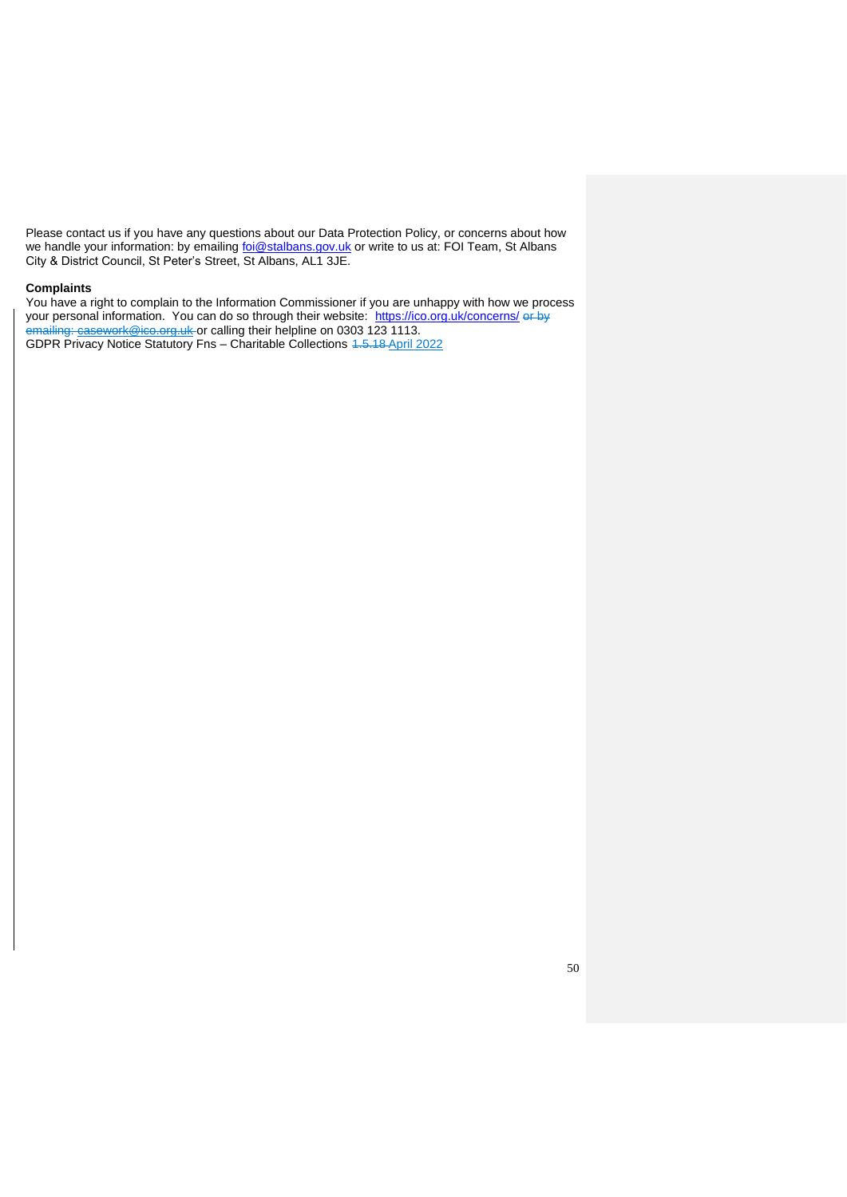Please contact us if you have any questions about our Data Protection Policy, or concerns about how we handle your information: by emailing foi@stalbans.gov.uk or write to us at: FOI Team, St Albans City & District Council, St Peter's Street, St Albans, AL1 3JE.

**Complaints**

You have a right to complain to the Information Commissioner if you are unhappy with how we process your personal information. You can do so through their website: https://ico.org.uk/concerns/ ~~or by emailing: casework@ico.org.uk~~ or calling their helpline on 0303 123 1113.

GDPR Privacy Notice Statutory Fns – Charitable Collections ~~1.5.18~~ April 2022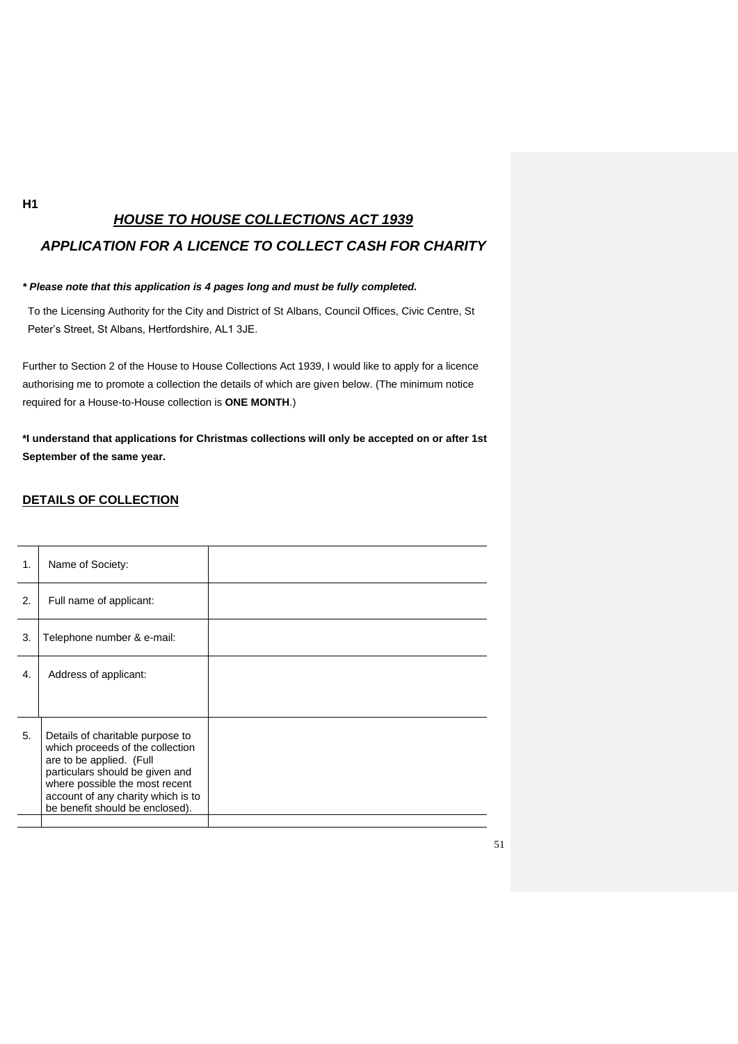**H1**

## *HOUSE TO HOUSE COLLECTIONS ACT 1939*

## *APPLICATION FOR A LICENCE TO COLLECT CASH FOR CHARITY*

***\* Please note that this application is 4 pages long and must be fully completed.***

To the Licensing Authority for the City and District of St Albans, Council Offices, Civic Centre, St Peter's Street, St Albans, Hertfordshire, AL1 3JE.

Further to Section 2 of the House to House Collections Act 1939, I would like to apply for a licence authorising me to promote a collection the details of which are given below. (The minimum notice required for a House-to-House collection is **ONE MONTH**.)

**\*I understand that applications for Christmas collections will only be accepted on or after 1st September of the same year.**

### DETAILS OF COLLECTION

| | | |
|---|---|---|
| 1. | Name of Society: | |
| 2. | Full name of applicant: | |
| 3. | Telephone number & e-mail: | |
| 4. | Address of applicant: | |
| 5. | Details of charitable purpose to which proceeds of the collection are to be applied. (Full particulars should be given and where possible the most recent account of any charity which is to be benefit should be enclosed). | |
| | | |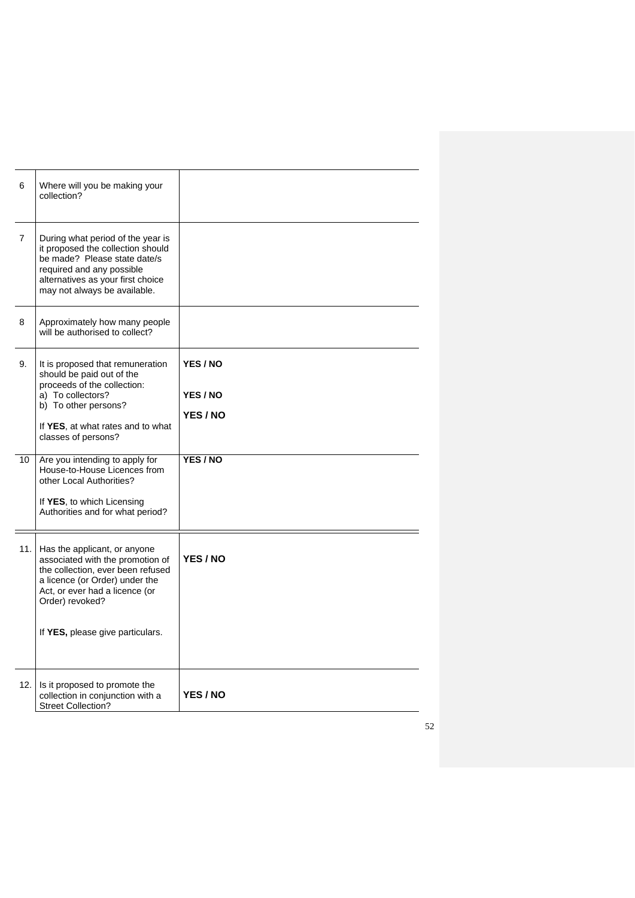| | | |
|---|---|---|
| 6 | Where will you be making your collection? | |
| 7 | During what period of the year is it proposed the collection should be made? Please state date/s required and any possible alternatives as your first choice may not always be available. | |
| 8 | Approximately how many people will be authorised to collect? | |
| 9. | It is proposed that remuneration should be paid out of the proceeds of the collection:<br>a) To collectors?<br>b) To other persons?<br><br>If **YES**, at what rates and to what classes of persons? | **YES / NO**<br><br>**YES / NO**<br><br>**YES / NO** |
| 10 | Are you intending to apply for House-to-House Licences from other Local Authorities?<br><br>If **YES**, to which Licensing Authorities and for what period? | **YES / NO** |
| 11. | Has the applicant, or anyone associated with the promotion of the collection, ever been refused a licence (or Order) under the Act, or ever had a licence (or Order) revoked?<br><br>If **YES,** please give particulars. | **YES / NO** |
| 12. | Is it proposed to promote the collection in conjunction with a Street Collection? | **YES / NO** |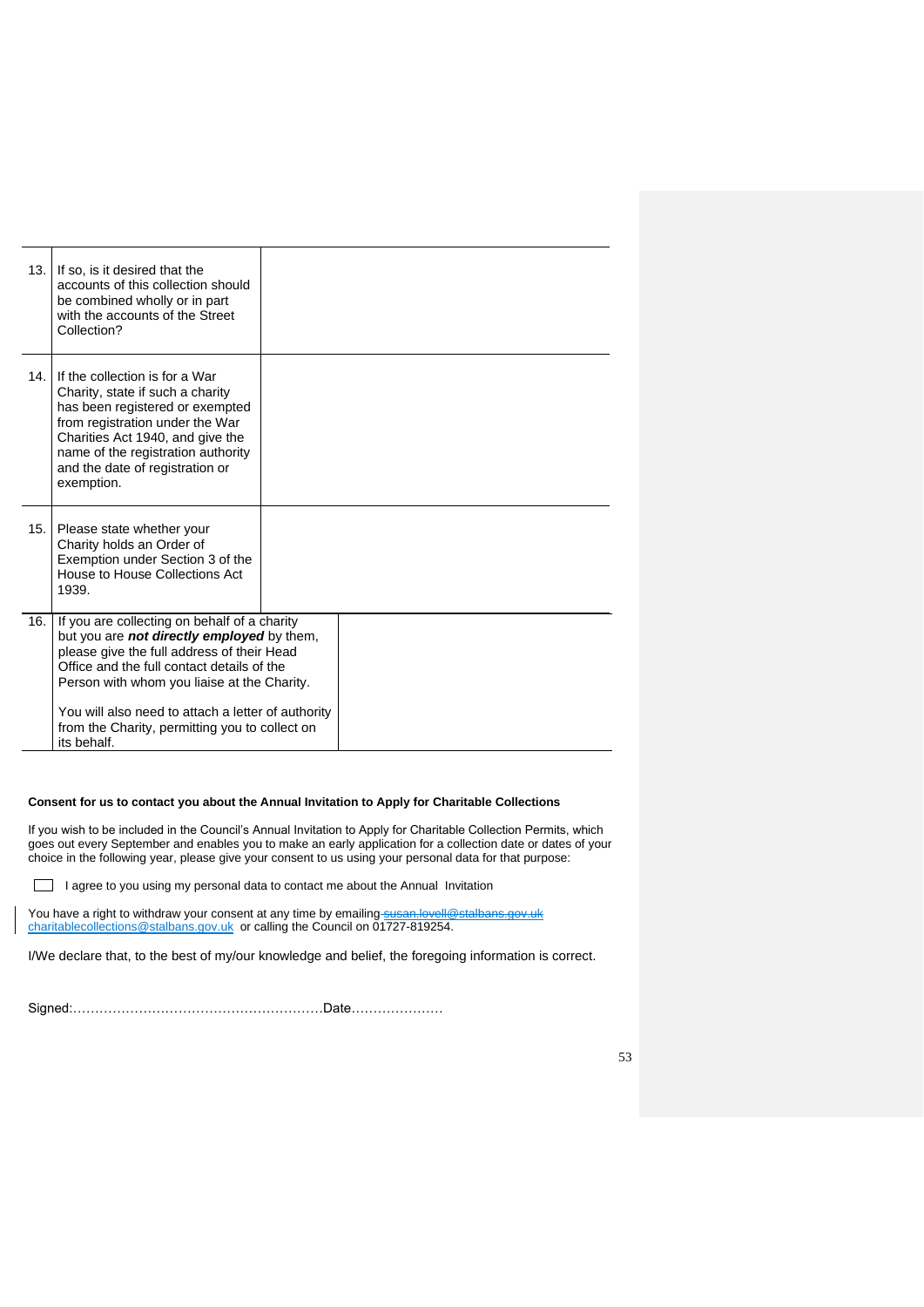| | | |
|---|---|---|
| 13. | If so, is it desired that the accounts of this collection should be combined wholly or in part with the accounts of the Street Collection? | |
| 14. | If the collection is for a War Charity, state if such a charity has been registered or exempted from registration under the War Charities Act 1940, and give the name of the registration authority and the date of registration or exemption. | |
| 15. | Please state whether your Charity holds an Order of Exemption under Section 3 of the House to House Collections Act 1939. | |
| 16. | If you are collecting on behalf of a charity but you are ***not directly employed*** by them, please give the full address of their Head Office and the full contact details of the Person with whom you liaise at the Charity.<br><br>You will also need to attach a letter of authority from the Charity, permitting you to collect on its behalf. | |

**Consent for us to contact you about the Annual Invitation to Apply for Charitable Collections**

If you wish to be included in the Council's Annual Invitation to Apply for Charitable Collection Permits, which goes out every September and enables you to make an early application for a collection date or dates of your choice in the following year, please give your consent to us using your personal data for that purpose:

☐ I agree to you using my personal data to contact me about the Annual Invitation

You have a right to withdraw your consent at any time by emailing ~~susan.lovell@stalbans.gov.uk~~ charitablecollections@stalbans.gov.uk or calling the Council on 01727-819254.

I/We declare that, to the best of my/our knowledge and belief, the foregoing information is correct.

Signed:…………………………………………………Date…………………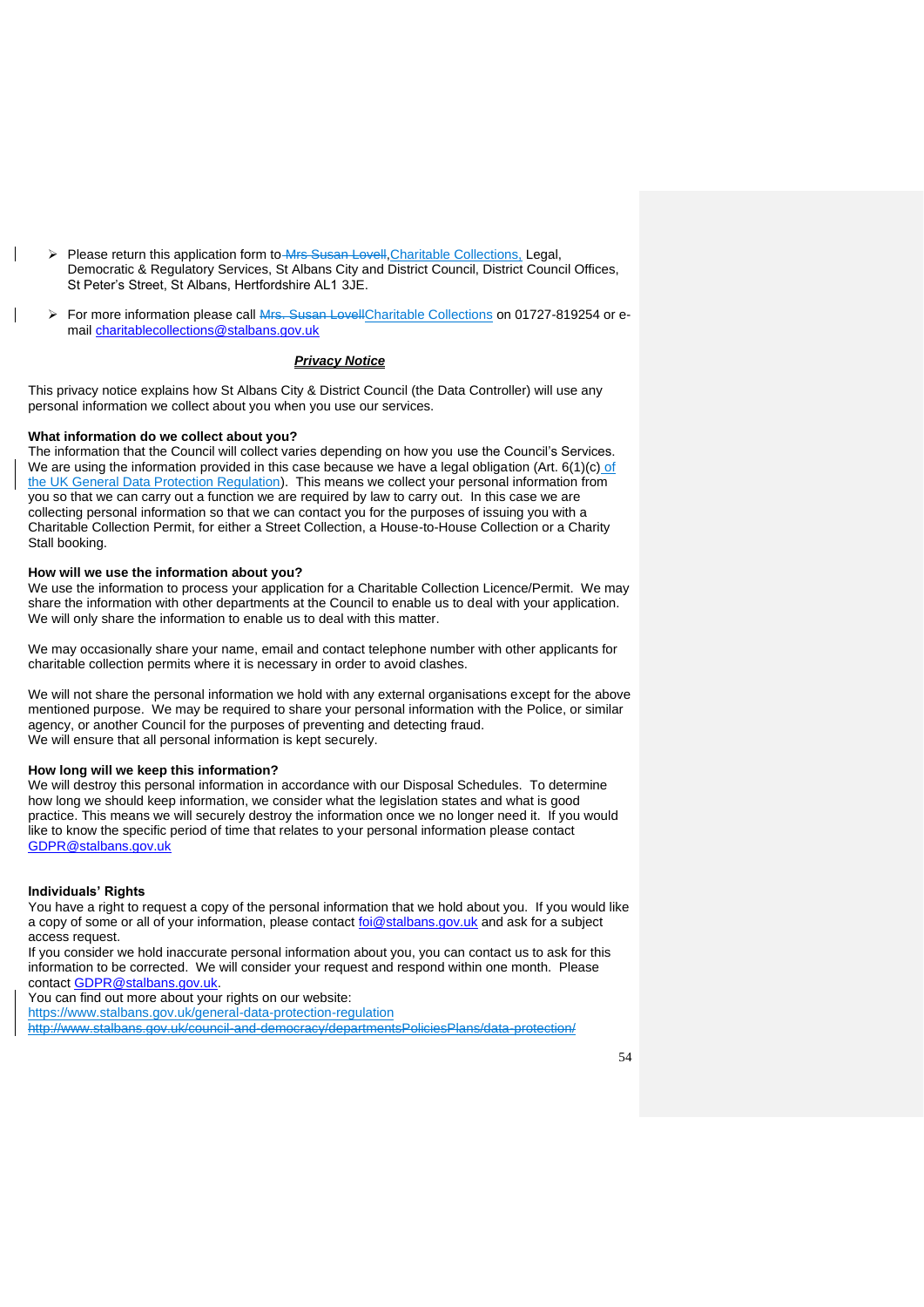- Please return this application form to ~~Mrs Susan Lovell~~,Charitable Collections, Legal, Democratic & Regulatory Services, St Albans City and District Council, District Council Offices, St Peter's Street, St Albans, Hertfordshire AL1 3JE.
- For more information please call ~~Mrs. Susan Lovell~~Charitable Collections on 01727-819254 or e-mail charitablecollections@stalbans.gov.uk

***Privacy Notice***

This privacy notice explains how St Albans City & District Council (the Data Controller) will use any personal information we collect about you when you use our services.

**What information do we collect about you?**

The information that the Council will collect varies depending on how you use the Council's Services. We are using the information provided in this case because we have a legal obligation (Art. 6(1)(c) of the UK General Data Protection Regulation). This means we collect your personal information from you so that we can carry out a function we are required by law to carry out. In this case we are collecting personal information so that we can contact you for the purposes of issuing you with a Charitable Collection Permit, for either a Street Collection, a House-to-House Collection or a Charity Stall booking.

**How will we use the information about you?**

We use the information to process your application for a Charitable Collection Licence/Permit. We may share the information with other departments at the Council to enable us to deal with your application. We will only share the information to enable us to deal with this matter.

We may occasionally share your name, email and contact telephone number with other applicants for charitable collection permits where it is necessary in order to avoid clashes.

We will not share the personal information we hold with any external organisations except for the above mentioned purpose. We may be required to share your personal information with the Police, or similar agency, or another Council for the purposes of preventing and detecting fraud.
We will ensure that all personal information is kept securely.

**How long will we keep this information?**

We will destroy this personal information in accordance with our Disposal Schedules. To determine how long we should keep information, we consider what the legislation states and what is good practice. This means we will securely destroy the information once we no longer need it. If you would like to know the specific period of time that relates to your personal information please contact GDPR@stalbans.gov.uk

**Individuals' Rights**

You have a right to request a copy of the personal information that we hold about you. If you would like a copy of some or all of your information, please contact foi@stalbans.gov.uk and ask for a subject access request.
If you consider we hold inaccurate personal information about you, you can contact us to ask for this information to be corrected. We will consider your request and respond within one month. Please contact GDPR@stalbans.gov.uk.
You can find out more about your rights on our website:
https://www.stalbans.gov.uk/general-data-protection-regulation
~~http://www.stalbans.gov.uk/council-and-democracy/departmentsPoliciesPlans/data-protection/~~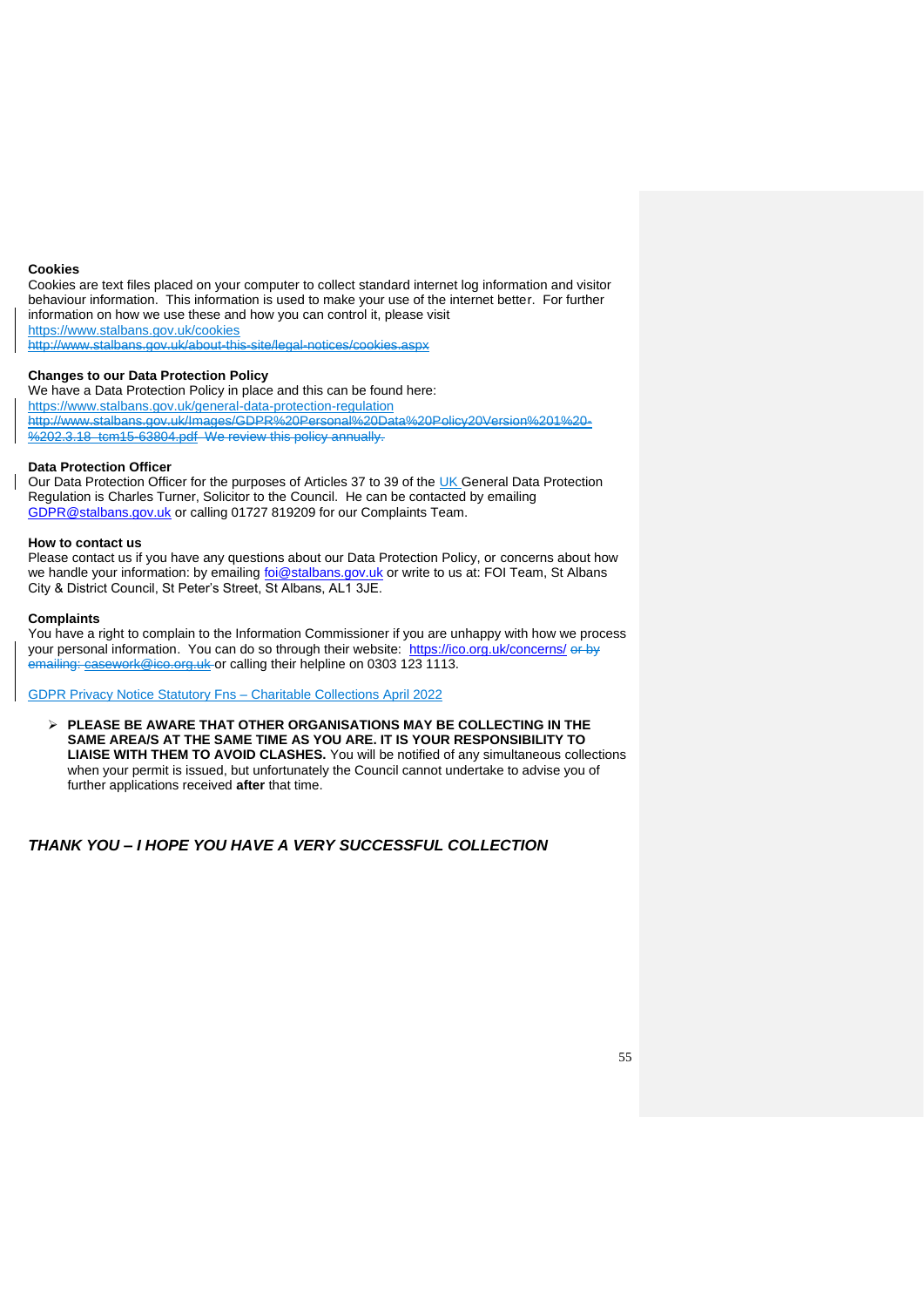**Cookies**

Cookies are text files placed on your computer to collect standard internet log information and visitor behaviour information. This information is used to make your use of the internet better. For further information on how we use these and how you can control it, please visit https://www.stalbans.gov.uk/cookies ~~http://www.stalbans.gov.uk/about-this-site/legal-notices/cookies.aspx~~

**Changes to our Data Protection Policy**

We have a Data Protection Policy in place and this can be found here: https://www.stalbans.gov.uk/general-data-protection-regulation ~~http://www.stalbans.gov.uk/Images/GDPR%20Personal%20Data%20Policy20Version%201%20-%202.3.18_tcm15-63804.pdf We review this policy annually.~~

**Data Protection Officer**

Our Data Protection Officer for the purposes of Articles 37 to 39 of the UK General Data Protection Regulation is Charles Turner, Solicitor to the Council. He can be contacted by emailing GDPR@stalbans.gov.uk or calling 01727 819209 for our Complaints Team.

**How to contact us**

Please contact us if you have any questions about our Data Protection Policy, or concerns about how we handle your information: by emailing foi@stalbans.gov.uk or write to us at: FOI Team, St Albans City & District Council, St Peter's Street, St Albans, AL1 3JE.

**Complaints**

You have a right to complain to the Information Commissioner if you are unhappy with how we process your personal information. You can do so through their website: https://ico.org.uk/concerns/ ~~or by emailing: casework@ico.org.uk~~ or calling their helpline on 0303 123 1113.

GDPR Privacy Notice Statutory Fns – Charitable Collections April 2022

- **PLEASE BE AWARE THAT OTHER ORGANISATIONS MAY BE COLLECTING IN THE SAME AREA/S AT THE SAME TIME AS YOU ARE. IT IS YOUR RESPONSIBILITY TO LIAISE WITH THEM TO AVOID CLASHES.** You will be notified of any simultaneous collections when your permit is issued, but unfortunately the Council cannot undertake to advise you of further applications received **after** that time.

***THANK YOU – I HOPE YOU HAVE A VERY SUCCESSFUL COLLECTION***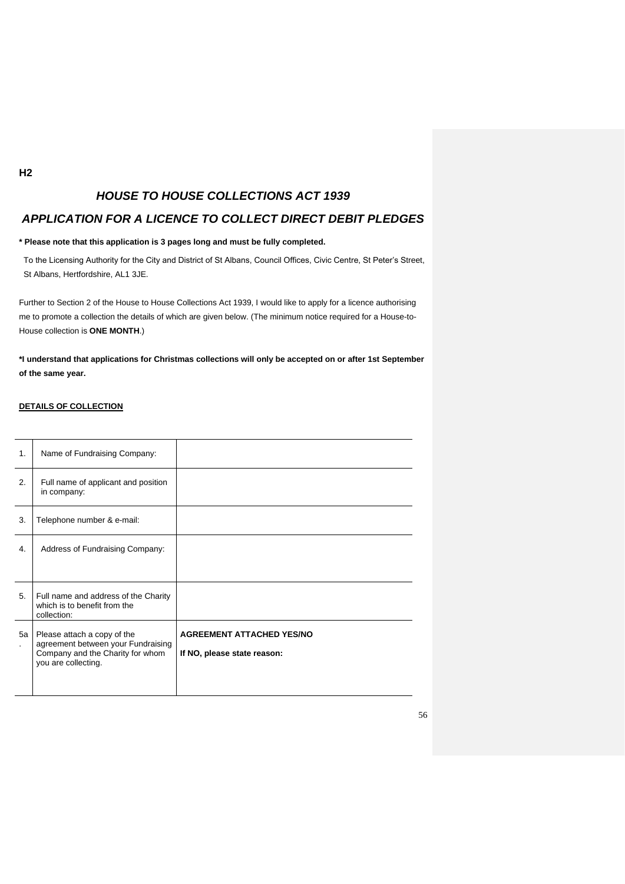**H2**

## *HOUSE TO HOUSE COLLECTIONS ACT 1939*

## *APPLICATION FOR A LICENCE TO COLLECT DIRECT DEBIT PLEDGES*

**\* Please note that this application is 3 pages long and must be fully completed.**

To the Licensing Authority for the City and District of St Albans, Council Offices, Civic Centre, St Peter's Street, St Albans, Hertfordshire, AL1 3JE.

Further to Section 2 of the House to House Collections Act 1939, I would like to apply for a licence authorising me to promote a collection the details of which are given below. (The minimum notice required for a House-to-House collection is **ONE MONTH**.)

**\*I understand that applications for Christmas collections will only be accepted on or after 1st September of the same year.**

**DETAILS OF COLLECTION**

| | | |
|---|---|---|
| 1. | Name of Fundraising Company: | |
| 2. | Full name of applicant and position in company: | |
| 3. | Telephone number & e-mail: | |
| 4. | Address of Fundraising Company: | |
| 5. | Full name and address of the Charity which is to benefit from the collection: | |
| 5a. | Please attach a copy of the agreement between your Fundraising Company and the Charity for whom you are collecting. | **AGREEMENT ATTACHED YES/NO**<br><br>**If NO, please state reason:** |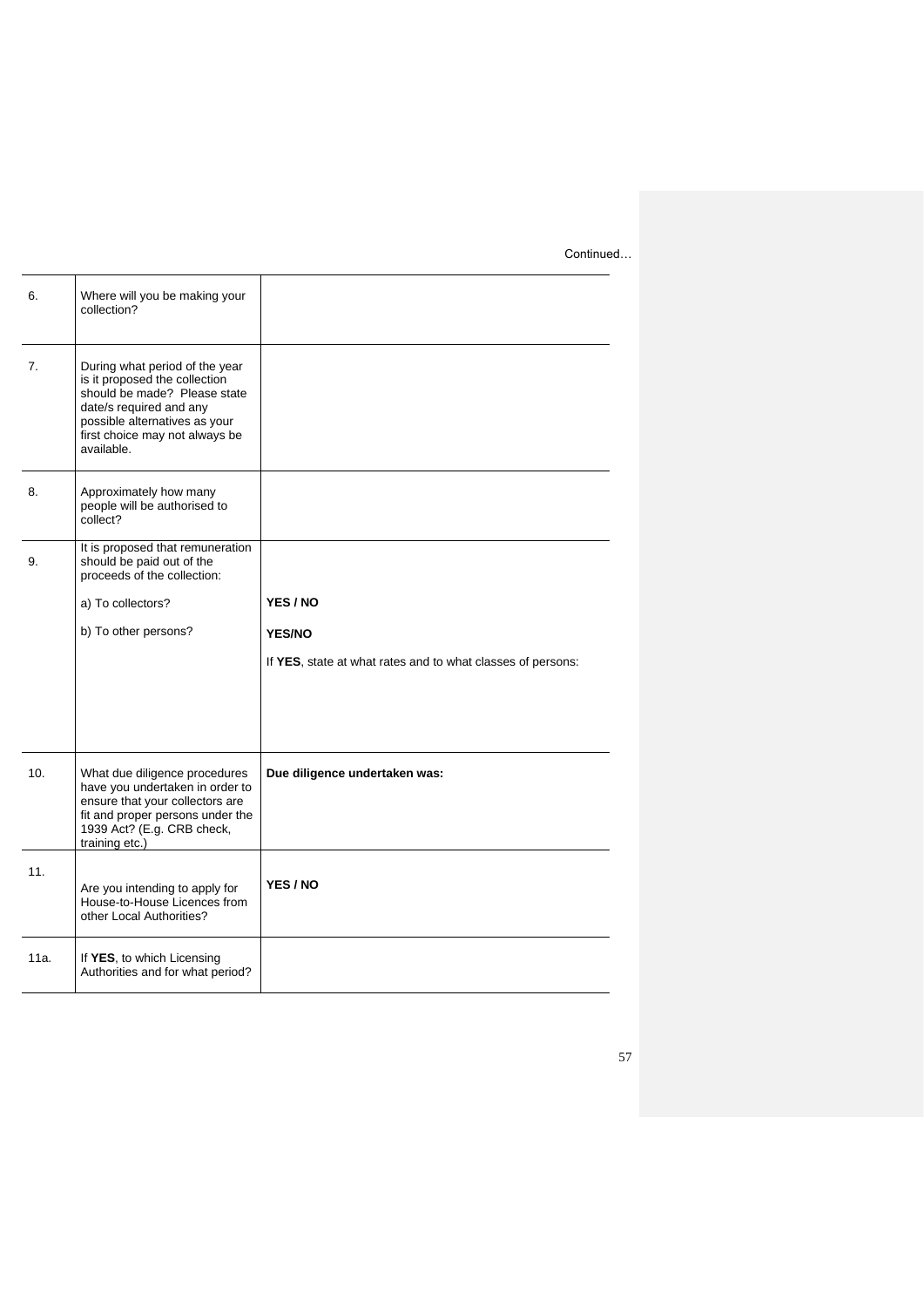Continued…

| | | |
|---|---|---|
| 6. | Where will you be making your collection? | |
| 7. | During what period of the year is it proposed the collection should be made? Please state date/s required and any possible alternatives as your first choice may not always be available. | |
| 8. | Approximately how many people will be authorised to collect? | |
| 9. | It is proposed that remuneration should be paid out of the proceeds of the collection:<br><br>a) To collectors?<br><br>b) To other persons? | <br><br><br>**YES / NO**<br><br>**YES/NO**<br><br>If **YES**, state at what rates and to what classes of persons: |
| 10. | What due diligence procedures have you undertaken in order to ensure that your collectors are fit and proper persons under the 1939 Act? (E.g. CRB check, training etc.) | **Due diligence undertaken was:** |
| 11. | Are you intending to apply for House-to-House Licences from other Local Authorities? | **YES / NO** |
| 11a. | If **YES**, to which Licensing Authorities and for what period? | |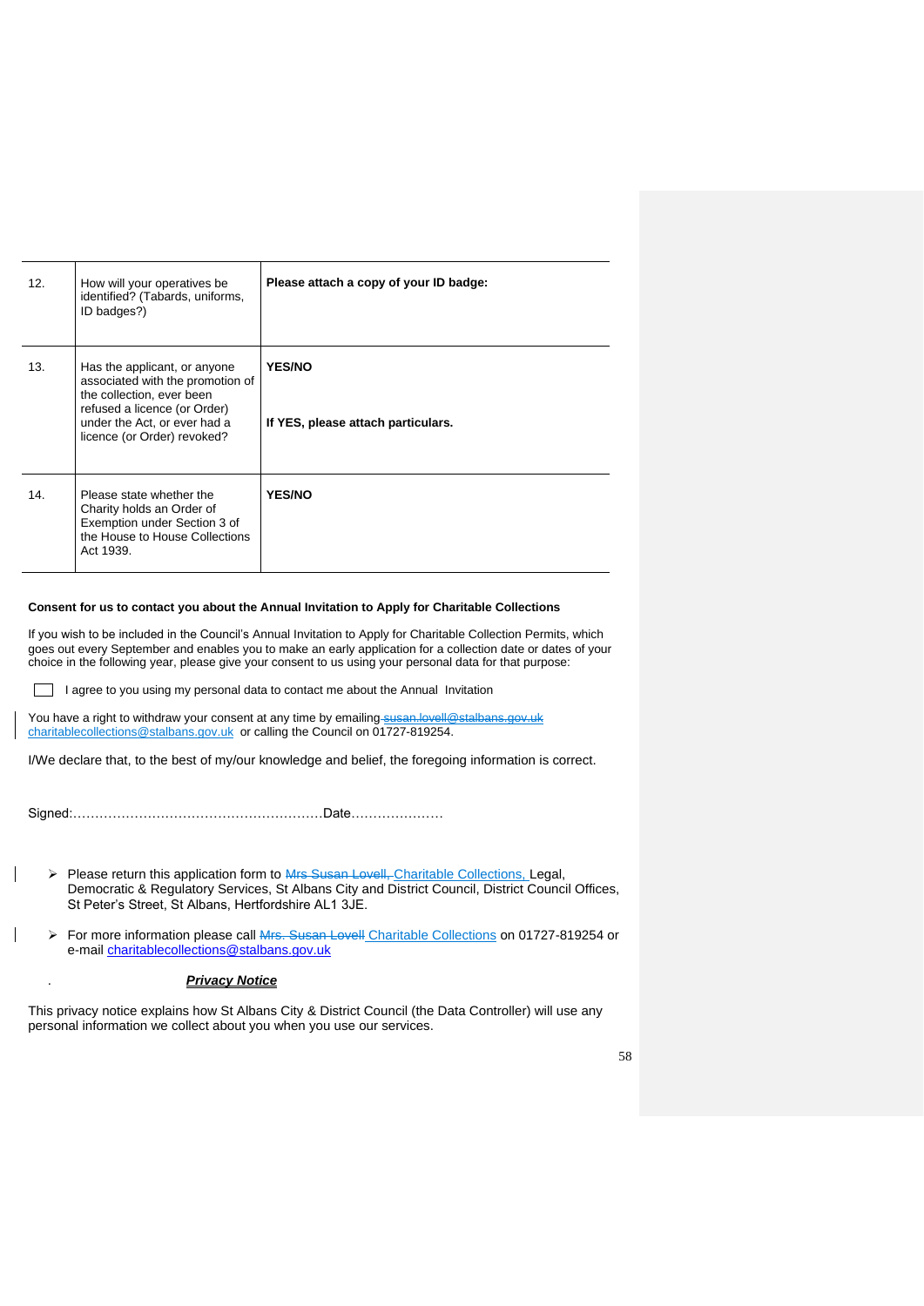| 12. | How will your operatives be identified? (Tabards, uniforms, ID badges?) | **Please attach a copy of your ID badge:** |
|---|---|---|
| 13. | Has the applicant, or anyone associated with the promotion of the collection, ever been refused a licence (or Order) under the Act, or ever had a licence (or Order) revoked? | **YES/NO**<br><br>**If YES, please attach particulars.** |
| 14. | Please state whether the Charity holds an Order of Exemption under Section 3 of the House to House Collections Act 1939. | **YES/NO** |

**Consent for us to contact you about the Annual Invitation to Apply for Charitable Collections**

If you wish to be included in the Council's Annual Invitation to Apply for Charitable Collection Permits, which goes out every September and enables you to make an early application for a collection date or dates of your choice in the following year, please give your consent to us using your personal data for that purpose:

☐ I agree to you using my personal data to contact me about the Annual Invitation

You have a right to withdraw your consent at any time by emailing ~~susan.lovell@stalbans.gov.uk~~ charitablecollections@stalbans.gov.uk or calling the Council on 01727-819254.

I/We declare that, to the best of my/our knowledge and belief, the foregoing information is correct.

Signed:…………………………………………………Date…………………

- Please return this application form to ~~Mrs Susan Lovell,~~ Charitable Collections, Legal, Democratic & Regulatory Services, St Albans City and District Council, District Council Offices, St Peter's Street, St Albans, Hertfordshire AL1 3JE.
- For more information please call ~~Mrs. Susan Lovell~~ Charitable Collections on 01727-819254 or e-mail charitablecollections@stalbans.gov.uk

***Privacy Notice***

This privacy notice explains how St Albans City & District Council (the Data Controller) will use any personal information we collect about you when you use our services.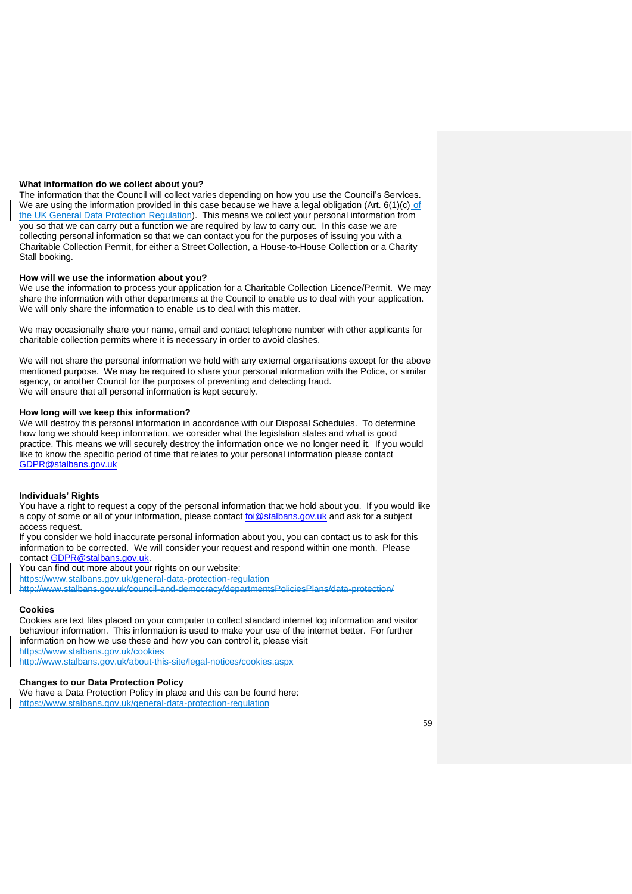**What information do we collect about you?**

The information that the Council will collect varies depending on how you use the Council's Services. We are using the information provided in this case because we have a legal obligation (Art. 6(1)(c) of the UK General Data Protection Regulation). This means we collect your personal information from you so that we can carry out a function we are required by law to carry out. In this case we are collecting personal information so that we can contact you for the purposes of issuing you with a Charitable Collection Permit, for either a Street Collection, a House-to-House Collection or a Charity Stall booking.

**How will we use the information about you?**

We use the information to process your application for a Charitable Collection Licence/Permit. We may share the information with other departments at the Council to enable us to deal with your application. We will only share the information to enable us to deal with this matter.

We may occasionally share your name, email and contact telephone number with other applicants for charitable collection permits where it is necessary in order to avoid clashes.

We will not share the personal information we hold with any external organisations except for the above mentioned purpose. We may be required to share your personal information with the Police, or similar agency, or another Council for the purposes of preventing and detecting fraud.
We will ensure that all personal information is kept securely.

**How long will we keep this information?**

We will destroy this personal information in accordance with our Disposal Schedules. To determine how long we should keep information, we consider what the legislation states and what is good practice. This means we will securely destroy the information once we no longer need it. If you would like to know the specific period of time that relates to your personal information please contact GDPR@stalbans.gov.uk

**Individuals' Rights**

You have a right to request a copy of the personal information that we hold about you. If you would like a copy of some or all of your information, please contact foi@stalbans.gov.uk and ask for a subject access request.
If you consider we hold inaccurate personal information about you, you can contact us to ask for this information to be corrected. We will consider your request and respond within one month. Please contact GDPR@stalbans.gov.uk.
You can find out more about your rights on our website:
https://www.stalbans.gov.uk/general-data-protection-regulation
~~http://www.stalbans.gov.uk/council-and-democracy/departmentsPoliciesPlans/data-protection/~~

**Cookies**

Cookies are text files placed on your computer to collect standard internet log information and visitor behaviour information. This information is used to make your use of the internet better. For further information on how we use these and how you can control it, please visit
https://www.stalbans.gov.uk/cookies
~~http://www.stalbans.gov.uk/about-this-site/legal-notices/cookies.aspx~~

**Changes to our Data Protection Policy**

We have a Data Protection Policy in place and this can be found here:
https://www.stalbans.gov.uk/general-data-protection-regulation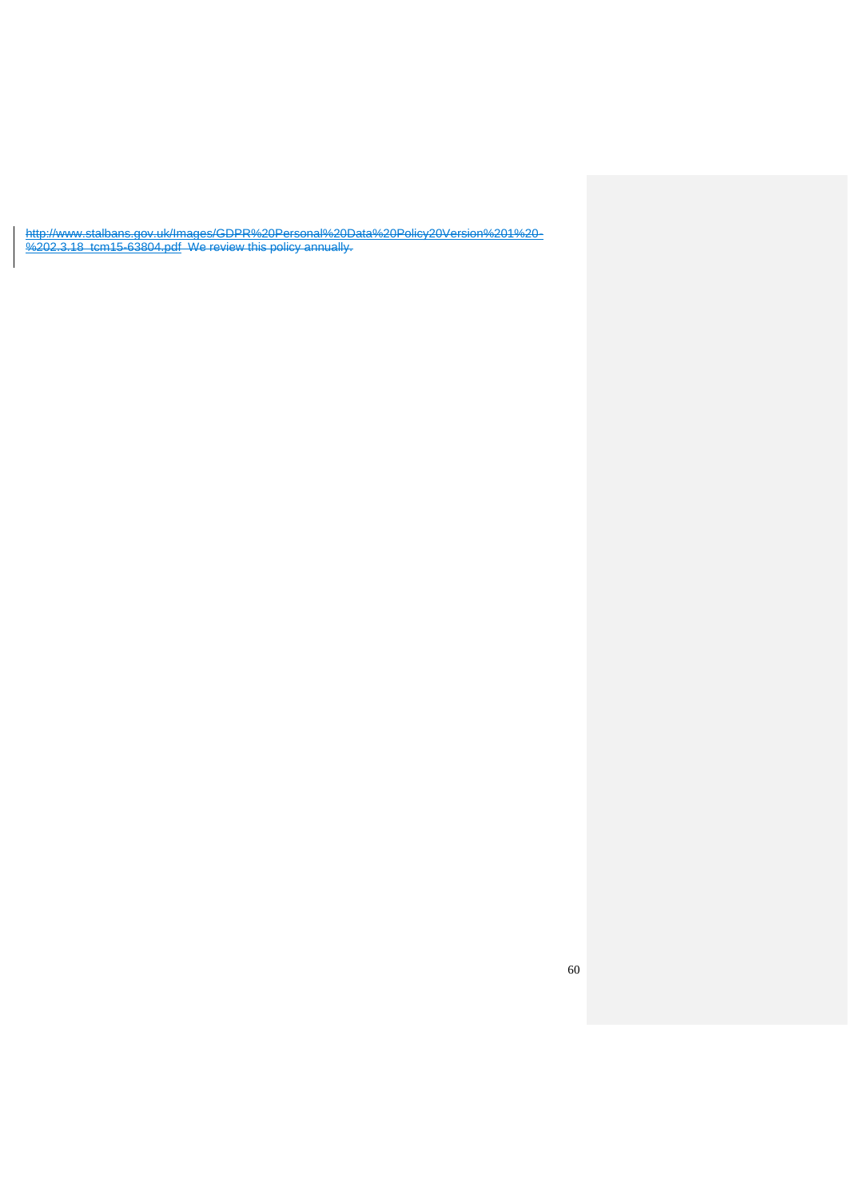~~http://www.stalbans.gov.uk/Images/GDPR%20Personal%20Data%20Policy20Version%201%20-%202.3.18_tcm15-63804.pdf We review this policy annually.~~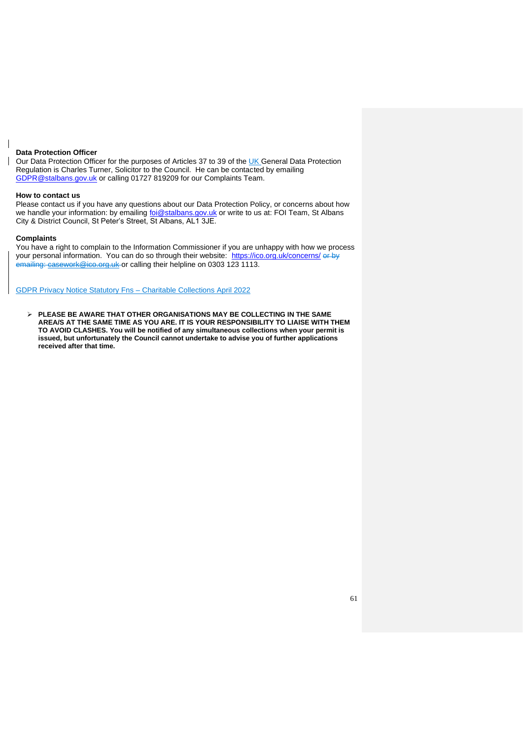**Data Protection Officer**
Our Data Protection Officer for the purposes of Articles 37 to 39 of the UK General Data Protection Regulation is Charles Turner, Solicitor to the Council. He can be contacted by emailing GDPR@stalbans.gov.uk or calling 01727 819209 for our Complaints Team.

**How to contact us**
Please contact us if you have any questions about our Data Protection Policy, or concerns about how we handle your information: by emailing foi@stalbans.gov.uk or write to us at: FOI Team, St Albans City & District Council, St Peter's Street, St Albans, AL1 3JE.

**Complaints**
You have a right to complain to the Information Commissioner if you are unhappy with how we process your personal information. You can do so through their website: https://ico.org.uk/concerns/ ~~or by emailing: casework@ico.org.uk~~ or calling their helpline on 0303 123 1113.

GDPR Privacy Notice Statutory Fns – Charitable Collections April 2022

- **PLEASE BE AWARE THAT OTHER ORGANISATIONS MAY BE COLLECTING IN THE SAME AREA/S AT THE SAME TIME AS YOU ARE. IT IS YOUR RESPONSIBILITY TO LIAISE WITH THEM TO AVOID CLASHES. You will be notified of any simultaneous collections when your permit is issued, but unfortunately the Council cannot undertake to advise you of further applications received after that time.**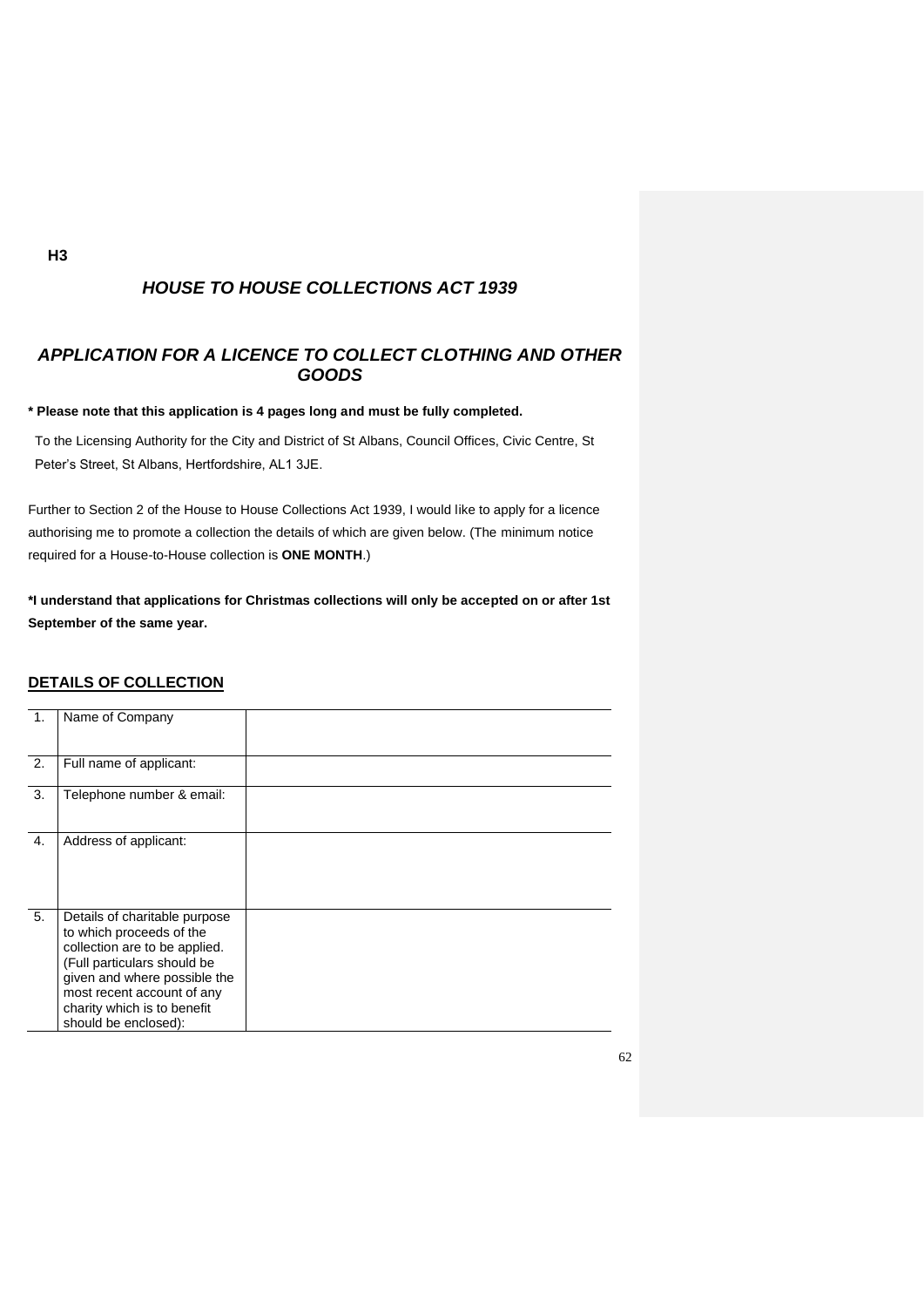**H3**

## *HOUSE TO HOUSE COLLECTIONS ACT 1939*

## *APPLICATION FOR A LICENCE TO COLLECT CLOTHING AND OTHER GOODS*

**\* Please note that this application is 4 pages long and must be fully completed.**

To the Licensing Authority for the City and District of St Albans, Council Offices, Civic Centre, St Peter's Street, St Albans, Hertfordshire, AL1 3JE.

Further to Section 2 of the House to House Collections Act 1939, I would like to apply for a licence authorising me to promote a collection the details of which are given below. (The minimum notice required for a House-to-House collection is **ONE MONTH**.)

**\*I understand that applications for Christmas collections will only be accepted on or after 1st September of the same year.**

**DETAILS OF COLLECTION**

| | | |
|---|---|---|
| 1. | Name of Company | |
| 2. | Full name of applicant: | |
| 3. | Telephone number & email: | |
| 4. | Address of applicant: | |
| 5. | Details of charitable purpose to which proceeds of the collection are to be applied. (Full particulars should be given and where possible the most recent account of any charity which is to benefit should be enclosed): | |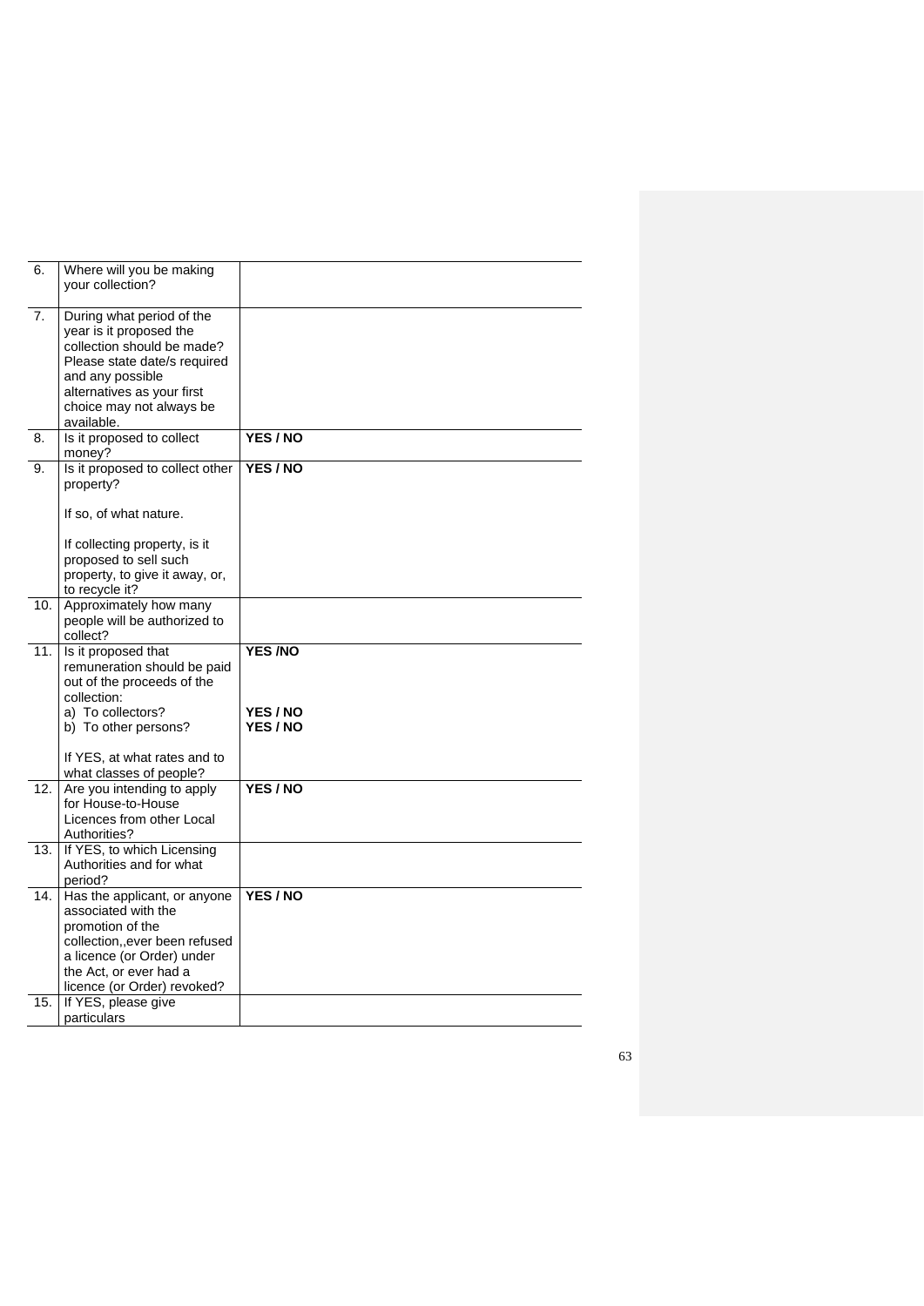| | | |
|---|---|---|
| 6. | Where will you be making your collection? | |
| 7. | During what period of the year is it proposed the collection should be made? Please state date/s required and any possible alternatives as your first choice may not always be available. | |
| 8. | Is it proposed to collect money? | **YES / NO** |
| 9. | Is it proposed to collect other property?<br><br>If so, of what nature.<br><br>If collecting property, is it proposed to sell such property, to give it away, or, to recycle it? | **YES / NO** |
| 10. | Approximately how many people will be authorized to collect? | |
| 11. | Is it proposed that remuneration should be paid out of the proceeds of the collection:<br>a) To collectors?<br>b) To other persons?<br><br>If YES, at what rates and to what classes of people? | **YES /NO**<br><br><br><br>**YES / NO**<br>**YES / NO** |
| 12. | Are you intending to apply for House-to-House Licences from other Local Authorities? | **YES / NO** |
| 13. | If YES, to which Licensing Authorities and for what period? | |
| 14. | Has the applicant, or anyone associated with the promotion of the collection,,ever been refused a licence (or Order) under the Act, or ever had a licence (or Order) revoked? | **YES / NO** |
| 15. | If YES, please give particulars | |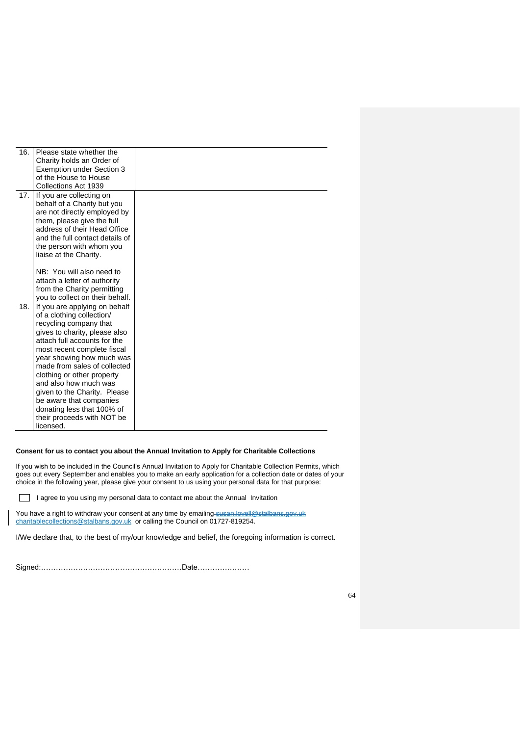| | | |
|---|---|---|
| 16. | Please state whether the Charity holds an Order of Exemption under Section 3 of the House to House Collections Act 1939 | |
| 17. | If you are collecting on behalf of a Charity but you are not directly employed by them, please give the full address of their Head Office and the full contact details of the person with whom you liaise at the Charity.<br><br>NB: You will also need to attach a letter of authority from the Charity permitting you to collect on their behalf. | |
| 18. | If you are applying on behalf of a clothing collection/ recycling company that gives to charity, please also attach full accounts for the most recent complete fiscal year showing how much was made from sales of collected clothing or other property and also how much was given to the Charity. Please be aware that companies donating less that 100% of their proceeds with NOT be licensed. | |

**Consent for us to contact you about the Annual Invitation to Apply for Charitable Collections**

If you wish to be included in the Council's Annual Invitation to Apply for Charitable Collection Permits, which goes out every September and enables you to make an early application for a collection date or dates of your choice in the following year, please give your consent to us using your personal data for that purpose:

☐ I agree to you using my personal data to contact me about the Annual Invitation

You have a right to withdraw your consent at any time by emailing ~~susan.lovell@stalbans.gov.uk~~ charitablecollections@stalbans.gov.uk or calling the Council on 01727-819254.

I/We declare that, to the best of my/our knowledge and belief, the foregoing information is correct.

Signed:………………………………………………….Date…………………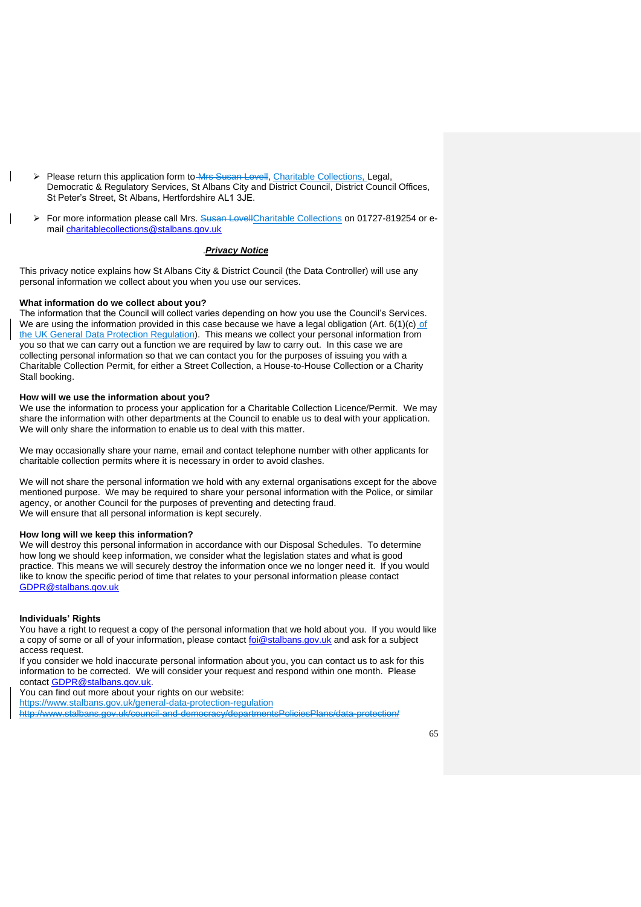- Please return this application form to ~~Mrs Susan Lovell~~, Charitable Collections, Legal, Democratic & Regulatory Services, St Albans City and District Council, District Council Offices, St Peter's Street, St Albans, Hertfordshire AL1 3JE.
- For more information please call Mrs. ~~Susan Lovell~~Charitable Collections on 01727-819254 or e-mail charitablecollections@stalbans.gov.uk

## *Privacy Notice*

This privacy notice explains how St Albans City & District Council (the Data Controller) will use any personal information we collect about you when you use our services.

**What information do we collect about you?**

The information that the Council will collect varies depending on how you use the Council's Services. We are using the information provided in this case because we have a legal obligation (Art. 6(1)(c) of the UK General Data Protection Regulation). This means we collect your personal information from you so that we can carry out a function we are required by law to carry out. In this case we are collecting personal information so that we can contact you for the purposes of issuing you with a Charitable Collection Permit, for either a Street Collection, a House-to-House Collection or a Charity Stall booking.

**How will we use the information about you?**

We use the information to process your application for a Charitable Collection Licence/Permit. We may share the information with other departments at the Council to enable us to deal with your application. We will only share the information to enable us to deal with this matter.

We may occasionally share your name, email and contact telephone number with other applicants for charitable collection permits where it is necessary in order to avoid clashes.

We will not share the personal information we hold with any external organisations except for the above mentioned purpose. We may be required to share your personal information with the Police, or similar agency, or another Council for the purposes of preventing and detecting fraud.
We will ensure that all personal information is kept securely.

**How long will we keep this information?**

We will destroy this personal information in accordance with our Disposal Schedules. To determine how long we should keep information, we consider what the legislation states and what is good practice. This means we will securely destroy the information once we no longer need it. If you would like to know the specific period of time that relates to your personal information please contact GDPR@stalbans.gov.uk

**Individuals' Rights**

You have a right to request a copy of the personal information that we hold about you. If you would like a copy of some or all of your information, please contact foi@stalbans.gov.uk and ask for a subject access request.
If you consider we hold inaccurate personal information about you, you can contact us to ask for this information to be corrected. We will consider your request and respond within one month. Please contact GDPR@stalbans.gov.uk.
You can find out more about your rights on our website:
https://www.stalbans.gov.uk/general-data-protection-regulation
~~http://www.stalbans.gov.uk/council-and-democracy/departmentsPoliciesPlans/data-protection/~~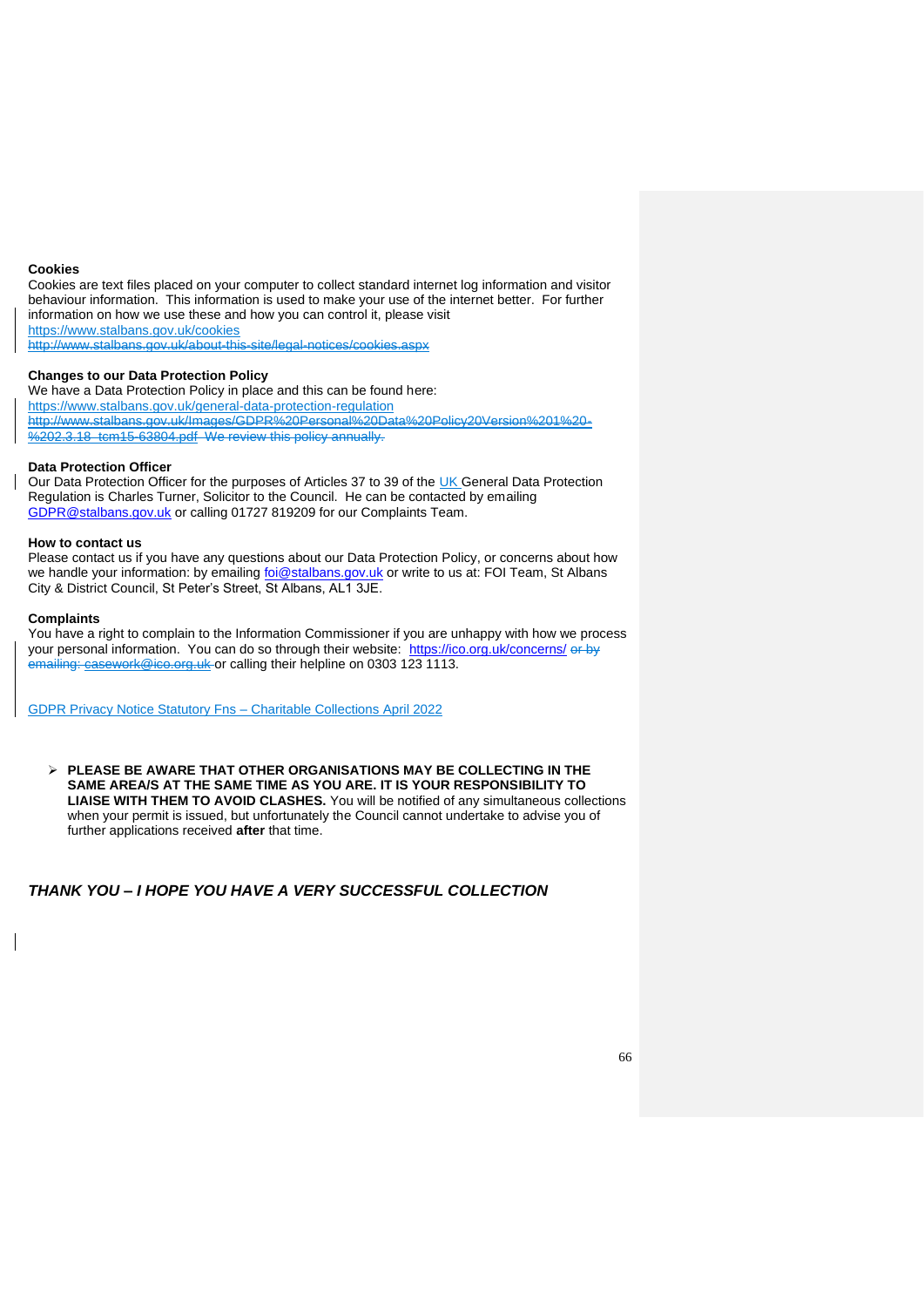**Cookies**

Cookies are text files placed on your computer to collect standard internet log information and visitor behaviour information. This information is used to make your use of the internet better. For further information on how we use these and how you can control it, please visit https://www.stalbans.gov.uk/cookies ~~http://www.stalbans.gov.uk/about-this-site/legal-notices/cookies.aspx~~

**Changes to our Data Protection Policy**

We have a Data Protection Policy in place and this can be found here: https://www.stalbans.gov.uk/general-data-protection-regulation ~~http://www.stalbans.gov.uk/Images/GDPR%20Personal%20Data%20Policy20Version%201%20-%202.3.18_tcm15-63804.pdf We review this policy annually.~~

**Data Protection Officer**

Our Data Protection Officer for the purposes of Articles 37 to 39 of the UK General Data Protection Regulation is Charles Turner, Solicitor to the Council. He can be contacted by emailing GDPR@stalbans.gov.uk or calling 01727 819209 for our Complaints Team.

**How to contact us**

Please contact us if you have any questions about our Data Protection Policy, or concerns about how we handle your information: by emailing foi@stalbans.gov.uk or write to us at: FOI Team, St Albans City & District Council, St Peter's Street, St Albans, AL1 3JE.

**Complaints**

You have a right to complain to the Information Commissioner if you are unhappy with how we process your personal information. You can do so through their website: https://ico.org.uk/concerns/ ~~or by emailing: casework@ico.org.uk~~ or calling their helpline on 0303 123 1113.

GDPR Privacy Notice Statutory Fns – Charitable Collections April 2022

- **PLEASE BE AWARE THAT OTHER ORGANISATIONS MAY BE COLLECTING IN THE SAME AREA/S AT THE SAME TIME AS YOU ARE. IT IS YOUR RESPONSIBILITY TO LIAISE WITH THEM TO AVOID CLASHES.** You will be notified of any simultaneous collections when your permit is issued, but unfortunately the Council cannot undertake to advise you of further applications received **after** that time.

***THANK YOU – I HOPE YOU HAVE A VERY SUCCESSFUL COLLECTION***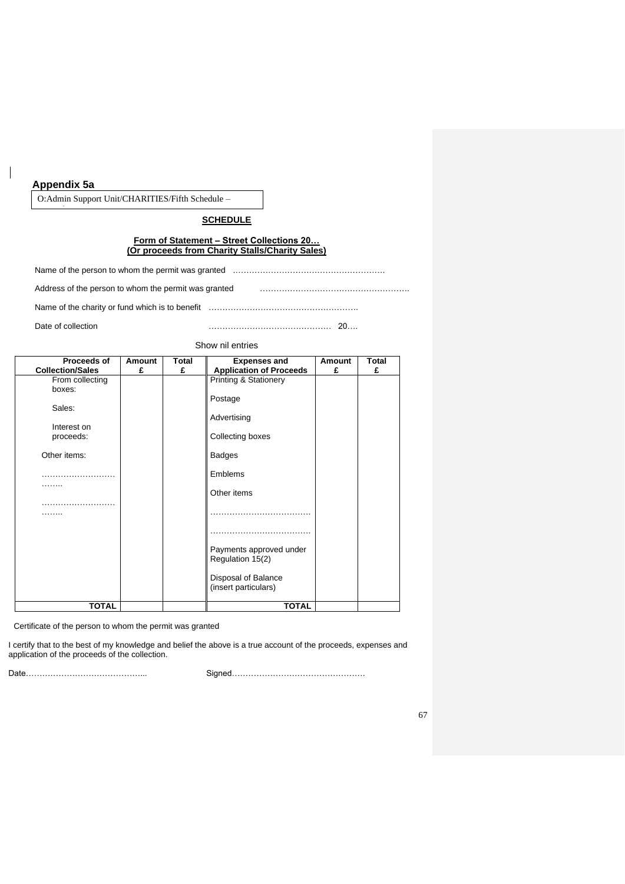## Appendix 5a

O:Admin Support Unit/CHARITIES/Fifth Schedule –

**SCHEDULE**

**Form of Statement – Street Collections 20…**
**(Or proceeds from Charity Stalls/Charity Sales)**

Name of the person to whom the permit was granted ……………………………………………….

Address of the person to whom the permit was granted ……………………………………………….

Name of the charity or fund which is to benefit ……………………………………………….

Date of collection ……………………………………… 20….

Show nil entries

| Proceeds of Collection/Sales | Amount £ | Total £ | Expenses and Application of Proceeds | Amount £ | Total £ |
|---|---|---|---|---|---|
| From collecting boxes: | | | Printing & Stationery | | |
| | | | Postage | | |
| Sales: | | | Advertising | | |
| Interest on proceeds: | | | Collecting boxes | | |
| Other items: | | | Badges | | |
| …………………………….. | | | Emblems | | |
| …………………………….. | | | Other items | | |
| | | | ………………………………. | | |
| | | | ………………………………. | | |
| | | | Payments approved under Regulation 15(2) | | |
| | | | Disposal of Balance (insert particulars) | | |
| **TOTAL** | | | **TOTAL** | | |

Certificate of the person to whom the permit was granted

I certify that to the best of my knowledge and belief the above is a true account of the proceeds, expenses and application of the proceeds of the collection.

Date…………………………………….. Signed………………………………………….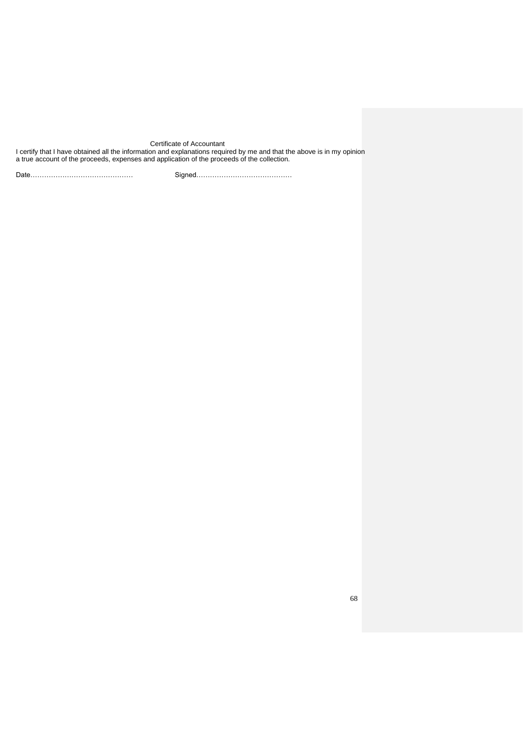Certificate of Accountant

I certify that I have obtained all the information and explanations required by me and that the above is in my opinion a true account of the proceeds, expenses and application of the proceeds of the collection.

Date……………………………………… Signed……………………………………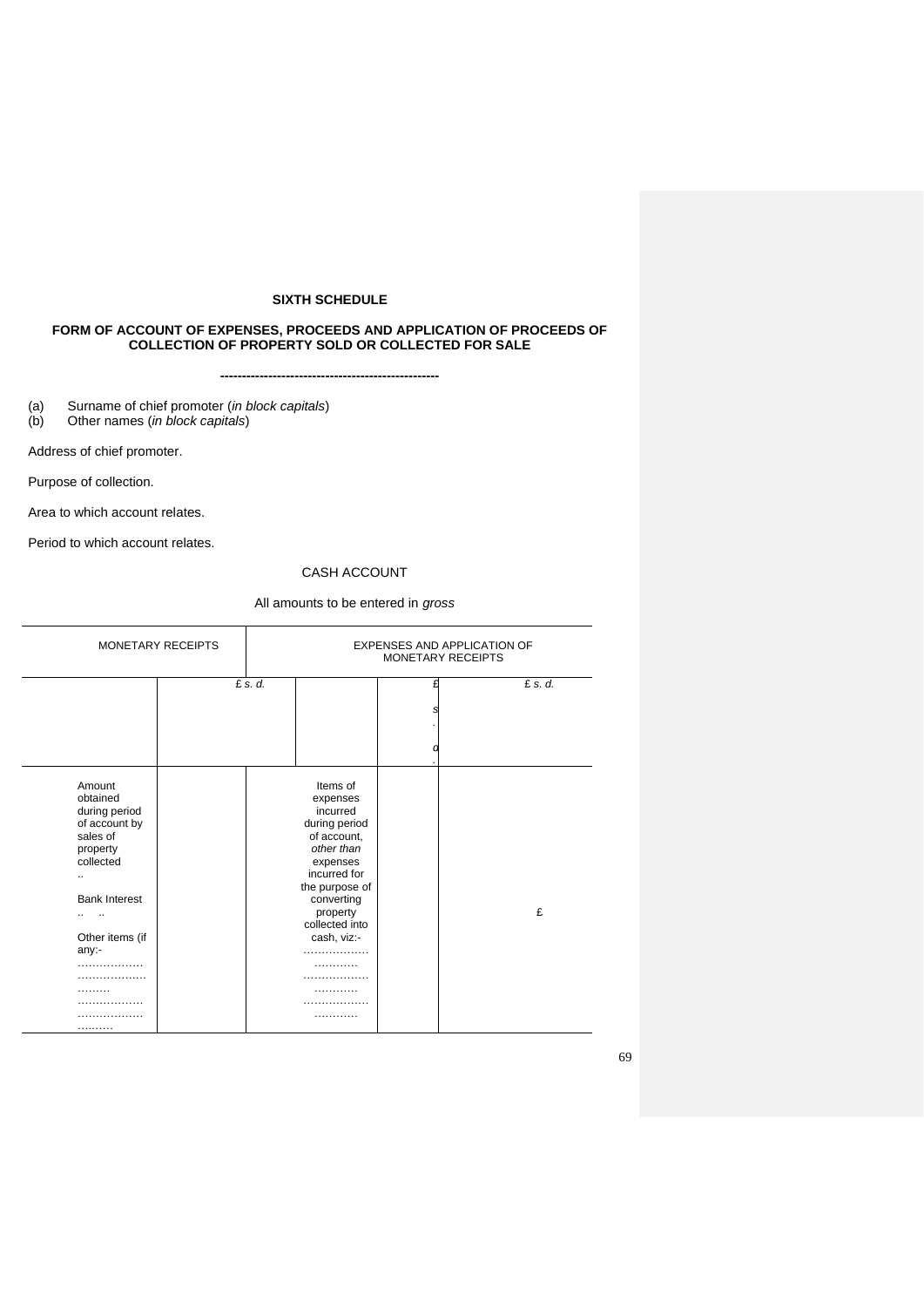## SIXTH SCHEDULE

### FORM OF ACCOUNT OF EXPENSES, PROCEEDS AND APPLICATION OF PROCEEDS OF COLLECTION OF PROPERTY SOLD OR COLLECTED FOR SALE

---

(a) Surname of chief promoter (*in block capitals*)
(b) Other names (*in block capitals*)

Address of chief promoter.

Purpose of collection.

Area to which account relates.

Period to which account relates.

CASH ACCOUNT

All amounts to be entered in *gross*

| MONETARY RECEIPTS | | EXPENSES AND APPLICATION OF MONETARY RECEIPTS | | |
|---|---|---|---|---|
| | *£ s. d.* | | *£ s. d.* | *£ s. d.* |
| Amount obtained during period of account by sales of property collected .. <br> Bank Interest .. .. <br> Other items (if any:- ……………… ……………… ……… ……………… ……………… ……… | | Items of expenses incurred during period of account, *other than* expenses incurred for the purpose of converting property collected into cash, viz:- ……………… ………… ……………… ………… ……………… ………… | | £ |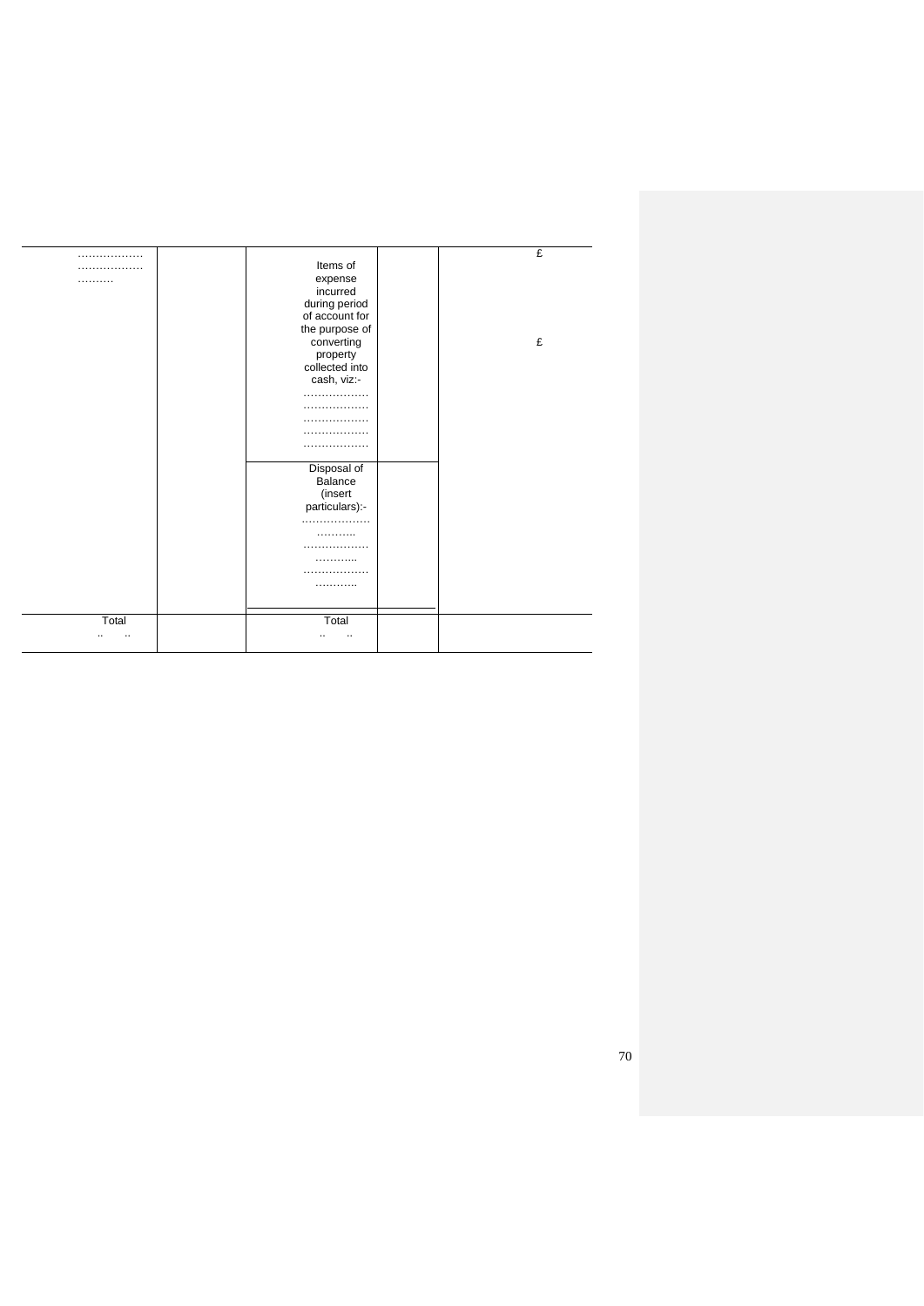| | | | | |
|---|---|---|---|---|
| ……………… ……………… ……… | | Items of expense incurred during period of account for the purpose of converting property collected into cash, viz:- ……………… ……………… ……………… ……………… ……………… | | £ £ |
| | | Disposal of Balance (insert particulars):- ………………. ……….. ……………… ……….. ……………… ……….. | | |
| Total .. .. | | Total .. .. | | |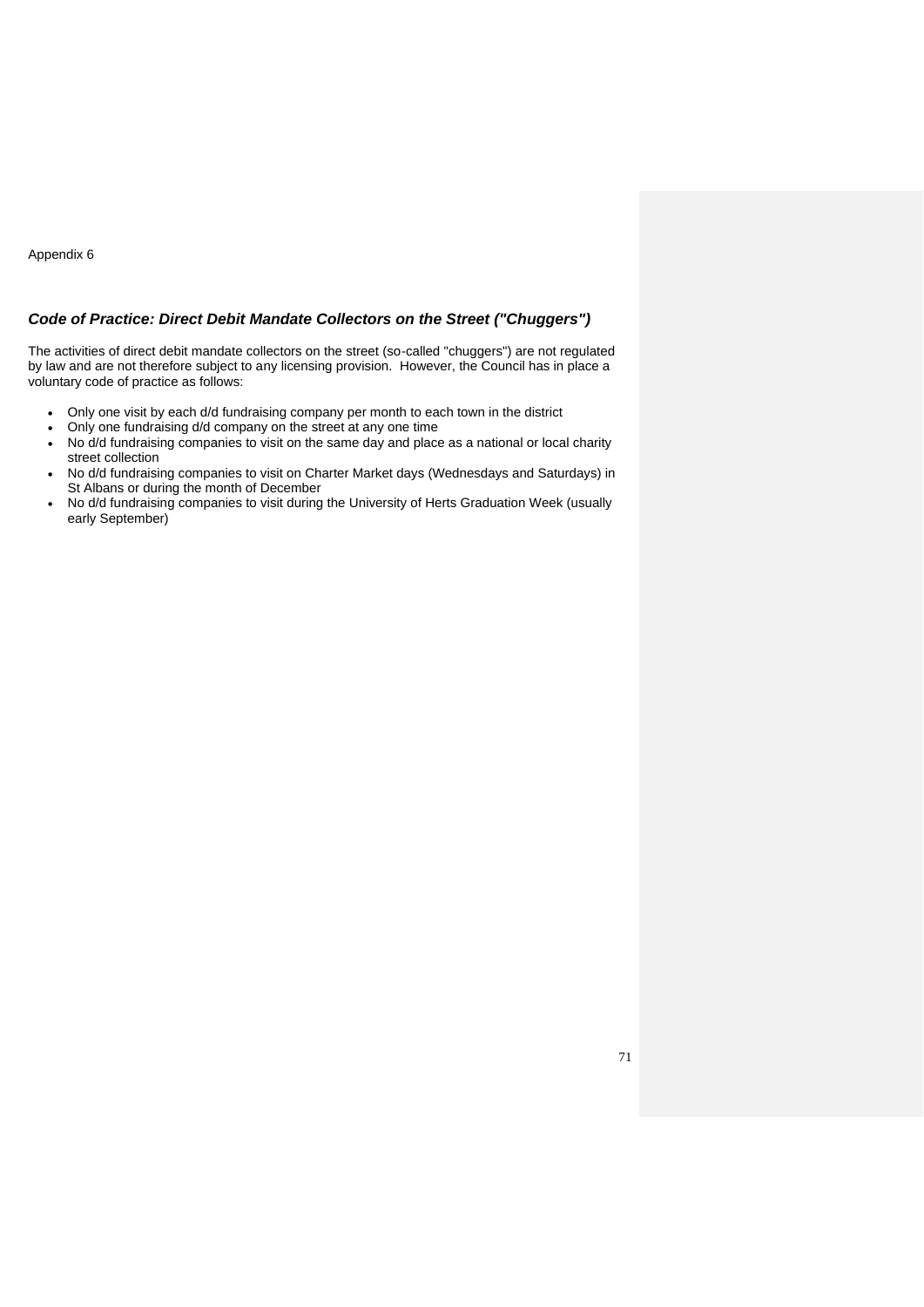Appendix 6

### ***Code of Practice: Direct Debit Mandate Collectors on the Street ("Chuggers")***

The activities of direct debit mandate collectors on the street (so-called "chuggers") are not regulated by law and are not therefore subject to any licensing provision. However, the Council has in place a voluntary code of practice as follows:

- Only one visit by each d/d fundraising company per month to each town in the district
- Only one fundraising d/d company on the street at any one time
- No d/d fundraising companies to visit on the same day and place as a national or local charity street collection
- No d/d fundraising companies to visit on Charter Market days (Wednesdays and Saturdays) in St Albans or during the month of December
- No d/d fundraising companies to visit during the University of Herts Graduation Week (usually early September)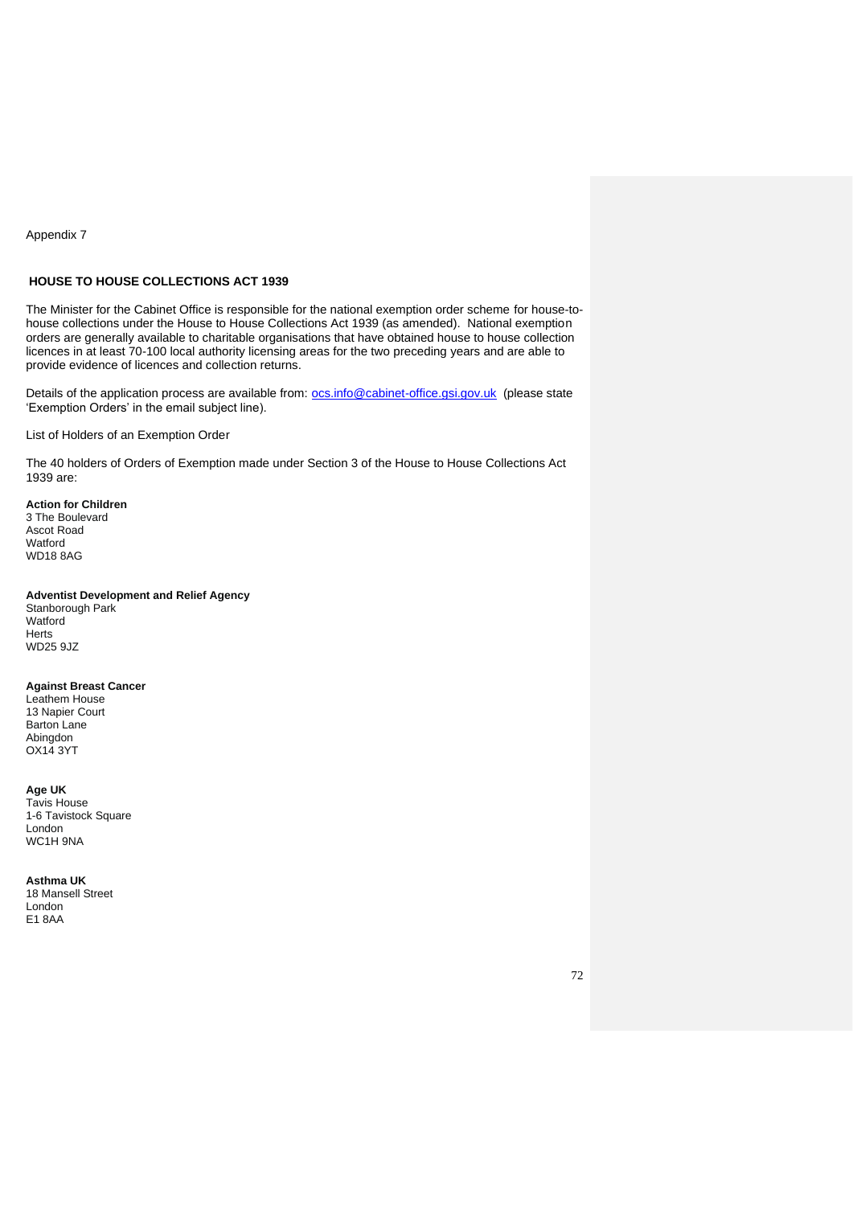Appendix 7

## HOUSE TO HOUSE COLLECTIONS ACT 1939

The Minister for the Cabinet Office is responsible for the national exemption order scheme for house-to-house collections under the House to House Collections Act 1939 (as amended). National exemption orders are generally available to charitable organisations that have obtained house to house collection licences in at least 70-100 local authority licensing areas for the two preceding years and are able to provide evidence of licences and collection returns.

Details of the application process are available from: ocs.info@cabinet-office.gsi.gov.uk (please state 'Exemption Orders' in the email subject line).

List of Holders of an Exemption Order

The 40 holders of Orders of Exemption made under Section 3 of the House to House Collections Act 1939 are:

**Action for Children**
3 The Boulevard
Ascot Road
Watford
WD18 8AG

**Adventist Development and Relief Agency**
Stanborough Park
Watford
Herts
WD25 9JZ

**Against Breast Cancer**
Leathem House
13 Napier Court
Barton Lane
Abingdon
OX14 3YT

**Age UK**
Tavis House
1-6 Tavistock Square
London
WC1H 9NA

**Asthma UK**
18 Mansell Street
London
E1 8AA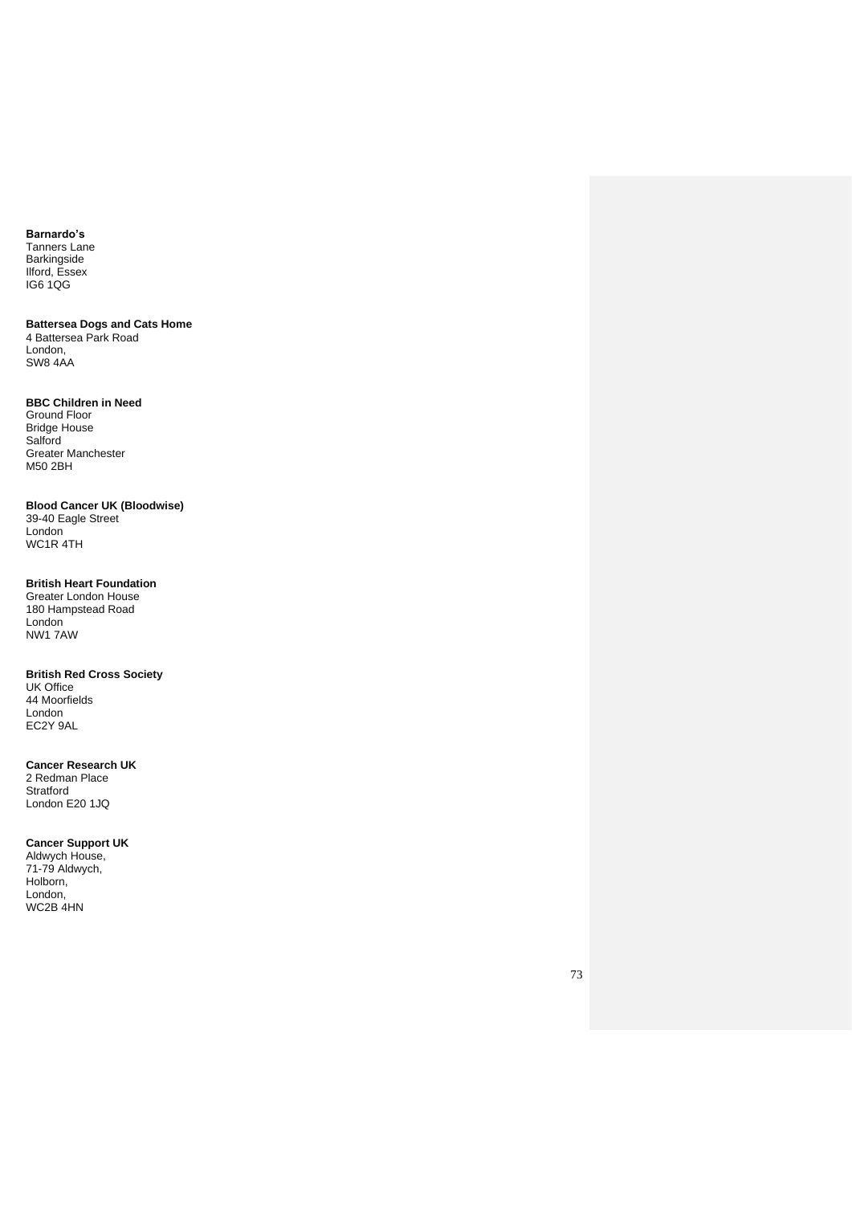**Barnardo's**
Tanners Lane
Barkingside
Ilford, Essex
IG6 1QG

**Battersea Dogs and Cats Home**
4 Battersea Park Road
London,
SW8 4AA

**BBC Children in Need**
Ground Floor
Bridge House
Salford
Greater Manchester
M50 2BH

**Blood Cancer UK (Bloodwise)**
39-40 Eagle Street
London
WC1R 4TH

**British Heart Foundation**
Greater London House
180 Hampstead Road
London
NW1 7AW

**British Red Cross Society**
UK Office
44 Moorfields
London
EC2Y 9AL

**Cancer Research UK**
2 Redman Place
Stratford
London E20 1JQ

**Cancer Support UK**
Aldwych House,
71-79 Aldwych,
Holborn,
London,
WC2B 4HN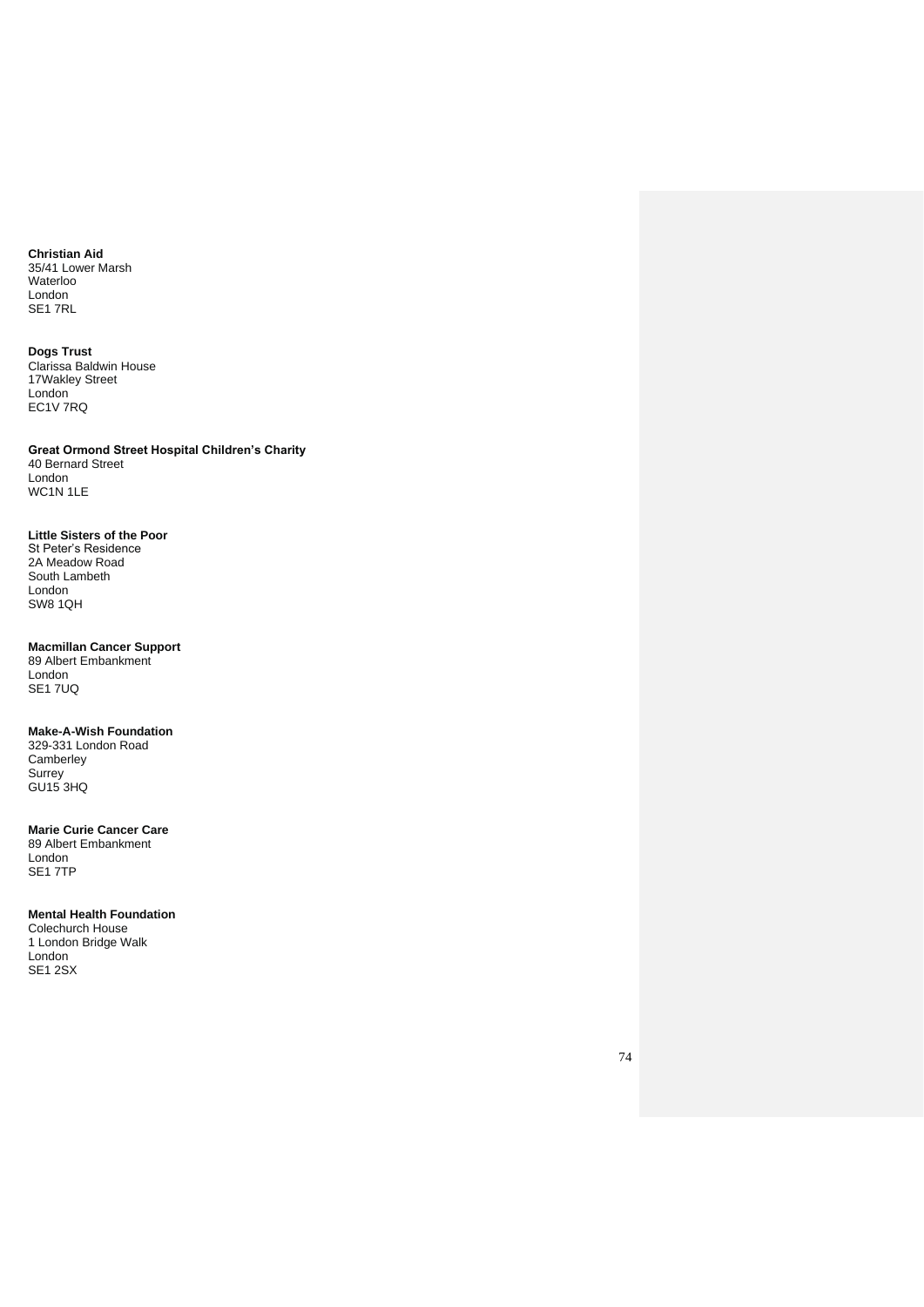**Christian Aid**
35/41 Lower Marsh
Waterloo
London
SE1 7RL

**Dogs Trust**
Clarissa Baldwin House
17Wakley Street
London
EC1V 7RQ

**Great Ormond Street Hospital Children's Charity**
40 Bernard Street
London
WC1N 1LE

**Little Sisters of the Poor**
St Peter's Residence
2A Meadow Road
South Lambeth
London
SW8 1QH

**Macmillan Cancer Support**
89 Albert Embankment
London
SE1 7UQ

**Make-A-Wish Foundation**
329-331 London Road
Camberley
Surrey
GU15 3HQ

**Marie Curie Cancer Care**
89 Albert Embankment
London
SE1 7TP

**Mental Health Foundation**
Colechurch House
1 London Bridge Walk
London
SE1 2SX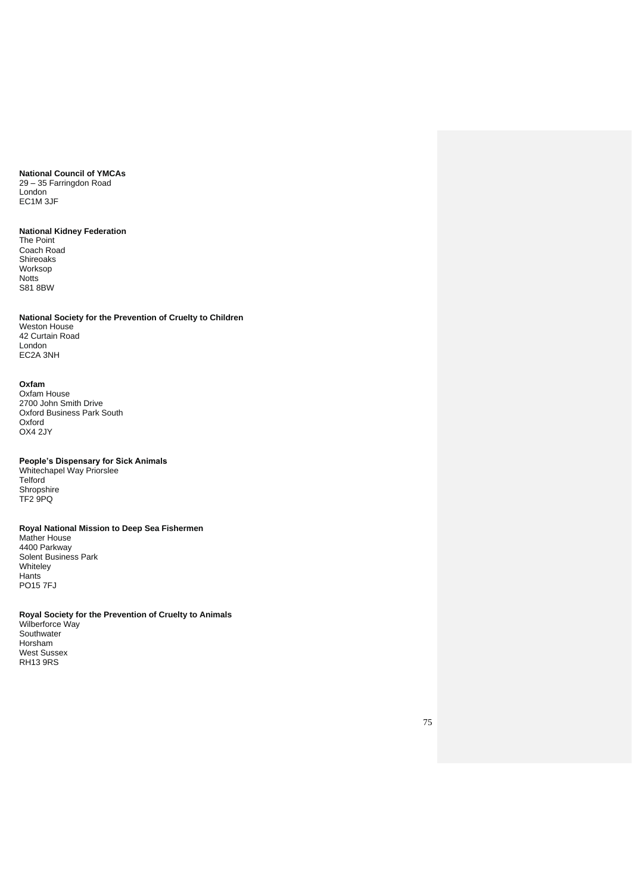**National Council of YMCAs**
29 – 35 Farringdon Road
London
EC1M 3JF

**National Kidney Federation**
The Point
Coach Road
Shireoaks
Worksop
Notts
S81 8BW

**National Society for the Prevention of Cruelty to Children**
Weston House
42 Curtain Road
London
EC2A 3NH

**Oxfam**
Oxfam House
2700 John Smith Drive
Oxford Business Park South
Oxford
OX4 2JY

**People's Dispensary for Sick Animals**
Whitechapel Way Priorslee
Telford
Shropshire
TF2 9PQ

**Royal National Mission to Deep Sea Fishermen**
Mather House
4400 Parkway
Solent Business Park
Whiteley
Hants
PO15 7FJ

**Royal Society for the Prevention of Cruelty to Animals**
Wilberforce Way
Southwater
Horsham
West Sussex
RH13 9RS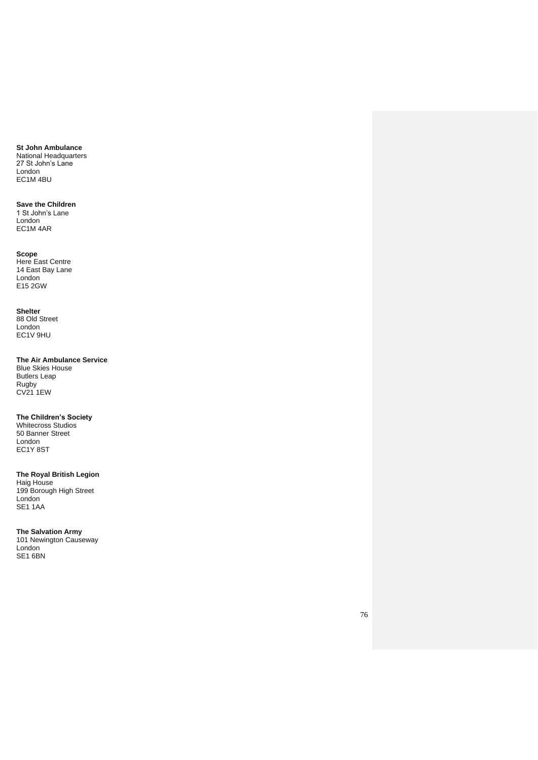**St John Ambulance**
National Headquarters
27 St John's Lane
London
EC1M 4BU

**Save the Children**
1 St John's Lane
London
EC1M 4AR

**Scope**
Here East Centre
14 East Bay Lane
London
E15 2GW

**Shelter**
88 Old Street
London
EC1V 9HU

**The Air Ambulance Service**
Blue Skies House
Butlers Leap
Rugby
CV21 1EW

**The Children's Society**
Whitecross Studios
50 Banner Street
London
EC1Y 8ST

**The Royal British Legion**
Haig House
199 Borough High Street
London
SE1 1AA

**The Salvation Army**
101 Newington Causeway
London
SE1 6BN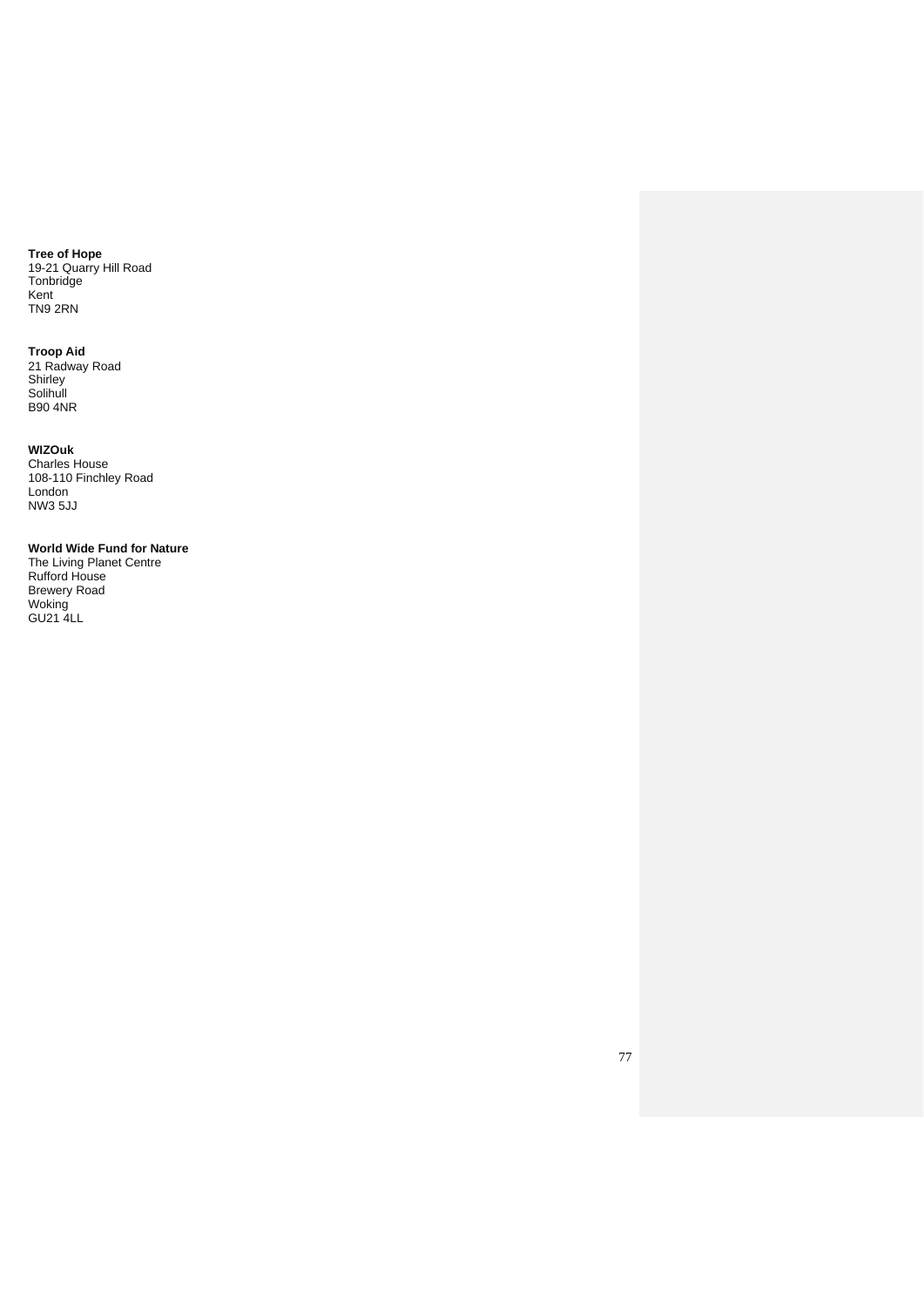**Tree of Hope**
19-21 Quarry Hill Road
Tonbridge
Kent
TN9 2RN

**Troop Aid**
21 Radway Road
Shirley
Solihull
B90 4NR

**WIZOuk**
Charles House
108-110 Finchley Road
London
NW3 5JJ

**World Wide Fund for Nature**
The Living Planet Centre
Rufford House
Brewery Road
Woking
GU21 4LL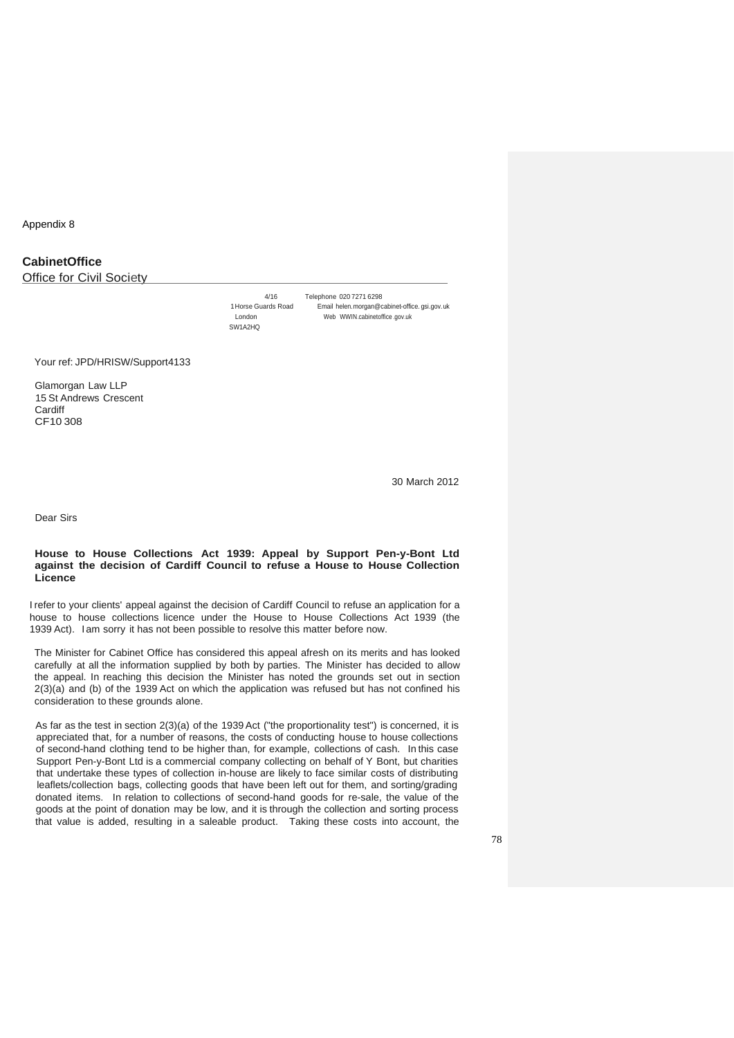Appendix 8

**CabinetOffice**
Office for Civil Society

4/16
1 Horse Guards Road
London
SW1A2HQ

Telephone 020 7271 6298
Email helen.morgan@cabinet-office.gsi.gov.uk
Web WWIN.cabinetoffice.gov.uk

Your ref: JPD/HRISW/Support4133

Glamorgan Law LLP
15 St Andrews Crescent
Cardiff
CF10 308

30 March 2012

Dear Sirs

**House to House Collections Act 1939: Appeal by Support Pen-y-Bont Ltd against the decision of Cardiff Council to refuse a House to House Collection Licence**

I refer to your clients' appeal against the decision of Cardiff Council to refuse an application for a house to house collections licence under the House to House Collections Act 1939 (the 1939 Act). I am sorry it has not been possible to resolve this matter before now.

The Minister for Cabinet Office has considered this appeal afresh on its merits and has looked carefully at all the information supplied by both by parties. The Minister has decided to allow the appeal. In reaching this decision the Minister has noted the grounds set out in section 2(3)(a) and (b) of the 1939 Act on which the application was refused but has not confined his consideration to these grounds alone.

As far as the test in section 2(3)(a) of the 1939 Act ("the proportionality test") is concerned, it is appreciated that, for a number of reasons, the costs of conducting house to house collections of second-hand clothing tend to be higher than, for example, collections of cash. In this case Support Pen-y-Bont Ltd is a commercial company collecting on behalf of Y Bont, but charities that undertake these types of collection in-house are likely to face similar costs of distributing leaflets/collection bags, collecting goods that have been left out for them, and sorting/grading donated items. In relation to collections of second-hand goods for re-sale, the value of the goods at the point of donation may be low, and it is through the collection and sorting process that value is added, resulting in a saleable product. Taking these costs into account, the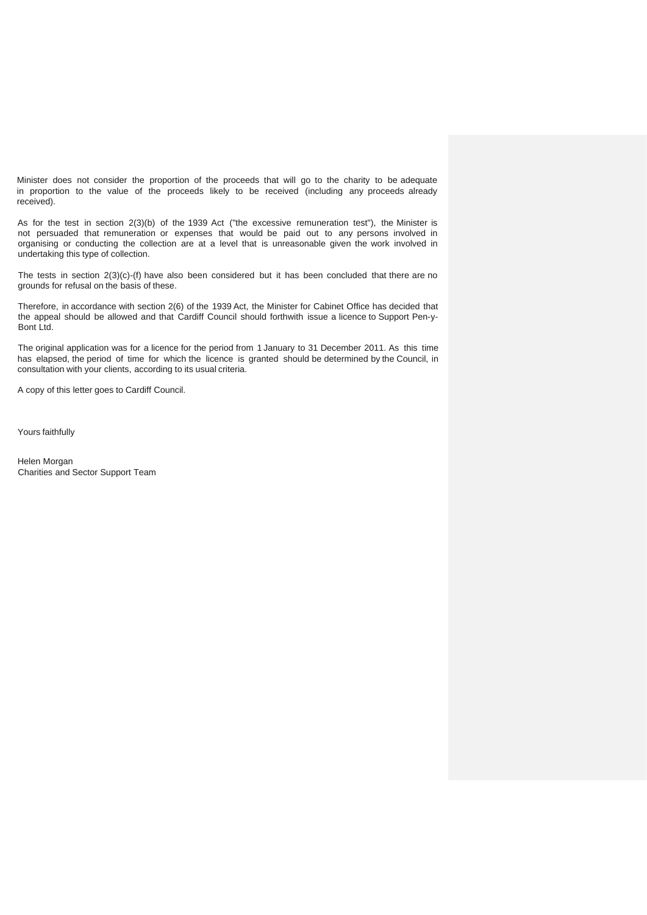Minister does not consider the proportion of the proceeds that will go to the charity to be adequate in proportion to the value of the proceeds likely to be received (including any proceeds already received).

As for the test in section 2(3)(b) of the 1939 Act ("the excessive remuneration test"), the Minister is not persuaded that remuneration or expenses that would be paid out to any persons involved in organising or conducting the collection are at a level that is unreasonable given the work involved in undertaking this type of collection.

The tests in section 2(3)(c)-(f) have also been considered but it has been concluded that there are no grounds for refusal on the basis of these.

Therefore, in accordance with section 2(6) of the 1939 Act, the Minister for Cabinet Office has decided that the appeal should be allowed and that Cardiff Council should forthwith issue a licence to Support Pen-y-Bont Ltd.

The original application was for a licence for the period from 1 January to 31 December 2011. As this time has elapsed, the period of time for which the licence is granted should be determined by the Council, in consultation with your clients, according to its usual criteria.

A copy of this letter goes to Cardiff Council.

Yours faithfully

Helen Morgan
Charities and Sector Support Team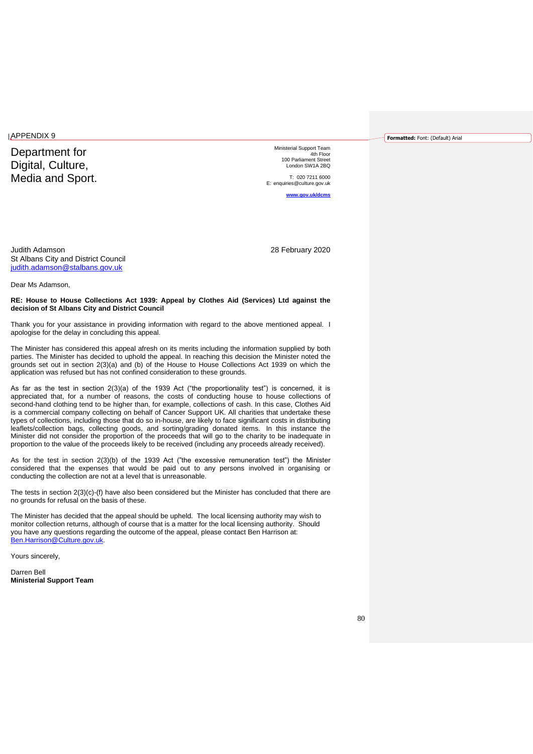APPENDIX 9

Department for
Digital, Culture,
Media and Sport.

Ministerial Support Team
4th Floor
100 Parliament Street
London SW1A 2BQ

T: 020 7211 6000
E: enquiries@culture.gov.uk

**www.gov.uk/dcms**

Judith Adamson
St Albans City and District Council
judith.adamson@stalbans.gov.uk

28 February 2020

Dear Ms Adamson,

**RE: House to House Collections Act 1939: Appeal by Clothes Aid (Services) Ltd against the decision of St Albans City and District Council**

Thank you for your assistance in providing information with regard to the above mentioned appeal. I apologise for the delay in concluding this appeal.

The Minister has considered this appeal afresh on its merits including the information supplied by both parties. The Minister has decided to uphold the appeal. In reaching this decision the Minister noted the grounds set out in section 2(3)(a) and (b) of the House to House Collections Act 1939 on which the application was refused but has not confined consideration to these grounds.

As far as the test in section 2(3)(a) of the 1939 Act ("the proportionality test") is concerned, it is appreciated that, for a number of reasons, the costs of conducting house to house collections of second-hand clothing tend to be higher than, for example, collections of cash. In this case, Clothes Aid is a commercial company collecting on behalf of Cancer Support UK. All charities that undertake these types of collections, including those that do so in-house, are likely to face significant costs in distributing leaflets/collection bags, collecting goods, and sorting/grading donated items. In this instance the Minister did not consider the proportion of the proceeds that will go to the charity to be inadequate in proportion to the value of the proceeds likely to be received (including any proceeds already received).

As for the test in section 2(3)(b) of the 1939 Act ("the excessive remuneration test") the Minister considered that the expenses that would be paid out to any persons involved in organising or conducting the collection are not at a level that is unreasonable.

The tests in section 2(3)(c)-(f) have also been considered but the Minister has concluded that there are no grounds for refusal on the basis of these.

The Minister has decided that the appeal should be upheld. The local licensing authority may wish to monitor collection returns, although of course that is a matter for the local licensing authority. Should you have any questions regarding the outcome of the appeal, please contact Ben Harrison at: Ben.Harrison@Culture.gov.uk.

Yours sincerely,

Darren Bell
**Ministerial Support Team**